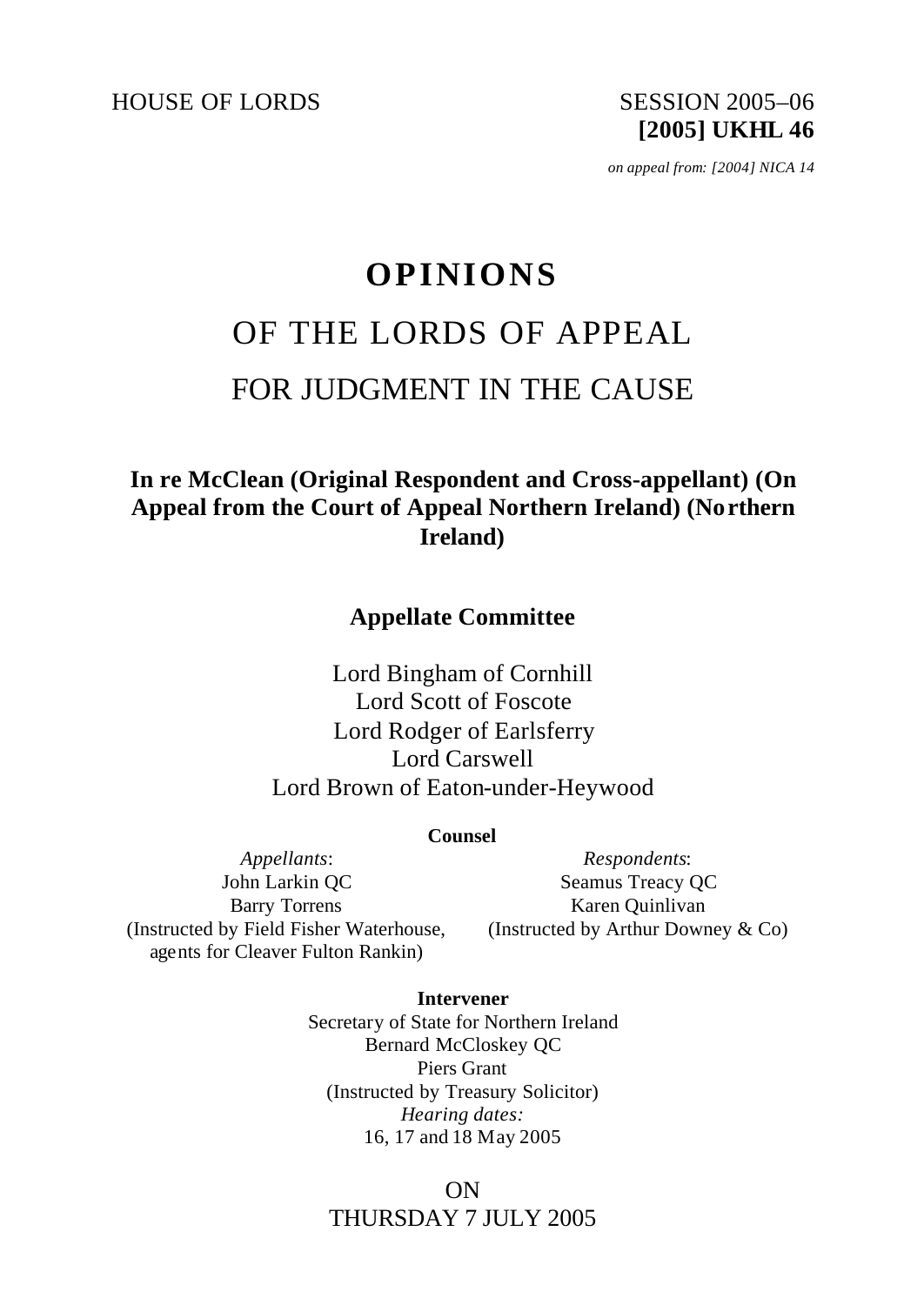HOUSE OF LORDS

SESSION 2005–06
**[2005] UKHL 46**

*on appeal from: [2004] NICA 14*

# OPINIONS

# OF THE LORDS OF APPEAL

# FOR JUDGMENT IN THE CAUSE

## In re McClean (Original Respondent and Cross-appellant) (On Appeal from the Court of Appeal Northern Ireland) (Northern Ireland)

### Appellate Committee

Lord Bingham of Cornhill
Lord Scott of Foscote
Lord Rodger of Earlsferry
Lord Carswell
Lord Brown of Eaton-under-Heywood

**Counsel**

*Appellants*:
John Larkin QC
Barry Torrens
(Instructed by Field Fisher Waterhouse, agents for Cleaver Fulton Rankin)

*Respondents*:
Seamus Treacy QC
Karen Quinlivan
(Instructed by Arthur Downey & Co)

**Intervener**

Secretary of State for Northern Ireland
Bernard McCloskey QC
Piers Grant
(Instructed by Treasury Solicitor)

*Hearing dates:*
16, 17 and 18 May 2005

ON
THURSDAY 7 JULY 2005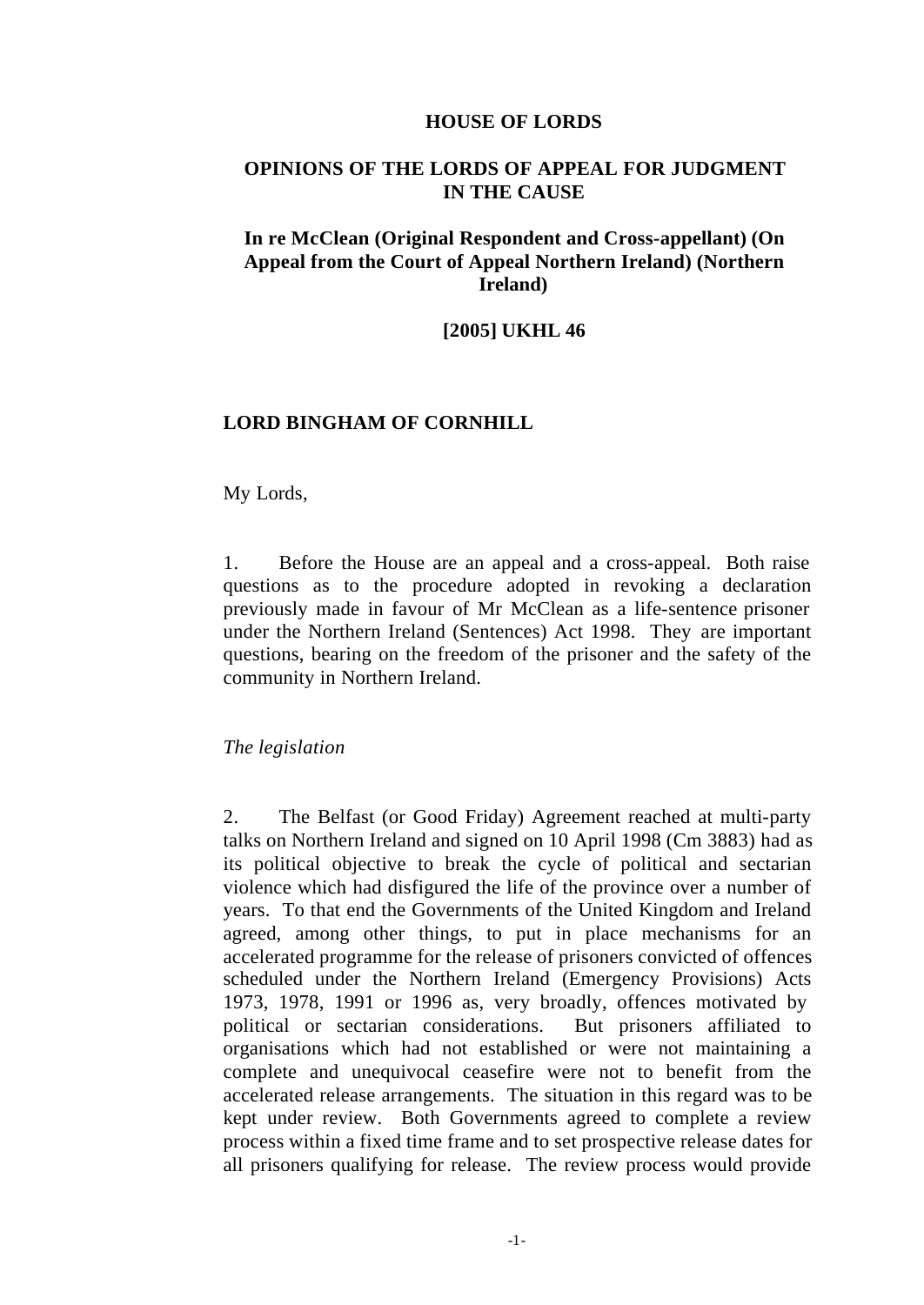**HOUSE OF LORDS**

**OPINIONS OF THE LORDS OF APPEAL FOR JUDGMENT IN THE CAUSE**

**In re McClean (Original Respondent and Cross-appellant) (On Appeal from the Court of Appeal Northern Ireland) (Northern Ireland)**

**[2005] UKHL 46**

**LORD BINGHAM OF CORNHILL**

My Lords,

1. Before the House are an appeal and a cross-appeal. Both raise questions as to the procedure adopted in revoking a declaration previously made in favour of Mr McClean as a life-sentence prisoner under the Northern Ireland (Sentences) Act 1998. They are important questions, bearing on the freedom of the prisoner and the safety of the community in Northern Ireland.

*The legislation*

2. The Belfast (or Good Friday) Agreement reached at multi-party talks on Northern Ireland and signed on 10 April 1998 (Cm 3883) had as its political objective to break the cycle of political and sectarian violence which had disfigured the life of the province over a number of years. To that end the Governments of the United Kingdom and Ireland agreed, among other things, to put in place mechanisms for an accelerated programme for the release of prisoners convicted of offences scheduled under the Northern Ireland (Emergency Provisions) Acts 1973, 1978, 1991 or 1996 as, very broadly, offences motivated by political or sectarian considerations. But prisoners affiliated to organisations which had not established or were not maintaining a complete and unequivocal ceasefire were not to benefit from the accelerated release arrangements. The situation in this regard was to be kept under review. Both Governments agreed to complete a review process within a fixed time frame and to set prospective release dates for all prisoners qualifying for release. The review process would provide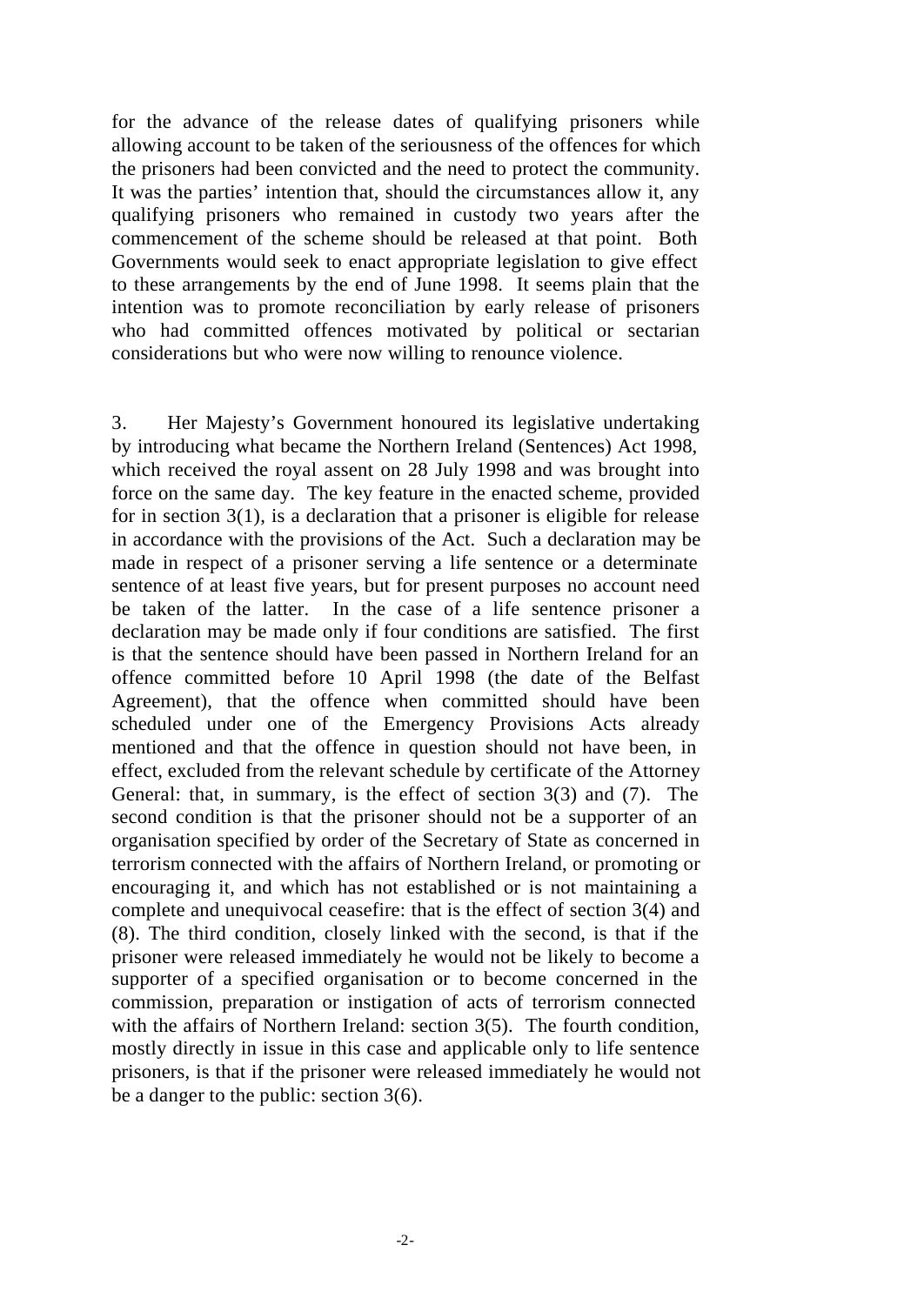for the advance of the release dates of qualifying prisoners while allowing account to be taken of the seriousness of the offences for which the prisoners had been convicted and the need to protect the community. It was the parties' intention that, should the circumstances allow it, any qualifying prisoners who remained in custody two years after the commencement of the scheme should be released at that point. Both Governments would seek to enact appropriate legislation to give effect to these arrangements by the end of June 1998. It seems plain that the intention was to promote reconciliation by early release of prisoners who had committed offences motivated by political or sectarian considerations but who were now willing to renounce violence.

3. Her Majesty's Government honoured its legislative undertaking by introducing what became the Northern Ireland (Sentences) Act 1998, which received the royal assent on 28 July 1998 and was brought into force on the same day. The key feature in the enacted scheme, provided for in section 3(1), is a declaration that a prisoner is eligible for release in accordance with the provisions of the Act. Such a declaration may be made in respect of a prisoner serving a life sentence or a determinate sentence of at least five years, but for present purposes no account need be taken of the latter. In the case of a life sentence prisoner a declaration may be made only if four conditions are satisfied. The first is that the sentence should have been passed in Northern Ireland for an offence committed before 10 April 1998 (the date of the Belfast Agreement), that the offence when committed should have been scheduled under one of the Emergency Provisions Acts already mentioned and that the offence in question should not have been, in effect, excluded from the relevant schedule by certificate of the Attorney General: that, in summary, is the effect of section 3(3) and (7). The second condition is that the prisoner should not be a supporter of an organisation specified by order of the Secretary of State as concerned in terrorism connected with the affairs of Northern Ireland, or promoting or encouraging it, and which has not established or is not maintaining a complete and unequivocal ceasefire: that is the effect of section 3(4) and (8). The third condition, closely linked with the second, is that if the prisoner were released immediately he would not be likely to become a supporter of a specified organisation or to become concerned in the commission, preparation or instigation of acts of terrorism connected with the affairs of Northern Ireland: section 3(5). The fourth condition, mostly directly in issue in this case and applicable only to life sentence prisoners, is that if the prisoner were released immediately he would not be a danger to the public: section 3(6).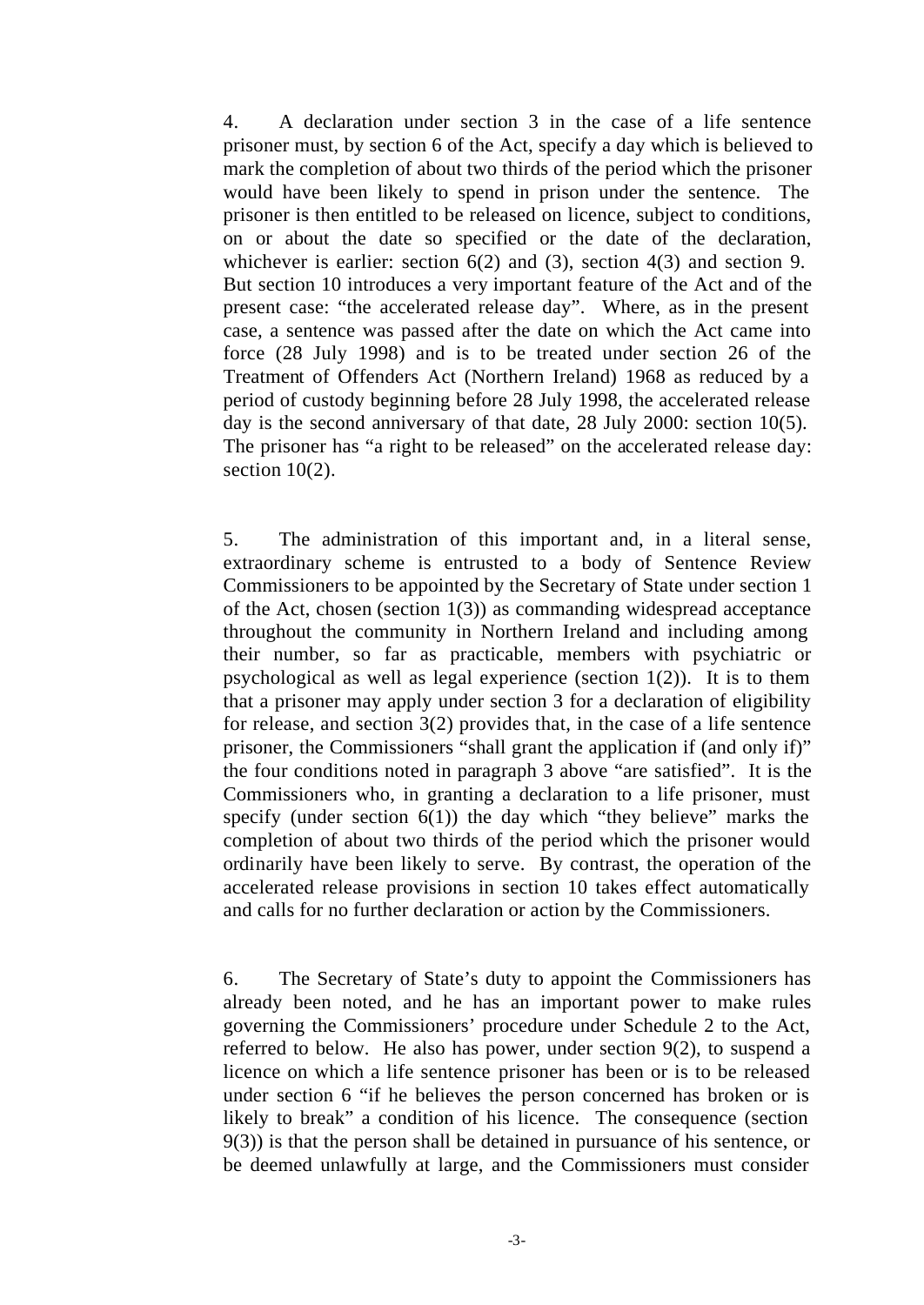4. A declaration under section 3 in the case of a life sentence prisoner must, by section 6 of the Act, specify a day which is believed to mark the completion of about two thirds of the period which the prisoner would have been likely to spend in prison under the sentence. The prisoner is then entitled to be released on licence, subject to conditions, on or about the date so specified or the date of the declaration, whichever is earlier: section 6(2) and (3), section 4(3) and section 9. But section 10 introduces a very important feature of the Act and of the present case: "the accelerated release day". Where, as in the present case, a sentence was passed after the date on which the Act came into force (28 July 1998) and is to be treated under section 26 of the Treatment of Offenders Act (Northern Ireland) 1968 as reduced by a period of custody beginning before 28 July 1998, the accelerated release day is the second anniversary of that date, 28 July 2000: section 10(5). The prisoner has "a right to be released" on the accelerated release day: section 10(2).

5. The administration of this important and, in a literal sense, extraordinary scheme is entrusted to a body of Sentence Review Commissioners to be appointed by the Secretary of State under section 1 of the Act, chosen (section 1(3)) as commanding widespread acceptance throughout the community in Northern Ireland and including among their number, so far as practicable, members with psychiatric or psychological as well as legal experience (section 1(2)). It is to them that a prisoner may apply under section 3 for a declaration of eligibility for release, and section 3(2) provides that, in the case of a life sentence prisoner, the Commissioners "shall grant the application if (and only if)" the four conditions noted in paragraph 3 above "are satisfied". It is the Commissioners who, in granting a declaration to a life prisoner, must specify (under section 6(1)) the day which "they believe" marks the completion of about two thirds of the period which the prisoner would ordinarily have been likely to serve. By contrast, the operation of the accelerated release provisions in section 10 takes effect automatically and calls for no further declaration or action by the Commissioners.

6. The Secretary of State's duty to appoint the Commissioners has already been noted, and he has an important power to make rules governing the Commissioners' procedure under Schedule 2 to the Act, referred to below. He also has power, under section 9(2), to suspend a licence on which a life sentence prisoner has been or is to be released under section 6 "if he believes the person concerned has broken or is likely to break" a condition of his licence. The consequence (section 9(3)) is that the person shall be detained in pursuance of his sentence, or be deemed unlawfully at large, and the Commissioners must consider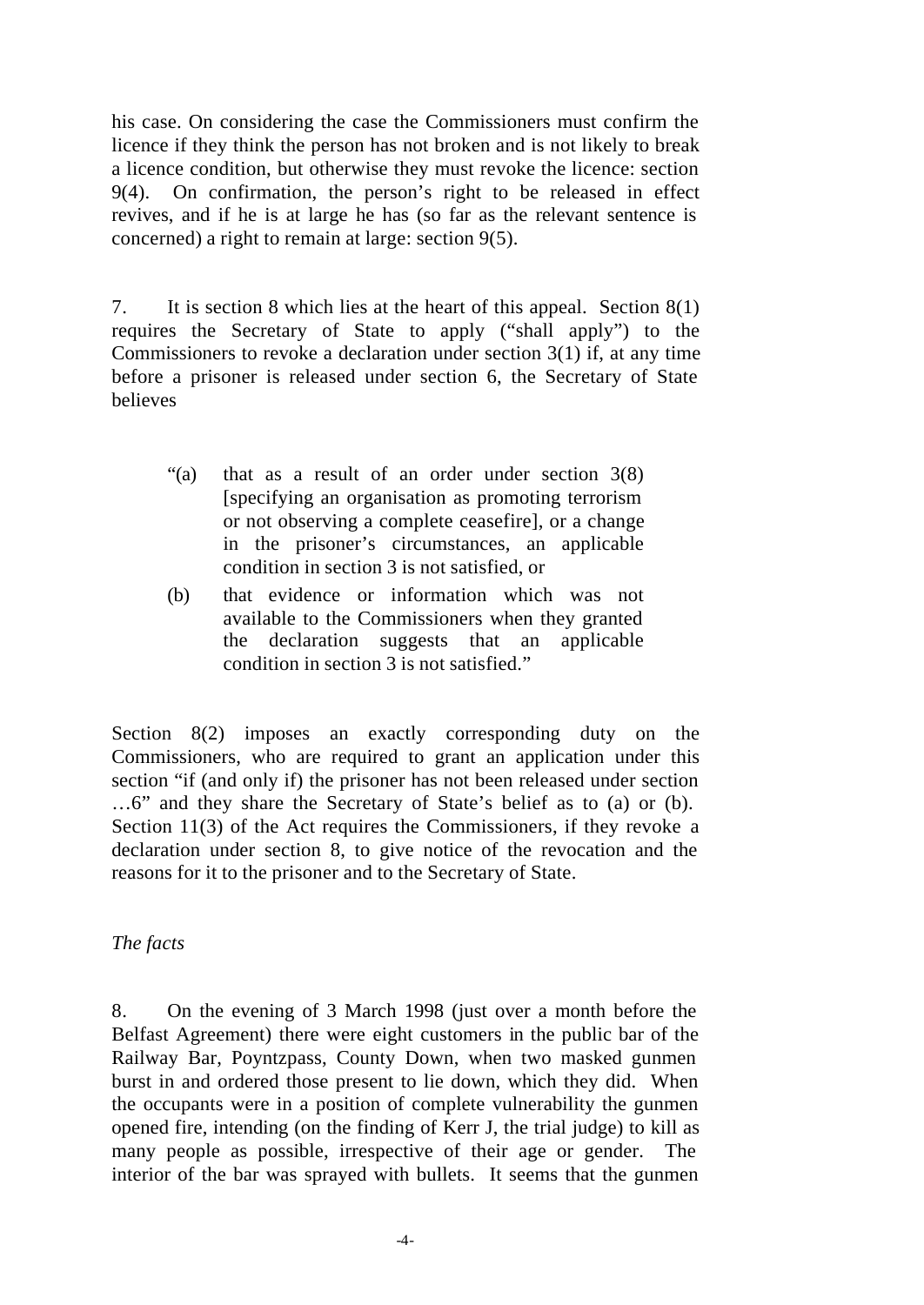his case. On considering the case the Commissioners must confirm the licence if they think the person has not broken and is not likely to break a licence condition, but otherwise they must revoke the licence: section 9(4). On confirmation, the person's right to be released in effect revives, and if he is at large he has (so far as the relevant sentence is concerned) a right to remain at large: section 9(5).

7. It is section 8 which lies at the heart of this appeal. Section 8(1) requires the Secretary of State to apply ("shall apply") to the Commissioners to revoke a declaration under section 3(1) if, at any time before a prisoner is released under section 6, the Secretary of State believes

> "(a) that as a result of an order under section 3(8) [specifying an organisation as promoting terrorism or not observing a complete ceasefire], or a change in the prisoner's circumstances, an applicable condition in section 3 is not satisfied, or
>
> (b) that evidence or information which was not available to the Commissioners when they granted the declaration suggests that an applicable condition in section 3 is not satisfied."

Section 8(2) imposes an exactly corresponding duty on the Commissioners, who are required to grant an application under this section "if (and only if) the prisoner has not been released under section …6" and they share the Secretary of State's belief as to (a) or (b). Section 11(3) of the Act requires the Commissioners, if they revoke a declaration under section 8, to give notice of the revocation and the reasons for it to the prisoner and to the Secretary of State.

*The facts*

8. On the evening of 3 March 1998 (just over a month before the Belfast Agreement) there were eight customers in the public bar of the Railway Bar, Poyntzpass, County Down, when two masked gunmen burst in and ordered those present to lie down, which they did. When the occupants were in a position of complete vulnerability the gunmen opened fire, intending (on the finding of Kerr J, the trial judge) to kill as many people as possible, irrespective of their age or gender. The interior of the bar was sprayed with bullets. It seems that the gunmen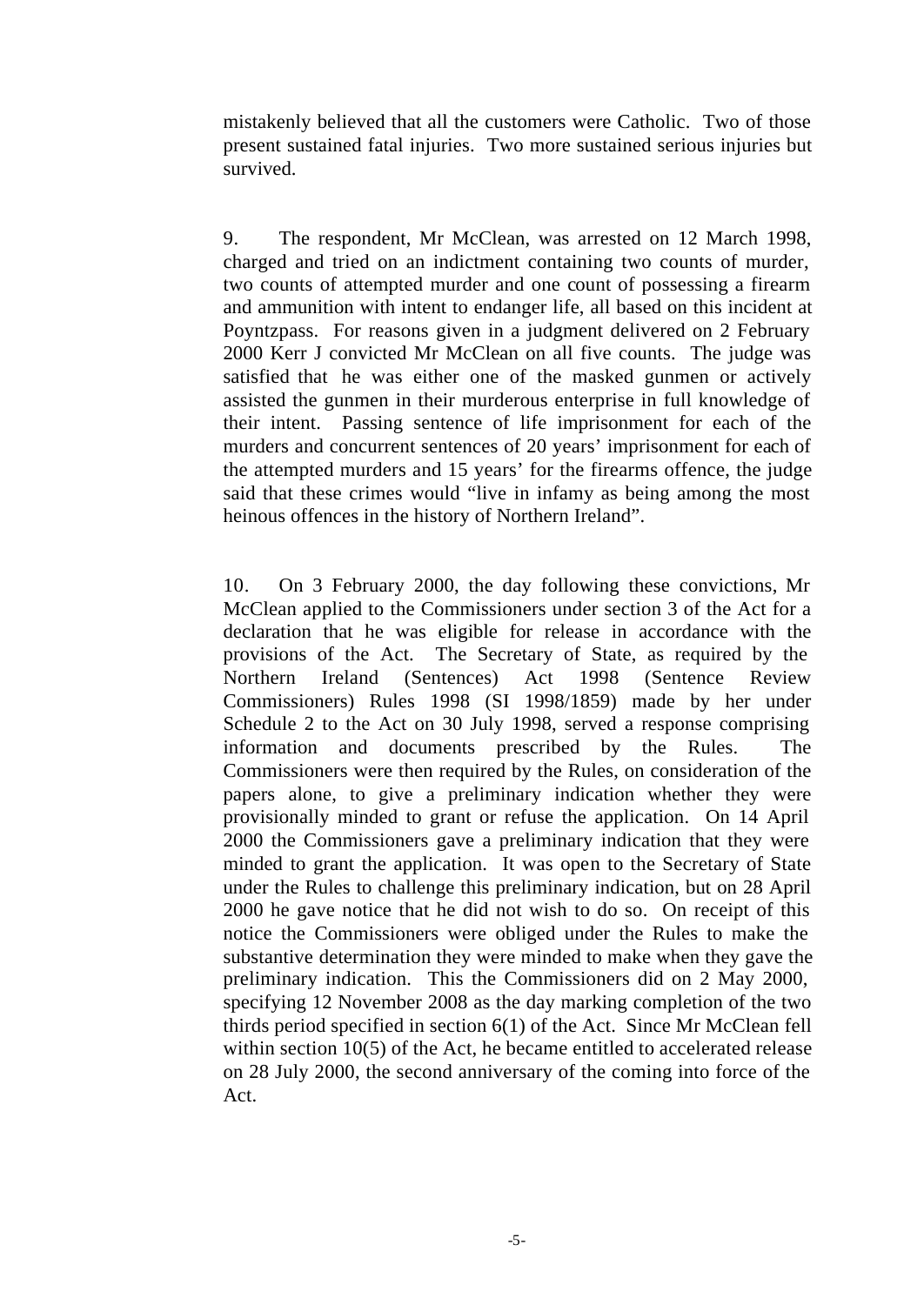mistakenly believed that all the customers were Catholic. Two of those present sustained fatal injuries. Two more sustained serious injuries but survived.

9. The respondent, Mr McClean, was arrested on 12 March 1998, charged and tried on an indictment containing two counts of murder, two counts of attempted murder and one count of possessing a firearm and ammunition with intent to endanger life, all based on this incident at Poyntzpass. For reasons given in a judgment delivered on 2 February 2000 Kerr J convicted Mr McClean on all five counts. The judge was satisfied that he was either one of the masked gunmen or actively assisted the gunmen in their murderous enterprise in full knowledge of their intent. Passing sentence of life imprisonment for each of the murders and concurrent sentences of 20 years' imprisonment for each of the attempted murders and 15 years' for the firearms offence, the judge said that these crimes would "live in infamy as being among the most heinous offences in the history of Northern Ireland".

10. On 3 February 2000, the day following these convictions, Mr McClean applied to the Commissioners under section 3 of the Act for a declaration that he was eligible for release in accordance with the provisions of the Act. The Secretary of State, as required by the Northern Ireland (Sentences) Act 1998 (Sentence Review Commissioners) Rules 1998 (SI 1998/1859) made by her under Schedule 2 to the Act on 30 July 1998, served a response comprising information and documents prescribed by the Rules. The Commissioners were then required by the Rules, on consideration of the papers alone, to give a preliminary indication whether they were provisionally minded to grant or refuse the application. On 14 April 2000 the Commissioners gave a preliminary indication that they were minded to grant the application. It was open to the Secretary of State under the Rules to challenge this preliminary indication, but on 28 April 2000 he gave notice that he did not wish to do so. On receipt of this notice the Commissioners were obliged under the Rules to make the substantive determination they were minded to make when they gave the preliminary indication. This the Commissioners did on 2 May 2000, specifying 12 November 2008 as the day marking completion of the two thirds period specified in section 6(1) of the Act. Since Mr McClean fell within section 10(5) of the Act, he became entitled to accelerated release on 28 July 2000, the second anniversary of the coming into force of the Act.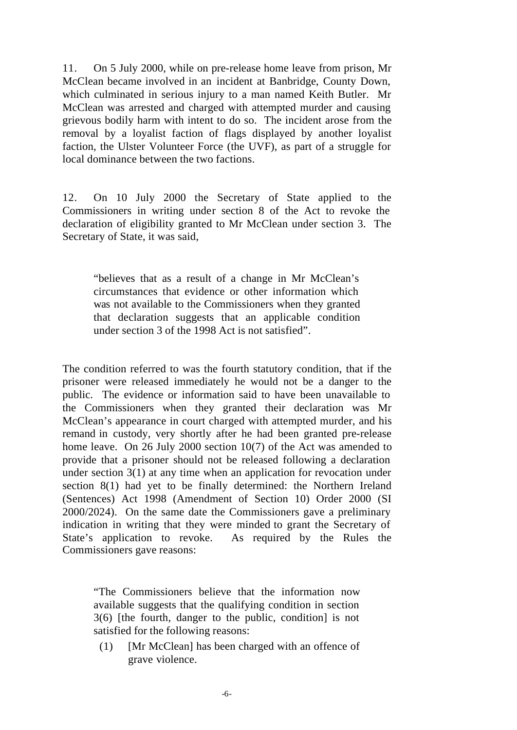11. On 5 July 2000, while on pre-release home leave from prison, Mr McClean became involved in an incident at Banbridge, County Down, which culminated in serious injury to a man named Keith Butler. Mr McClean was arrested and charged with attempted murder and causing grievous bodily harm with intent to do so. The incident arose from the removal by a loyalist faction of flags displayed by another loyalist faction, the Ulster Volunteer Force (the UVF), as part of a struggle for local dominance between the two factions.

12. On 10 July 2000 the Secretary of State applied to the Commissioners in writing under section 8 of the Act to revoke the declaration of eligibility granted to Mr McClean under section 3. The Secretary of State, it was said,

> "believes that as a result of a change in Mr McClean's circumstances that evidence or other information which was not available to the Commissioners when they granted that declaration suggests that an applicable condition under section 3 of the 1998 Act is not satisfied".

The condition referred to was the fourth statutory condition, that if the prisoner were released immediately he would not be a danger to the public. The evidence or information said to have been unavailable to the Commissioners when they granted their declaration was Mr McClean's appearance in court charged with attempted murder, and his remand in custody, very shortly after he had been granted pre-release home leave. On 26 July 2000 section 10(7) of the Act was amended to provide that a prisoner should not be released following a declaration under section 3(1) at any time when an application for revocation under section 8(1) had yet to be finally determined: the Northern Ireland (Sentences) Act 1998 (Amendment of Section 10) Order 2000 (SI 2000/2024). On the same date the Commissioners gave a preliminary indication in writing that they were minded to grant the Secretary of State's application to revoke. As required by the Rules the Commissioners gave reasons:

> "The Commissioners believe that the information now available suggests that the qualifying condition in section 3(6) [the fourth, danger to the public, condition] is not satisfied for the following reasons:
>
> (1) [Mr McClean] has been charged with an offence of grave violence.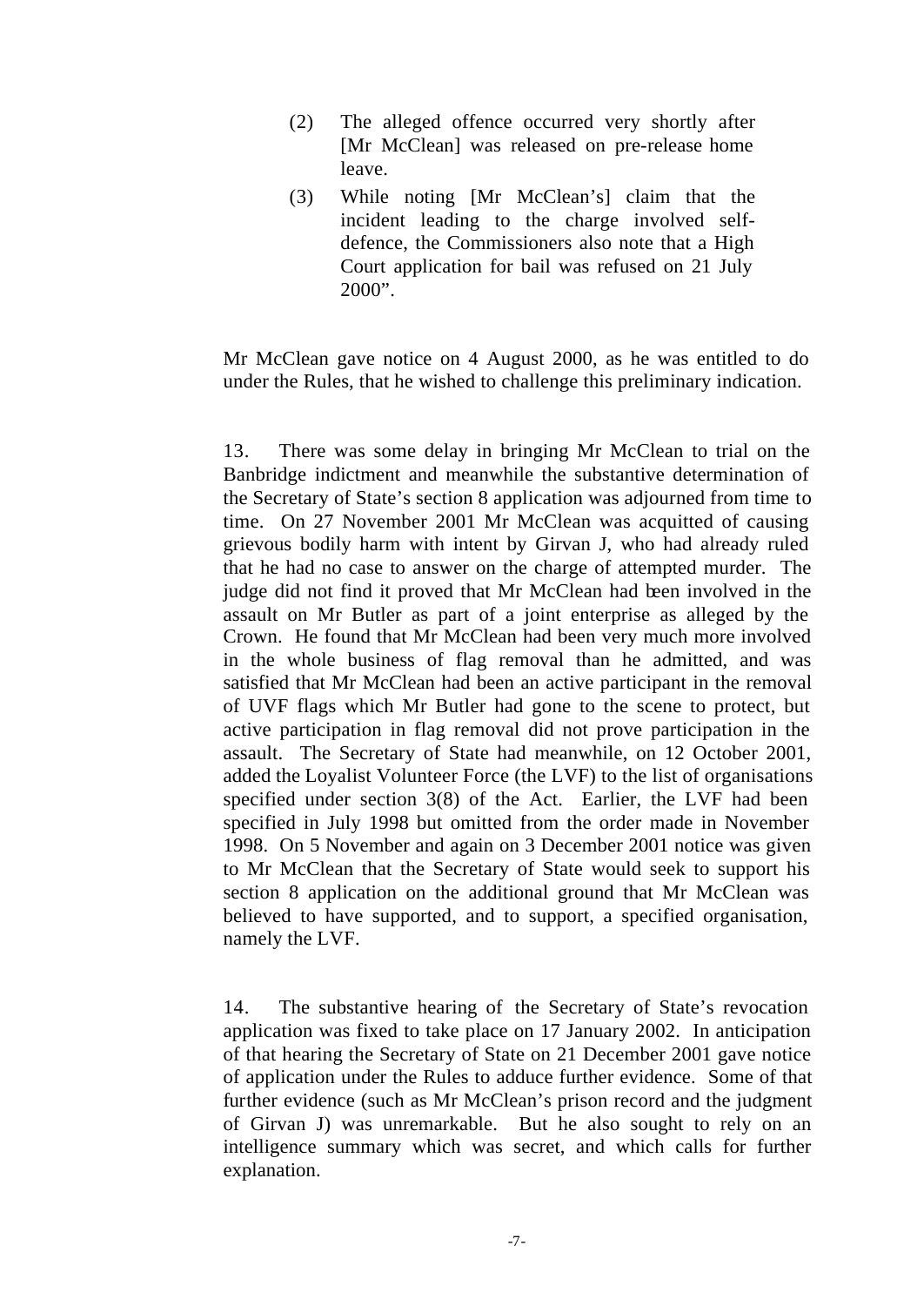(2) The alleged offence occurred very shortly after [Mr McClean] was released on pre-release home leave.

(3) While noting [Mr McClean's] claim that the incident leading to the charge involved self-defence, the Commissioners also note that a High Court application for bail was refused on 21 July 2000".

Mr McClean gave notice on 4 August 2000, as he was entitled to do under the Rules, that he wished to challenge this preliminary indication.

13. There was some delay in bringing Mr McClean to trial on the Banbridge indictment and meanwhile the substantive determination of the Secretary of State's section 8 application was adjourned from time to time. On 27 November 2001 Mr McClean was acquitted of causing grievous bodily harm with intent by Girvan J, who had already ruled that he had no case to answer on the charge of attempted murder. The judge did not find it proved that Mr McClean had been involved in the assault on Mr Butler as part of a joint enterprise as alleged by the Crown. He found that Mr McClean had been very much more involved in the whole business of flag removal than he admitted, and was satisfied that Mr McClean had been an active participant in the removal of UVF flags which Mr Butler had gone to the scene to protect, but active participation in flag removal did not prove participation in the assault. The Secretary of State had meanwhile, on 12 October 2001, added the Loyalist Volunteer Force (the LVF) to the list of organisations specified under section 3(8) of the Act. Earlier, the LVF had been specified in July 1998 but omitted from the order made in November 1998. On 5 November and again on 3 December 2001 notice was given to Mr McClean that the Secretary of State would seek to support his section 8 application on the additional ground that Mr McClean was believed to have supported, and to support, a specified organisation, namely the LVF.

14. The substantive hearing of the Secretary of State's revocation application was fixed to take place on 17 January 2002. In anticipation of that hearing the Secretary of State on 21 December 2001 gave notice of application under the Rules to adduce further evidence. Some of that further evidence (such as Mr McClean's prison record and the judgment of Girvan J) was unremarkable. But he also sought to rely on an intelligence summary which was secret, and which calls for further explanation.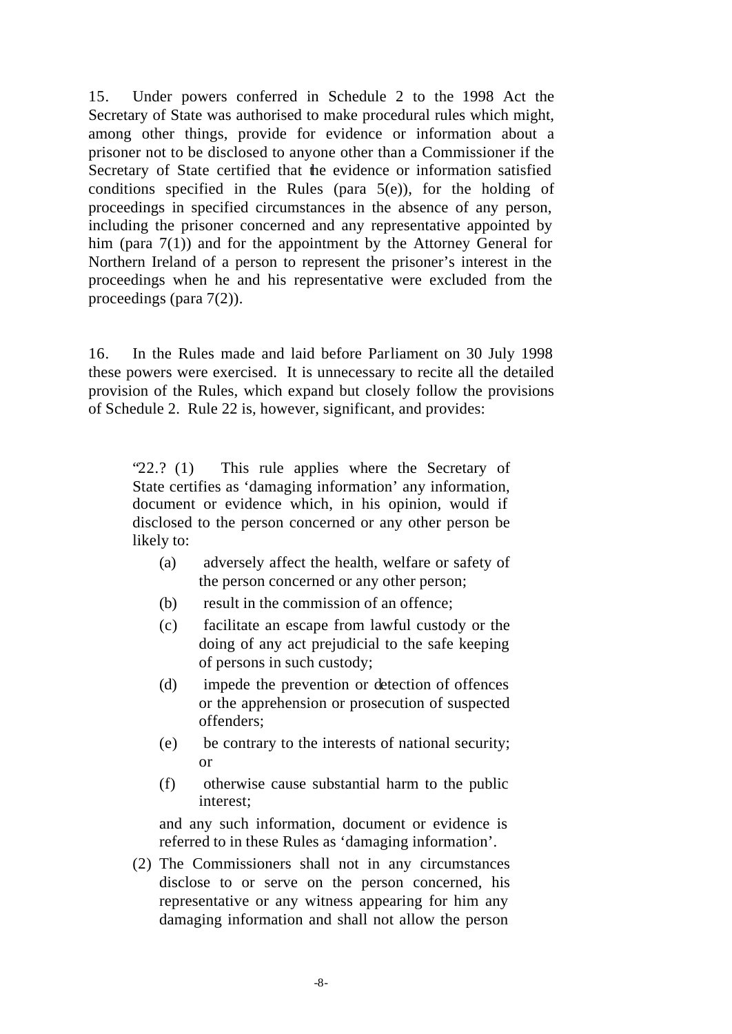15. Under powers conferred in Schedule 2 to the 1998 Act the Secretary of State was authorised to make procedural rules which might, among other things, provide for evidence or information about a prisoner not to be disclosed to anyone other than a Commissioner if the Secretary of State certified that the evidence or information satisfied conditions specified in the Rules (para 5(e)), for the holding of proceedings in specified circumstances in the absence of any person, including the prisoner concerned and any representative appointed by him (para 7(1)) and for the appointment by the Attorney General for Northern Ireland of a person to represent the prisoner's interest in the proceedings when he and his representative were excluded from the proceedings (para 7(2)).

16. In the Rules made and laid before Parliament on 30 July 1998 these powers were exercised. It is unnecessary to recite all the detailed provision of the Rules, which expand but closely follow the provisions of Schedule 2. Rule 22 is, however, significant, and provides:

> "22.? (1) This rule applies where the Secretary of State certifies as 'damaging information' any information, document or evidence which, in his opinion, would if disclosed to the person concerned or any other person be likely to:
>
> (a) adversely affect the health, welfare or safety of the person concerned or any other person;
>
> (b) result in the commission of an offence;
>
> (c) facilitate an escape from lawful custody or the doing of any act prejudicial to the safe keeping of persons in such custody;
>
> (d) impede the prevention or detection of offences or the apprehension or prosecution of suspected offenders;
>
> (e) be contrary to the interests of national security; or
>
> (f) otherwise cause substantial harm to the public interest;
>
> and any such information, document or evidence is referred to in these Rules as 'damaging information'.
>
> (2) The Commissioners shall not in any circumstances disclose to or serve on the person concerned, his representative or any witness appearing for him any damaging information and shall not allow the person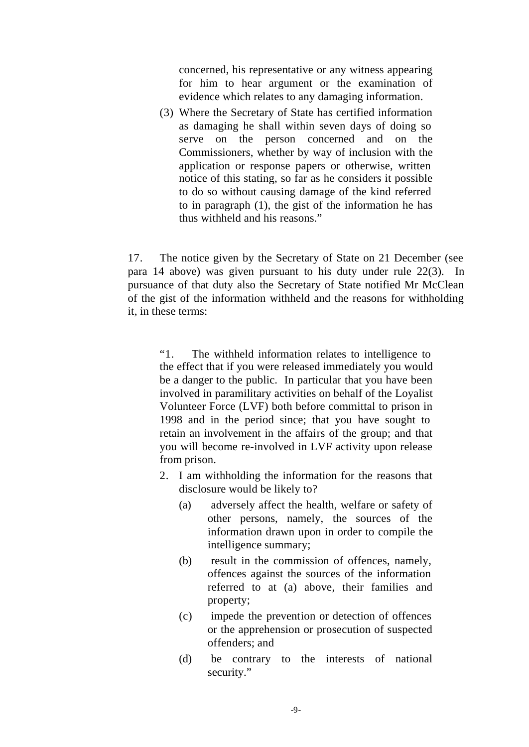> concerned, his representative or any witness appearing for him to hear argument or the examination of evidence which relates to any damaging information.
>
> (3) Where the Secretary of State has certified information as damaging he shall within seven days of doing so serve on the person concerned and on the Commissioners, whether by way of inclusion with the application or response papers or otherwise, written notice of this stating, so far as he considers it possible to do so without causing damage of the kind referred to in paragraph (1), the gist of the information he has thus withheld and his reasons."

17. The notice given by the Secretary of State on 21 December (see para 14 above) was given pursuant to his duty under rule 22(3). In pursuance of that duty also the Secretary of State notified Mr McClean of the gist of the information withheld and the reasons for withholding it, in these terms:

> "1. The withheld information relates to intelligence to the effect that if you were released immediately you would be a danger to the public. In particular that you have been involved in paramilitary activities on behalf of the Loyalist Volunteer Force (LVF) both before committal to prison in 1998 and in the period since; that you have sought to retain an involvement in the affairs of the group; and that you will become re-involved in LVF activity upon release from prison.
>
> 2. I am withholding the information for the reasons that disclosure would be likely to?
>
> (a) adversely affect the health, welfare or safety of other persons, namely, the sources of the information drawn upon in order to compile the intelligence summary;
>
> (b) result in the commission of offences, namely, offences against the sources of the information referred to at (a) above, their families and property;
>
> (c) impede the prevention or detection of offences or the apprehension or prosecution of suspected offenders; and
>
> (d) be contrary to the interests of national security."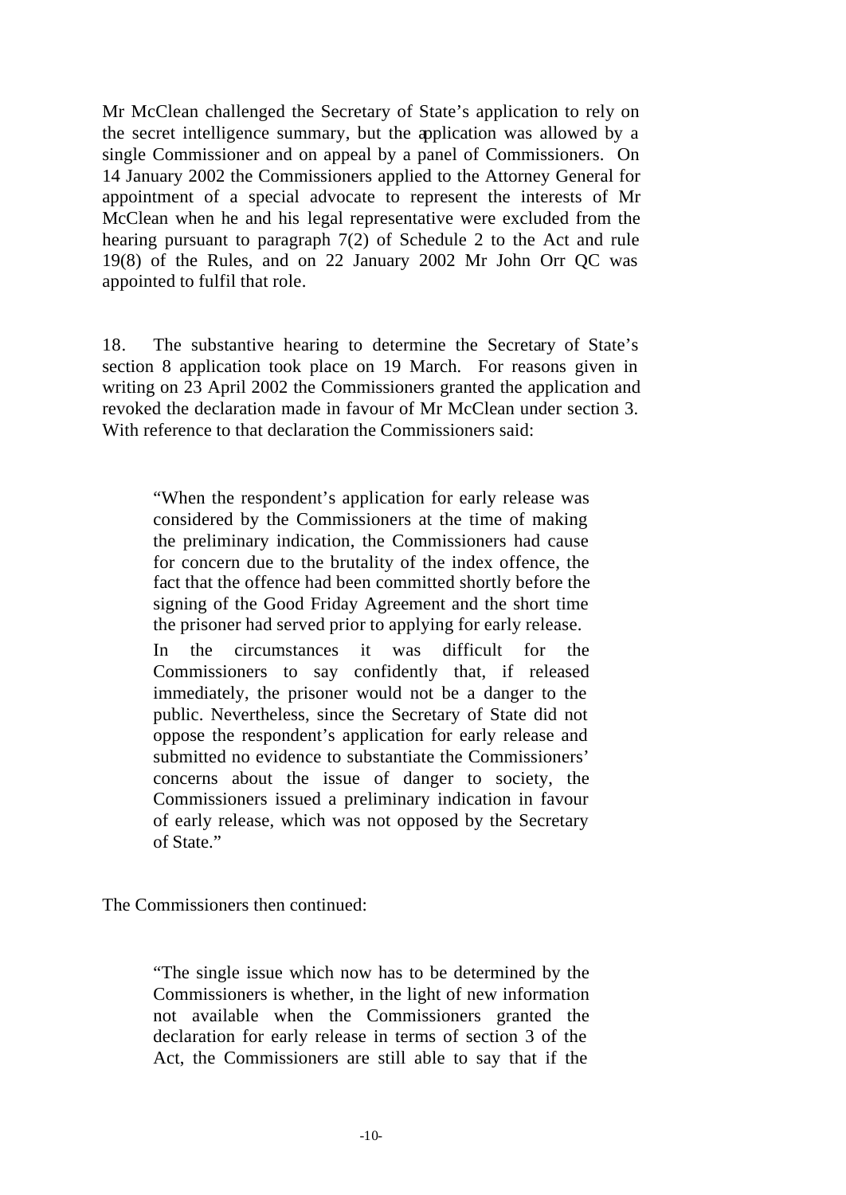Mr McClean challenged the Secretary of State's application to rely on the secret intelligence summary, but the application was allowed by a single Commissioner and on appeal by a panel of Commissioners. On 14 January 2002 the Commissioners applied to the Attorney General for appointment of a special advocate to represent the interests of Mr McClean when he and his legal representative were excluded from the hearing pursuant to paragraph 7(2) of Schedule 2 to the Act and rule 19(8) of the Rules, and on 22 January 2002 Mr John Orr QC was appointed to fulfil that role.

18. The substantive hearing to determine the Secretary of State's section 8 application took place on 19 March. For reasons given in writing on 23 April 2002 the Commissioners granted the application and revoked the declaration made in favour of Mr McClean under section 3. With reference to that declaration the Commissioners said:

> "When the respondent's application for early release was considered by the Commissioners at the time of making the preliminary indication, the Commissioners had cause for concern due to the brutality of the index offence, the fact that the offence had been committed shortly before the signing of the Good Friday Agreement and the short time the prisoner had served prior to applying for early release.
>
> In the circumstances it was difficult for the Commissioners to say confidently that, if released immediately, the prisoner would not be a danger to the public. Nevertheless, since the Secretary of State did not oppose the respondent's application for early release and submitted no evidence to substantiate the Commissioners' concerns about the issue of danger to society, the Commissioners issued a preliminary indication in favour of early release, which was not opposed by the Secretary of State."

The Commissioners then continued:

> "The single issue which now has to be determined by the Commissioners is whether, in the light of new information not available when the Commissioners granted the declaration for early release in terms of section 3 of the Act, the Commissioners are still able to say that if the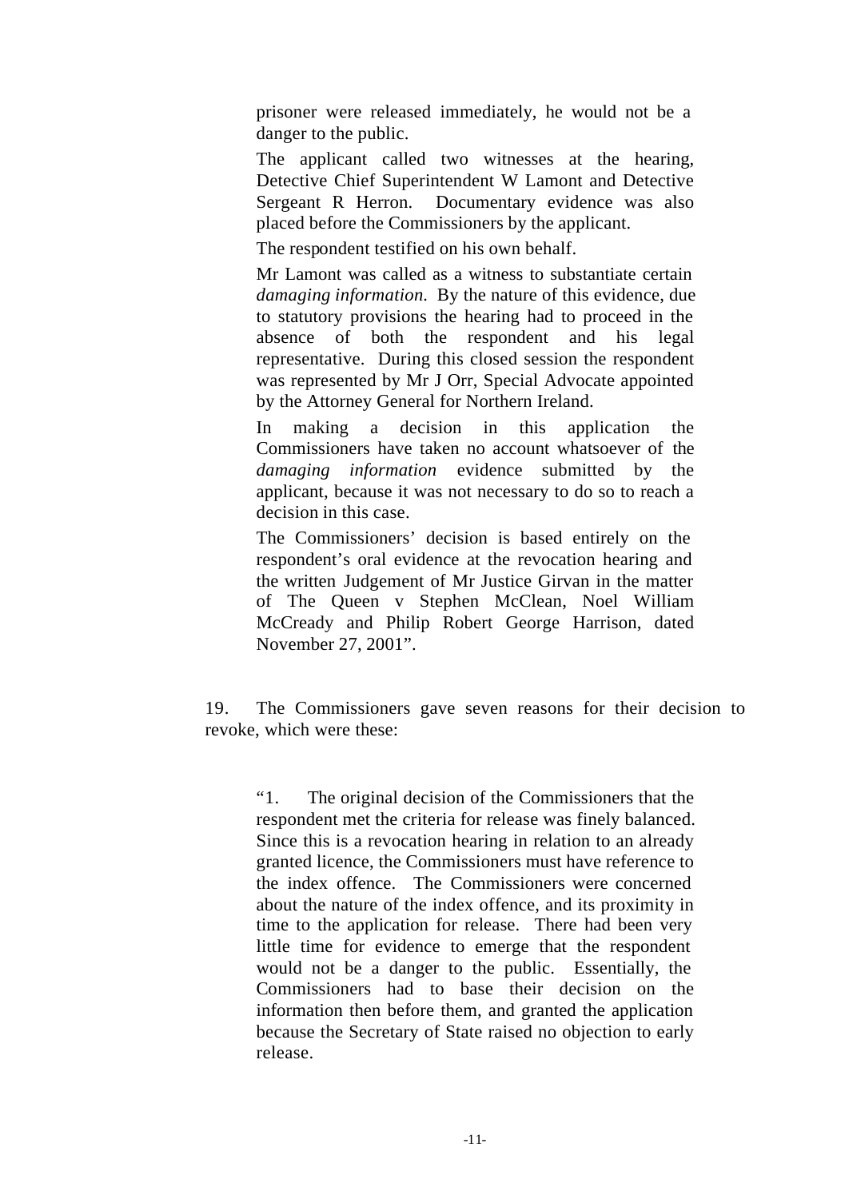> prisoner were released immediately, he would not be a danger to the public.
>
> The applicant called two witnesses at the hearing, Detective Chief Superintendent W Lamont and Detective Sergeant R Herron. Documentary evidence was also placed before the Commissioners by the applicant.
>
> The respondent testified on his own behalf.
>
> Mr Lamont was called as a witness to substantiate certain *damaging information.* By the nature of this evidence, due to statutory provisions the hearing had to proceed in the absence of both the respondent and his legal representative. During this closed session the respondent was represented by Mr J Orr, Special Advocate appointed by the Attorney General for Northern Ireland.
>
> In making a decision in this application the Commissioners have taken no account whatsoever of the *damaging information* evidence submitted by the applicant, because it was not necessary to do so to reach a decision in this case.
>
> The Commissioners' decision is based entirely on the respondent's oral evidence at the revocation hearing and the written Judgement of Mr Justice Girvan in the matter of The Queen v Stephen McClean, Noel William McCready and Philip Robert George Harrison, dated November 27, 2001".

19. The Commissioners gave seven reasons for their decision to revoke, which were these:

> "1. The original decision of the Commissioners that the respondent met the criteria for release was finely balanced. Since this is a revocation hearing in relation to an already granted licence, the Commissioners must have reference to the index offence. The Commissioners were concerned about the nature of the index offence, and its proximity in time to the application for release. There had been very little time for evidence to emerge that the respondent would not be a danger to the public. Essentially, the Commissioners had to base their decision on the information then before them, and granted the application because the Secretary of State raised no objection to early release.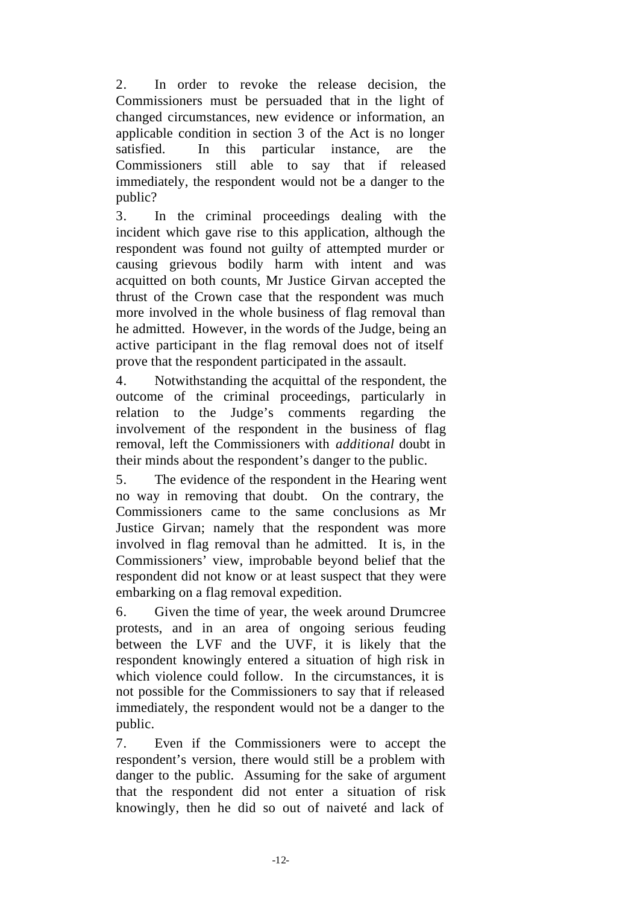2. In order to revoke the release decision, the Commissioners must be persuaded that in the light of changed circumstances, new evidence or information, an applicable condition in section 3 of the Act is no longer satisfied. In this particular instance, are the Commissioners still able to say that if released immediately, the respondent would not be a danger to the public?

3. In the criminal proceedings dealing with the incident which gave rise to this application, although the respondent was found not guilty of attempted murder or causing grievous bodily harm with intent and was acquitted on both counts, Mr Justice Girvan accepted the thrust of the Crown case that the respondent was much more involved in the whole business of flag removal than he admitted. However, in the words of the Judge, being an active participant in the flag removal does not of itself prove that the respondent participated in the assault.

4. Notwithstanding the acquittal of the respondent, the outcome of the criminal proceedings, particularly in relation to the Judge's comments regarding the involvement of the respondent in the business of flag removal, left the Commissioners with *additional* doubt in their minds about the respondent's danger to the public.

5. The evidence of the respondent in the Hearing went no way in removing that doubt. On the contrary, the Commissioners came to the same conclusions as Mr Justice Girvan; namely that the respondent was more involved in flag removal than he admitted. It is, in the Commissioners' view, improbable beyond belief that the respondent did not know or at least suspect that they were embarking on a flag removal expedition.

6. Given the time of year, the week around Drumcree protests, and in an area of ongoing serious feuding between the LVF and the UVF, it is likely that the respondent knowingly entered a situation of high risk in which violence could follow. In the circumstances, it is not possible for the Commissioners to say that if released immediately, the respondent would not be a danger to the public.

7. Even if the Commissioners were to accept the respondent's version, there would still be a problem with danger to the public. Assuming for the sake of argument that the respondent did not enter a situation of risk knowingly, then he did so out of naiveté and lack of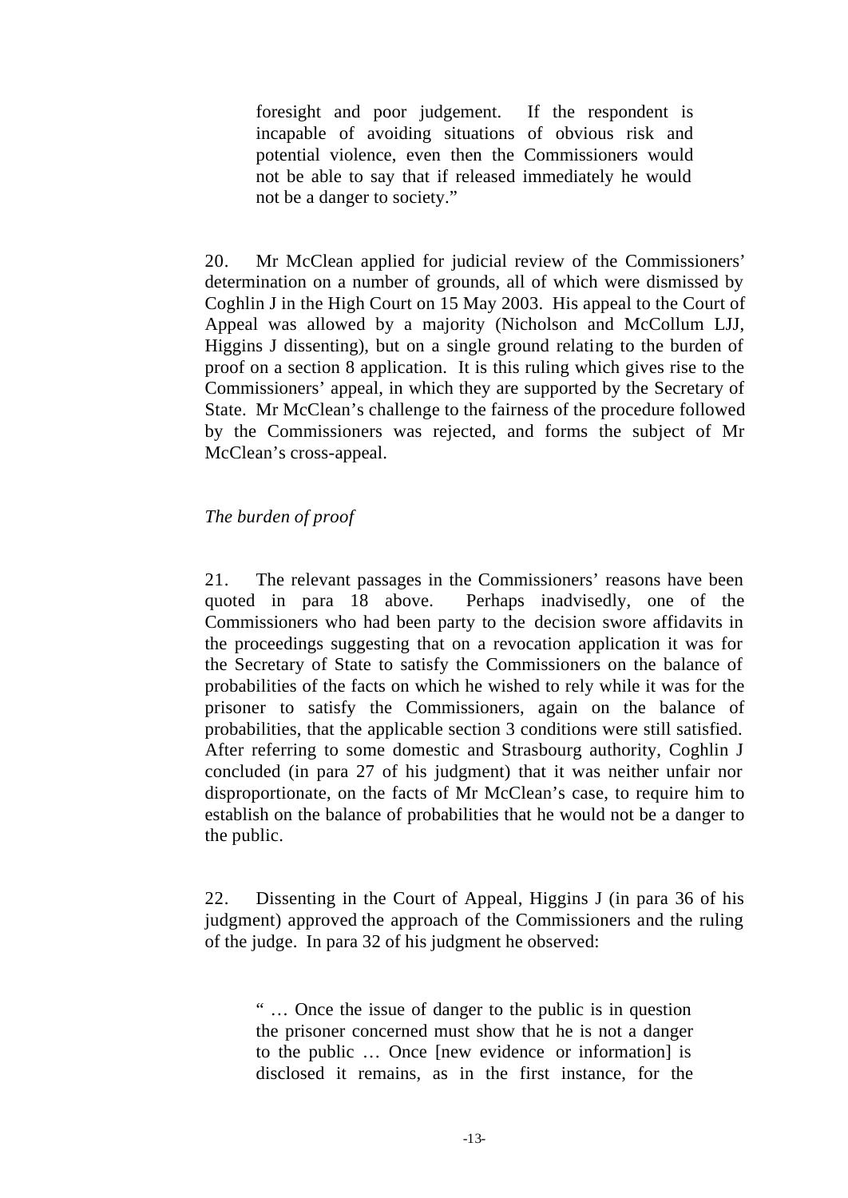> foresight and poor judgement. If the respondent is incapable of avoiding situations of obvious risk and potential violence, even then the Commissioners would not be able to say that if released immediately he would not be a danger to society."

20. Mr McClean applied for judicial review of the Commissioners' determination on a number of grounds, all of which were dismissed by Coghlin J in the High Court on 15 May 2003. His appeal to the Court of Appeal was allowed by a majority (Nicholson and McCollum LJJ, Higgins J dissenting), but on a single ground relating to the burden of proof on a section 8 application. It is this ruling which gives rise to the Commissioners' appeal, in which they are supported by the Secretary of State. Mr McClean's challenge to the fairness of the procedure followed by the Commissioners was rejected, and forms the subject of Mr McClean's cross-appeal.

*The burden of proof*

21. The relevant passages in the Commissioners' reasons have been quoted in para 18 above. Perhaps inadvisedly, one of the Commissioners who had been party to the decision swore affidavits in the proceedings suggesting that on a revocation application it was for the Secretary of State to satisfy the Commissioners on the balance of probabilities of the facts on which he wished to rely while it was for the prisoner to satisfy the Commissioners, again on the balance of probabilities, that the applicable section 3 conditions were still satisfied. After referring to some domestic and Strasbourg authority, Coghlin J concluded (in para 27 of his judgment) that it was neither unfair nor disproportionate, on the facts of Mr McClean's case, to require him to establish on the balance of probabilities that he would not be a danger to the public.

22. Dissenting in the Court of Appeal, Higgins J (in para 36 of his judgment) approved the approach of the Commissioners and the ruling of the judge. In para 32 of his judgment he observed:

> " … Once the issue of danger to the public is in question the prisoner concerned must show that he is not a danger to the public … Once [new evidence or information] is disclosed it remains, as in the first instance, for the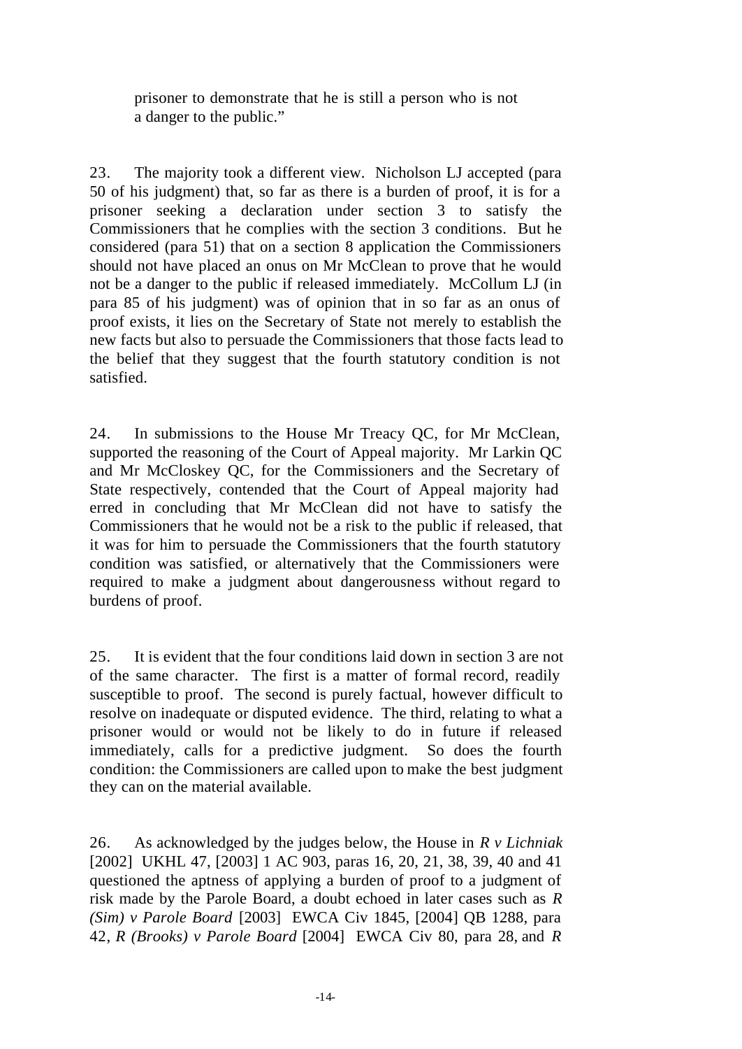prisoner to demonstrate that he is still a person who is not a danger to the public."

23. The majority took a different view. Nicholson LJ accepted (para 50 of his judgment) that, so far as there is a burden of proof, it is for a prisoner seeking a declaration under section 3 to satisfy the Commissioners that he complies with the section 3 conditions. But he considered (para 51) that on a section 8 application the Commissioners should not have placed an onus on Mr McClean to prove that he would not be a danger to the public if released immediately. McCollum LJ (in para 85 of his judgment) was of opinion that in so far as an onus of proof exists, it lies on the Secretary of State not merely to establish the new facts but also to persuade the Commissioners that those facts lead to the belief that they suggest that the fourth statutory condition is not satisfied.

24. In submissions to the House Mr Treacy QC, for Mr McClean, supported the reasoning of the Court of Appeal majority. Mr Larkin QC and Mr McCloskey QC, for the Commissioners and the Secretary of State respectively, contended that the Court of Appeal majority had erred in concluding that Mr McClean did not have to satisfy the Commissioners that he would not be a risk to the public if released, that it was for him to persuade the Commissioners that the fourth statutory condition was satisfied, or alternatively that the Commissioners were required to make a judgment about dangerousness without regard to burdens of proof.

25. It is evident that the four conditions laid down in section 3 are not of the same character. The first is a matter of formal record, readily susceptible to proof. The second is purely factual, however difficult to resolve on inadequate or disputed evidence. The third, relating to what a prisoner would or would not be likely to do in future if released immediately, calls for a predictive judgment. So does the fourth condition: the Commissioners are called upon to make the best judgment they can on the material available.

26. As acknowledged by the judges below, the House in *R v Lichniak* [2002] UKHL 47, [2003] 1 AC 903, paras 16, 20, 21, 38, 39, 40 and 41 questioned the aptness of applying a burden of proof to a judgment of risk made by the Parole Board, a doubt echoed in later cases such as *R (Sim) v Parole Board* [2003] EWCA Civ 1845, [2004] QB 1288, para 42, *R (Brooks) v Parole Board* [2004] EWCA Civ 80, para 28, and *R*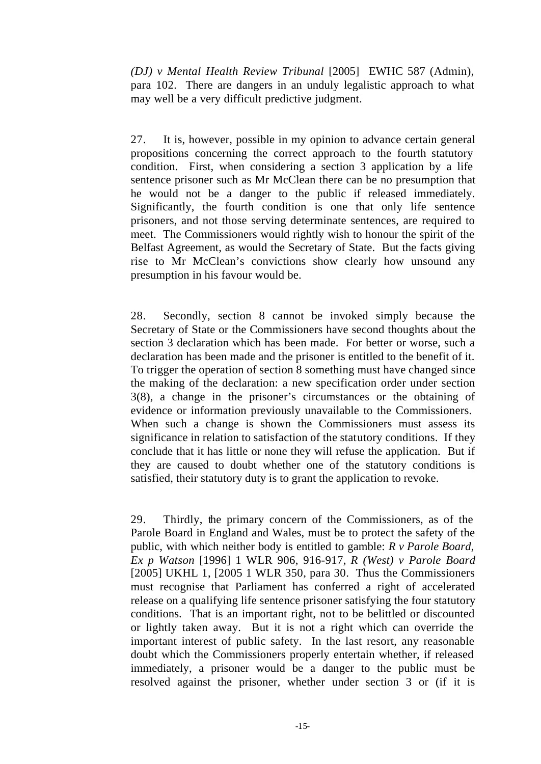*(DJ) v Mental Health Review Tribunal* [2005] EWHC 587 (Admin), para 102. There are dangers in an unduly legalistic approach to what may well be a very difficult predictive judgment.

27. It is, however, possible in my opinion to advance certain general propositions concerning the correct approach to the fourth statutory condition. First, when considering a section 3 application by a life sentence prisoner such as Mr McClean there can be no presumption that he would not be a danger to the public if released immediately. Significantly, the fourth condition is one that only life sentence prisoners, and not those serving determinate sentences, are required to meet. The Commissioners would rightly wish to honour the spirit of the Belfast Agreement, as would the Secretary of State. But the facts giving rise to Mr McClean's convictions show clearly how unsound any presumption in his favour would be.

28. Secondly, section 8 cannot be invoked simply because the Secretary of State or the Commissioners have second thoughts about the section 3 declaration which has been made. For better or worse, such a declaration has been made and the prisoner is entitled to the benefit of it. To trigger the operation of section 8 something must have changed since the making of the declaration: a new specification order under section 3(8), a change in the prisoner's circumstances or the obtaining of evidence or information previously unavailable to the Commissioners. When such a change is shown the Commissioners must assess its significance in relation to satisfaction of the statutory conditions. If they conclude that it has little or none they will refuse the application. But if they are caused to doubt whether one of the statutory conditions is satisfied, their statutory duty is to grant the application to revoke.

29. Thirdly, the primary concern of the Commissioners, as of the Parole Board in England and Wales, must be to protect the safety of the public, with which neither body is entitled to gamble: *R v Parole Board, Ex p Watson* [1996] 1 WLR 906, 916-917, *R (West) v Parole Board* [2005] UKHL 1, [2005 1 WLR 350, para 30. Thus the Commissioners must recognise that Parliament has conferred a right of accelerated release on a qualifying life sentence prisoner satisfying the four statutory conditions. That is an important right, not to be belittled or discounted or lightly taken away. But it is not a right which can override the important interest of public safety. In the last resort, any reasonable doubt which the Commissioners properly entertain whether, if released immediately, a prisoner would be a danger to the public must be resolved against the prisoner, whether under section 3 or (if it is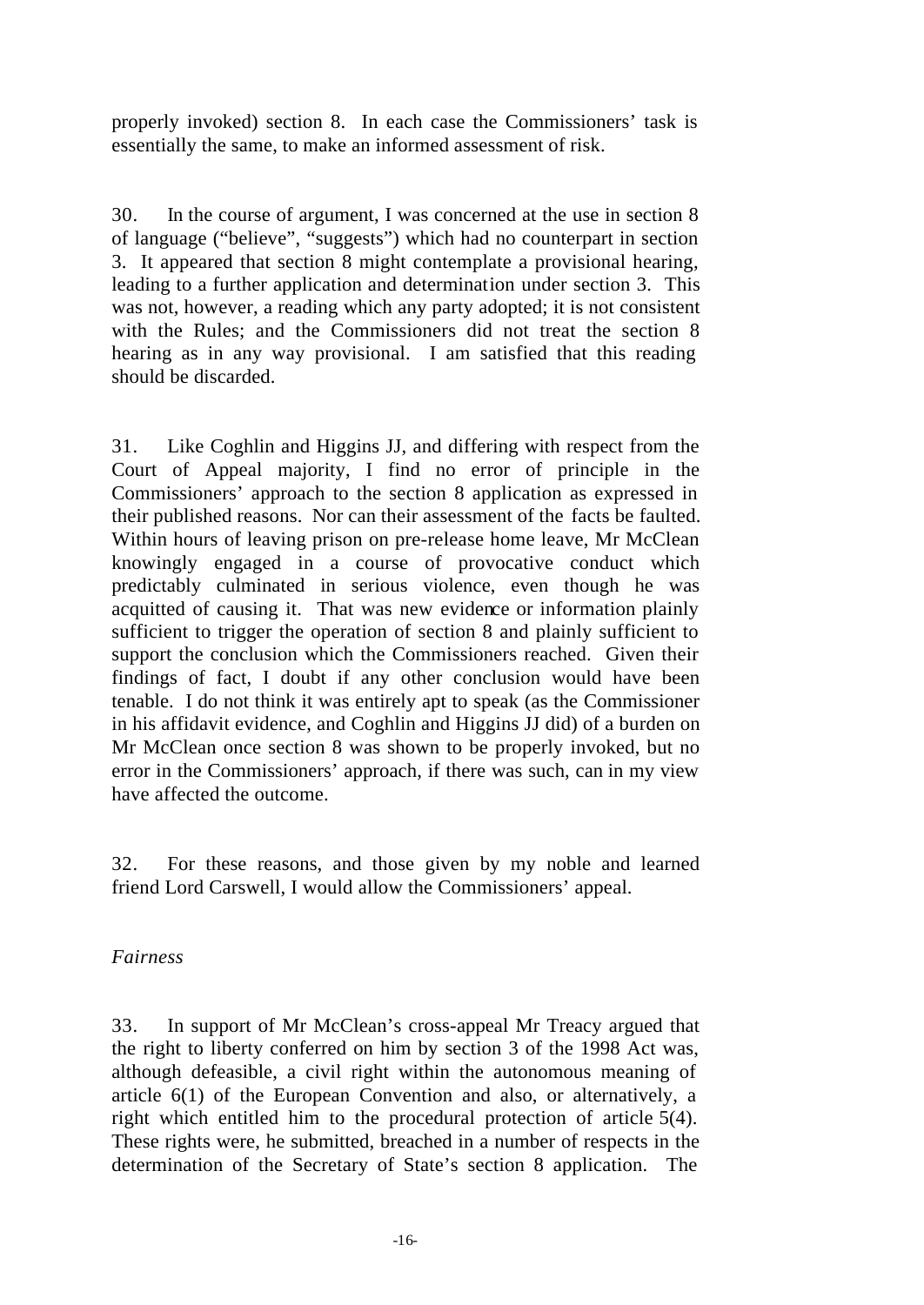properly invoked) section 8. In each case the Commissioners' task is essentially the same, to make an informed assessment of risk.

30. In the course of argument, I was concerned at the use in section 8 of language ("believe", "suggests") which had no counterpart in section 3. It appeared that section 8 might contemplate a provisional hearing, leading to a further application and determination under section 3. This was not, however, a reading which any party adopted; it is not consistent with the Rules; and the Commissioners did not treat the section 8 hearing as in any way provisional. I am satisfied that this reading should be discarded.

31. Like Coghlin and Higgins JJ, and differing with respect from the Court of Appeal majority, I find no error of principle in the Commissioners' approach to the section 8 application as expressed in their published reasons. Nor can their assessment of the facts be faulted. Within hours of leaving prison on pre-release home leave, Mr McClean knowingly engaged in a course of provocative conduct which predictably culminated in serious violence, even though he was acquitted of causing it. That was new evidence or information plainly sufficient to trigger the operation of section 8 and plainly sufficient to support the conclusion which the Commissioners reached. Given their findings of fact, I doubt if any other conclusion would have been tenable. I do not think it was entirely apt to speak (as the Commissioner in his affidavit evidence, and Coghlin and Higgins JJ did) of a burden on Mr McClean once section 8 was shown to be properly invoked, but no error in the Commissioners' approach, if there was such, can in my view have affected the outcome.

32. For these reasons, and those given by my noble and learned friend Lord Carswell, I would allow the Commissioners' appeal.

*Fairness*

33. In support of Mr McClean's cross-appeal Mr Treacy argued that the right to liberty conferred on him by section 3 of the 1998 Act was, although defeasible, a civil right within the autonomous meaning of article 6(1) of the European Convention and also, or alternatively, a right which entitled him to the procedural protection of article 5(4). These rights were, he submitted, breached in a number of respects in the determination of the Secretary of State's section 8 application. The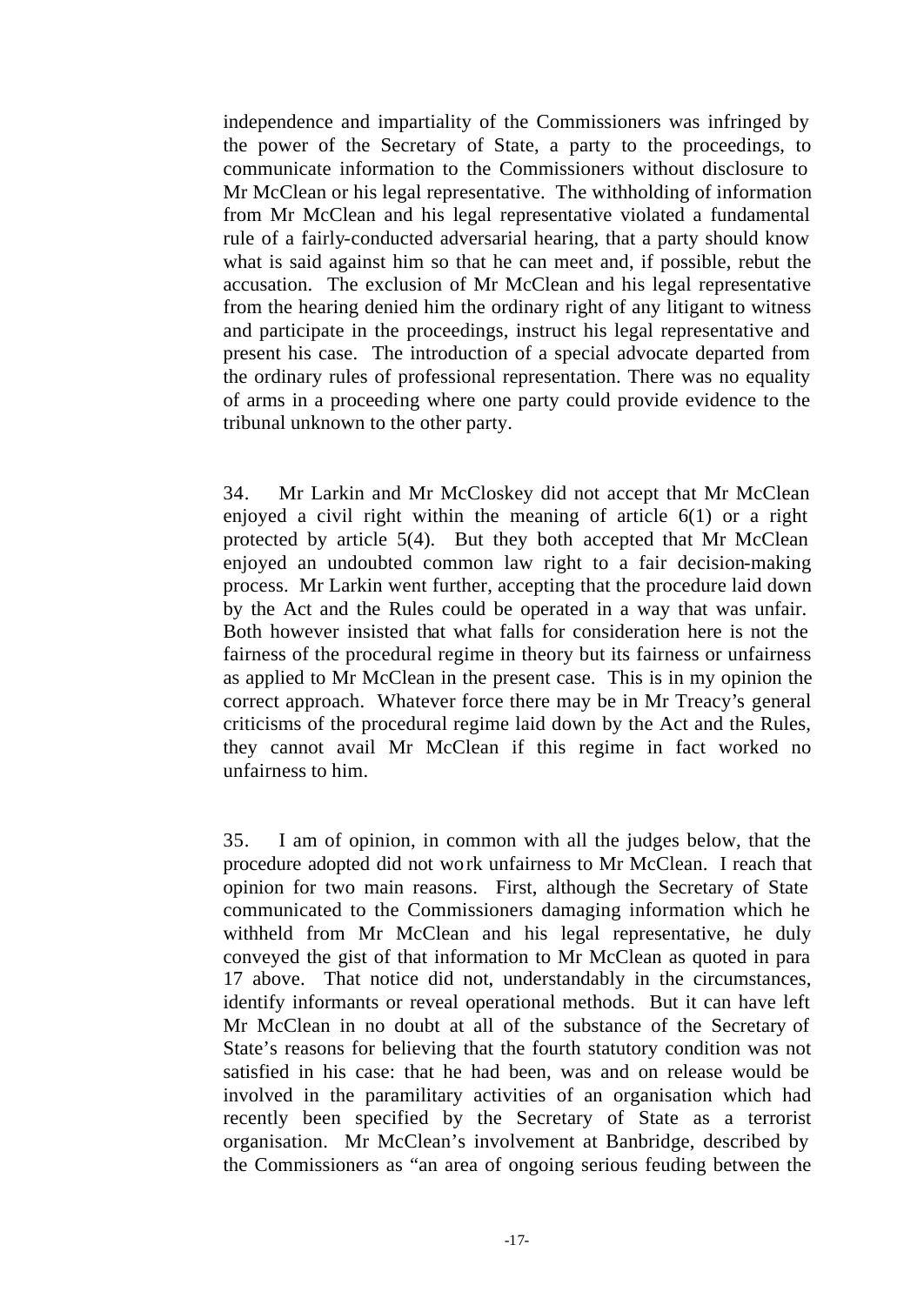independence and impartiality of the Commissioners was infringed by the power of the Secretary of State, a party to the proceedings, to communicate information to the Commissioners without disclosure to Mr McClean or his legal representative. The withholding of information from Mr McClean and his legal representative violated a fundamental rule of a fairly-conducted adversarial hearing, that a party should know what is said against him so that he can meet and, if possible, rebut the accusation. The exclusion of Mr McClean and his legal representative from the hearing denied him the ordinary right of any litigant to witness and participate in the proceedings, instruct his legal representative and present his case. The introduction of a special advocate departed from the ordinary rules of professional representation. There was no equality of arms in a proceeding where one party could provide evidence to the tribunal unknown to the other party.

34. Mr Larkin and Mr McCloskey did not accept that Mr McClean enjoyed a civil right within the meaning of article 6(1) or a right protected by article 5(4). But they both accepted that Mr McClean enjoyed an undoubted common law right to a fair decision-making process. Mr Larkin went further, accepting that the procedure laid down by the Act and the Rules could be operated in a way that was unfair. Both however insisted that what falls for consideration here is not the fairness of the procedural regime in theory but its fairness or unfairness as applied to Mr McClean in the present case. This is in my opinion the correct approach. Whatever force there may be in Mr Treacy's general criticisms of the procedural regime laid down by the Act and the Rules, they cannot avail Mr McClean if this regime in fact worked no unfairness to him.

35. I am of opinion, in common with all the judges below, that the procedure adopted did not work unfairness to Mr McClean. I reach that opinion for two main reasons. First, although the Secretary of State communicated to the Commissioners damaging information which he withheld from Mr McClean and his legal representative, he duly conveyed the gist of that information to Mr McClean as quoted in para 17 above. That notice did not, understandably in the circumstances, identify informants or reveal operational methods. But it can have left Mr McClean in no doubt at all of the substance of the Secretary of State's reasons for believing that the fourth statutory condition was not satisfied in his case: that he had been, was and on release would be involved in the paramilitary activities of an organisation which had recently been specified by the Secretary of State as a terrorist organisation. Mr McClean's involvement at Banbridge, described by the Commissioners as "an area of ongoing serious feuding between the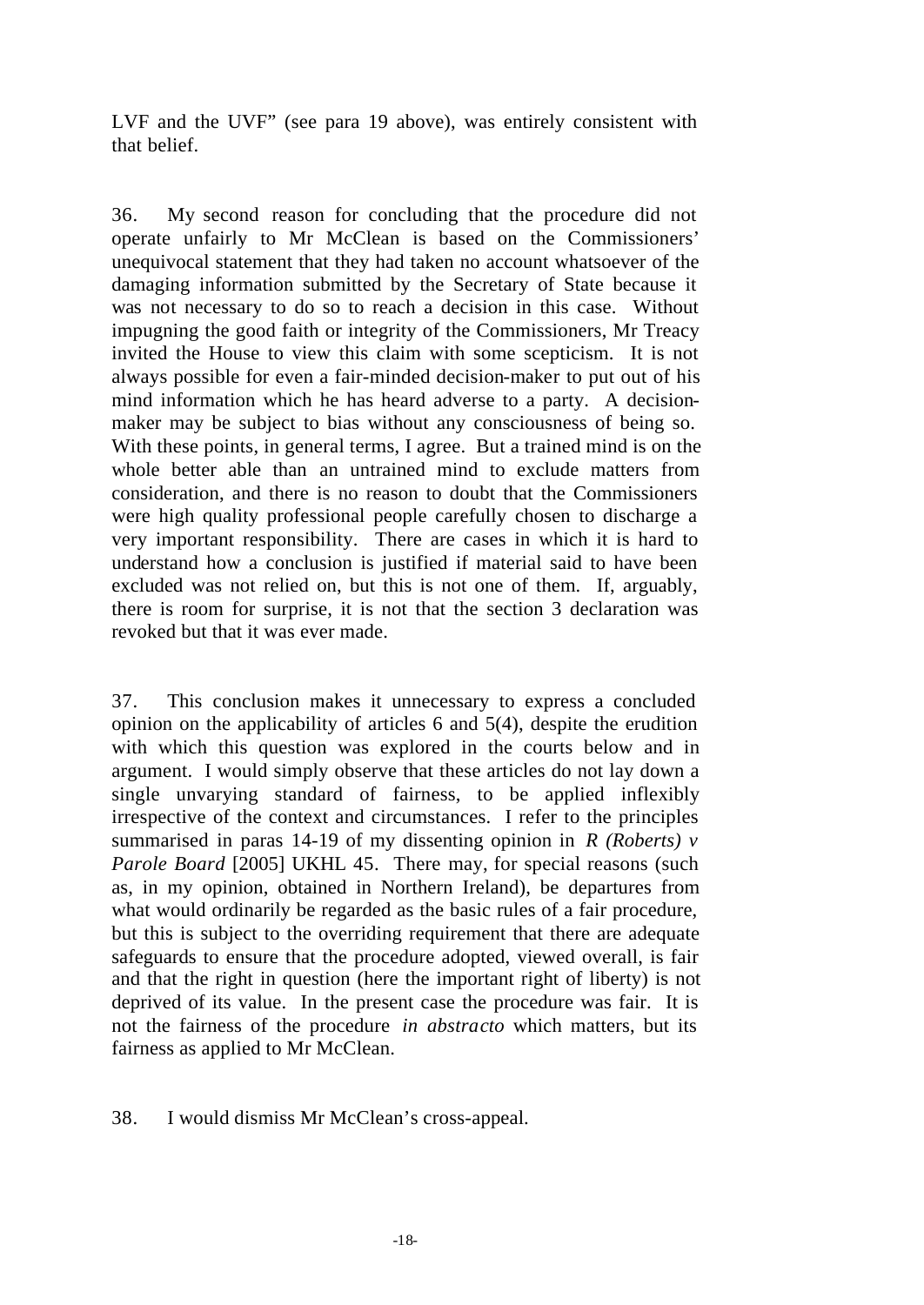LVF and the UVF" (see para 19 above), was entirely consistent with that belief.

36. My second reason for concluding that the procedure did not operate unfairly to Mr McClean is based on the Commissioners' unequivocal statement that they had taken no account whatsoever of the damaging information submitted by the Secretary of State because it was not necessary to do so to reach a decision in this case. Without impugning the good faith or integrity of the Commissioners, Mr Treacy invited the House to view this claim with some scepticism. It is not always possible for even a fair-minded decision-maker to put out of his mind information which he has heard adverse to a party. A decision-maker may be subject to bias without any consciousness of being so. With these points, in general terms, I agree. But a trained mind is on the whole better able than an untrained mind to exclude matters from consideration, and there is no reason to doubt that the Commissioners were high quality professional people carefully chosen to discharge a very important responsibility. There are cases in which it is hard to understand how a conclusion is justified if material said to have been excluded was not relied on, but this is not one of them. If, arguably, there is room for surprise, it is not that the section 3 declaration was revoked but that it was ever made.

37. This conclusion makes it unnecessary to express a concluded opinion on the applicability of articles 6 and 5(4), despite the erudition with which this question was explored in the courts below and in argument. I would simply observe that these articles do not lay down a single unvarying standard of fairness, to be applied inflexibly irrespective of the context and circumstances. I refer to the principles summarised in paras 14-19 of my dissenting opinion in *R (Roberts) v Parole Board* [2005] UKHL 45. There may, for special reasons (such as, in my opinion, obtained in Northern Ireland), be departures from what would ordinarily be regarded as the basic rules of a fair procedure, but this is subject to the overriding requirement that there are adequate safeguards to ensure that the procedure adopted, viewed overall, is fair and that the right in question (here the important right of liberty) is not deprived of its value. In the present case the procedure was fair. It is not the fairness of the procedure *in abstracto* which matters, but its fairness as applied to Mr McClean.

38. I would dismiss Mr McClean's cross-appeal.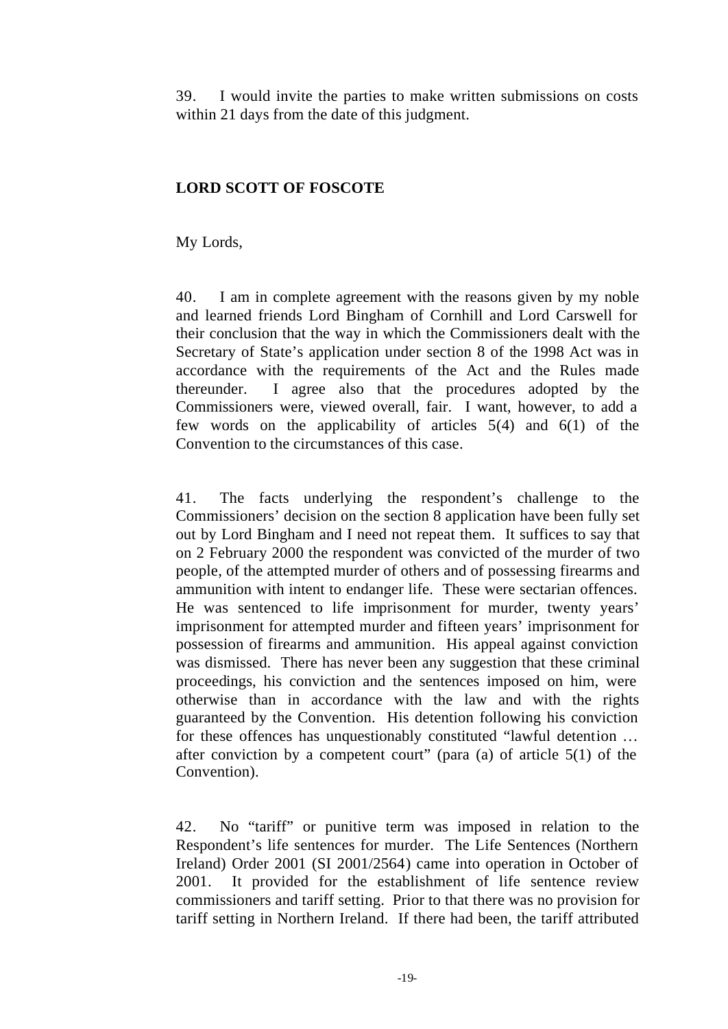39. I would invite the parties to make written submissions on costs within 21 days from the date of this judgment.

**LORD SCOTT OF FOSCOTE**

My Lords,

40. I am in complete agreement with the reasons given by my noble and learned friends Lord Bingham of Cornhill and Lord Carswell for their conclusion that the way in which the Commissioners dealt with the Secretary of State's application under section 8 of the 1998 Act was in accordance with the requirements of the Act and the Rules made thereunder. I agree also that the procedures adopted by the Commissioners were, viewed overall, fair. I want, however, to add a few words on the applicability of articles 5(4) and 6(1) of the Convention to the circumstances of this case.

41. The facts underlying the respondent's challenge to the Commissioners' decision on the section 8 application have been fully set out by Lord Bingham and I need not repeat them. It suffices to say that on 2 February 2000 the respondent was convicted of the murder of two people, of the attempted murder of others and of possessing firearms and ammunition with intent to endanger life. These were sectarian offences. He was sentenced to life imprisonment for murder, twenty years' imprisonment for attempted murder and fifteen years' imprisonment for possession of firearms and ammunition. His appeal against conviction was dismissed. There has never been any suggestion that these criminal proceedings, his conviction and the sentences imposed on him, were otherwise than in accordance with the law and with the rights guaranteed by the Convention. His detention following his conviction for these offences has unquestionably constituted "lawful detention … after conviction by a competent court" (para (a) of article 5(1) of the Convention).

42. No "tariff" or punitive term was imposed in relation to the Respondent's life sentences for murder. The Life Sentences (Northern Ireland) Order 2001 (SI 2001/2564) came into operation in October of 2001. It provided for the establishment of life sentence review commissioners and tariff setting. Prior to that there was no provision for tariff setting in Northern Ireland. If there had been, the tariff attributed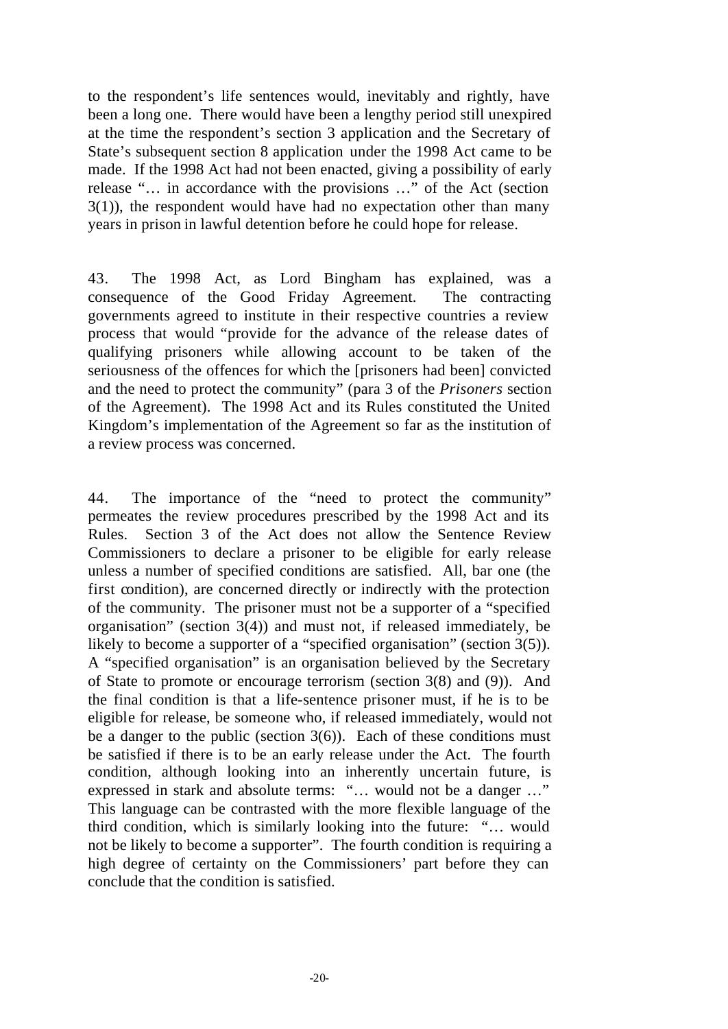to the respondent's life sentences would, inevitably and rightly, have been a long one. There would have been a lengthy period still unexpired at the time the respondent's section 3 application and the Secretary of State's subsequent section 8 application under the 1998 Act came to be made. If the 1998 Act had not been enacted, giving a possibility of early release "… in accordance with the provisions …" of the Act (section 3(1)), the respondent would have had no expectation other than many years in prison in lawful detention before he could hope for release.

43. The 1998 Act, as Lord Bingham has explained, was a consequence of the Good Friday Agreement. The contracting governments agreed to institute in their respective countries a review process that would "provide for the advance of the release dates of qualifying prisoners while allowing account to be taken of the seriousness of the offences for which the [prisoners had been] convicted and the need to protect the community" (para 3 of the *Prisoners* section of the Agreement). The 1998 Act and its Rules constituted the United Kingdom's implementation of the Agreement so far as the institution of a review process was concerned.

44. The importance of the "need to protect the community" permeates the review procedures prescribed by the 1998 Act and its Rules. Section 3 of the Act does not allow the Sentence Review Commissioners to declare a prisoner to be eligible for early release unless a number of specified conditions are satisfied. All, bar one (the first condition), are concerned directly or indirectly with the protection of the community. The prisoner must not be a supporter of a "specified organisation" (section 3(4)) and must not, if released immediately, be likely to become a supporter of a "specified organisation" (section 3(5)). A "specified organisation" is an organisation believed by the Secretary of State to promote or encourage terrorism (section 3(8) and (9)). And the final condition is that a life-sentence prisoner must, if he is to be eligible for release, be someone who, if released immediately, would not be a danger to the public (section 3(6)). Each of these conditions must be satisfied if there is to be an early release under the Act. The fourth condition, although looking into an inherently uncertain future, is expressed in stark and absolute terms: "… would not be a danger …" This language can be contrasted with the more flexible language of the third condition, which is similarly looking into the future: "… would not be likely to become a supporter". The fourth condition is requiring a high degree of certainty on the Commissioners' part before they can conclude that the condition is satisfied.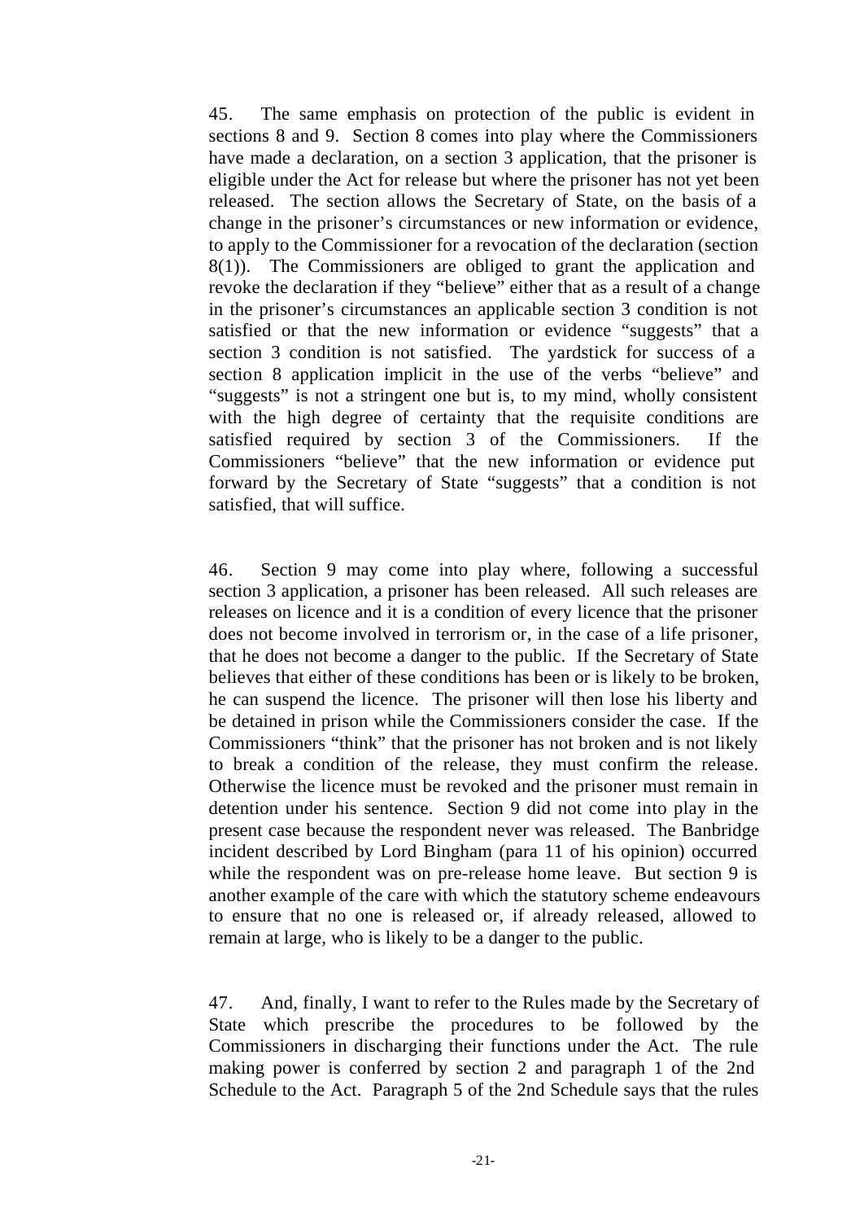45. The same emphasis on protection of the public is evident in sections 8 and 9. Section 8 comes into play where the Commissioners have made a declaration, on a section 3 application, that the prisoner is eligible under the Act for release but where the prisoner has not yet been released. The section allows the Secretary of State, on the basis of a change in the prisoner's circumstances or new information or evidence, to apply to the Commissioner for a revocation of the declaration (section 8(1)). The Commissioners are obliged to grant the application and revoke the declaration if they "believe" either that as a result of a change in the prisoner's circumstances an applicable section 3 condition is not satisfied or that the new information or evidence "suggests" that a section 3 condition is not satisfied. The yardstick for success of a section 8 application implicit in the use of the verbs "believe" and "suggests" is not a stringent one but is, to my mind, wholly consistent with the high degree of certainty that the requisite conditions are satisfied required by section 3 of the Commissioners. If the Commissioners "believe" that the new information or evidence put forward by the Secretary of State "suggests" that a condition is not satisfied, that will suffice.

46. Section 9 may come into play where, following a successful section 3 application, a prisoner has been released. All such releases are releases on licence and it is a condition of every licence that the prisoner does not become involved in terrorism or, in the case of a life prisoner, that he does not become a danger to the public. If the Secretary of State believes that either of these conditions has been or is likely to be broken, he can suspend the licence. The prisoner will then lose his liberty and be detained in prison while the Commissioners consider the case. If the Commissioners "think" that the prisoner has not broken and is not likely to break a condition of the release, they must confirm the release. Otherwise the licence must be revoked and the prisoner must remain in detention under his sentence. Section 9 did not come into play in the present case because the respondent never was released. The Banbridge incident described by Lord Bingham (para 11 of his opinion) occurred while the respondent was on pre-release home leave. But section 9 is another example of the care with which the statutory scheme endeavours to ensure that no one is released or, if already released, allowed to remain at large, who is likely to be a danger to the public.

47. And, finally, I want to refer to the Rules made by the Secretary of State which prescribe the procedures to be followed by the Commissioners in discharging their functions under the Act. The rule making power is conferred by section 2 and paragraph 1 of the 2nd Schedule to the Act. Paragraph 5 of the 2nd Schedule says that the rules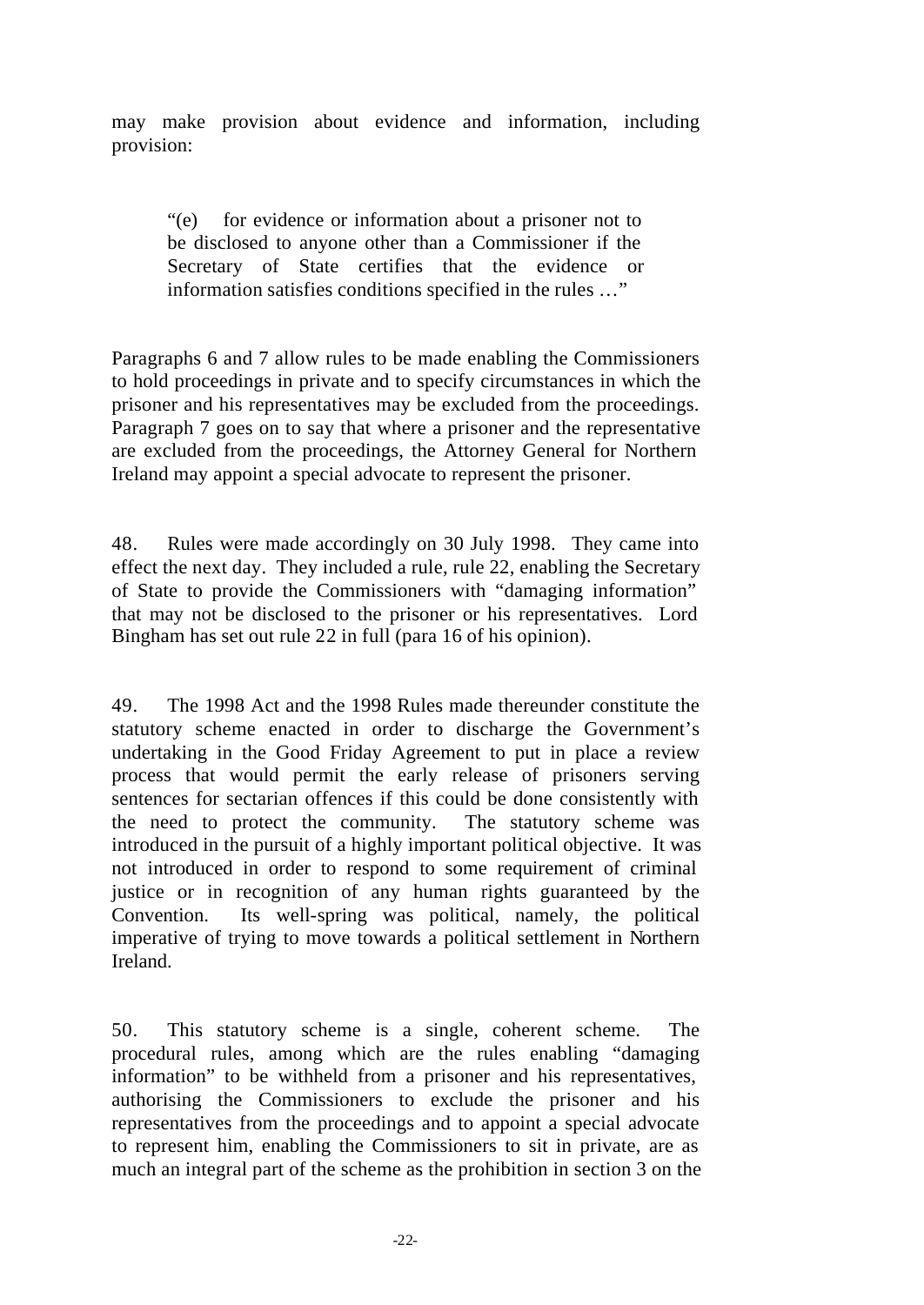may make provision about evidence and information, including provision:

> "(e) for evidence or information about a prisoner not to be disclosed to anyone other than a Commissioner if the Secretary of State certifies that the evidence or information satisfies conditions specified in the rules …"

Paragraphs 6 and 7 allow rules to be made enabling the Commissioners to hold proceedings in private and to specify circumstances in which the prisoner and his representatives may be excluded from the proceedings. Paragraph 7 goes on to say that where a prisoner and the representative are excluded from the proceedings, the Attorney General for Northern Ireland may appoint a special advocate to represent the prisoner.

48. Rules were made accordingly on 30 July 1998. They came into effect the next day. They included a rule, rule 22, enabling the Secretary of State to provide the Commissioners with "damaging information" that may not be disclosed to the prisoner or his representatives. Lord Bingham has set out rule 22 in full (para 16 of his opinion).

49. The 1998 Act and the 1998 Rules made thereunder constitute the statutory scheme enacted in order to discharge the Government's undertaking in the Good Friday Agreement to put in place a review process that would permit the early release of prisoners serving sentences for sectarian offences if this could be done consistently with the need to protect the community. The statutory scheme was introduced in the pursuit of a highly important political objective. It was not introduced in order to respond to some requirement of criminal justice or in recognition of any human rights guaranteed by the Convention. Its well-spring was political, namely, the political imperative of trying to move towards a political settlement in Northern Ireland.

50. This statutory scheme is a single, coherent scheme. The procedural rules, among which are the rules enabling "damaging information" to be withheld from a prisoner and his representatives, authorising the Commissioners to exclude the prisoner and his representatives from the proceedings and to appoint a special advocate to represent him, enabling the Commissioners to sit in private, are as much an integral part of the scheme as the prohibition in section 3 on the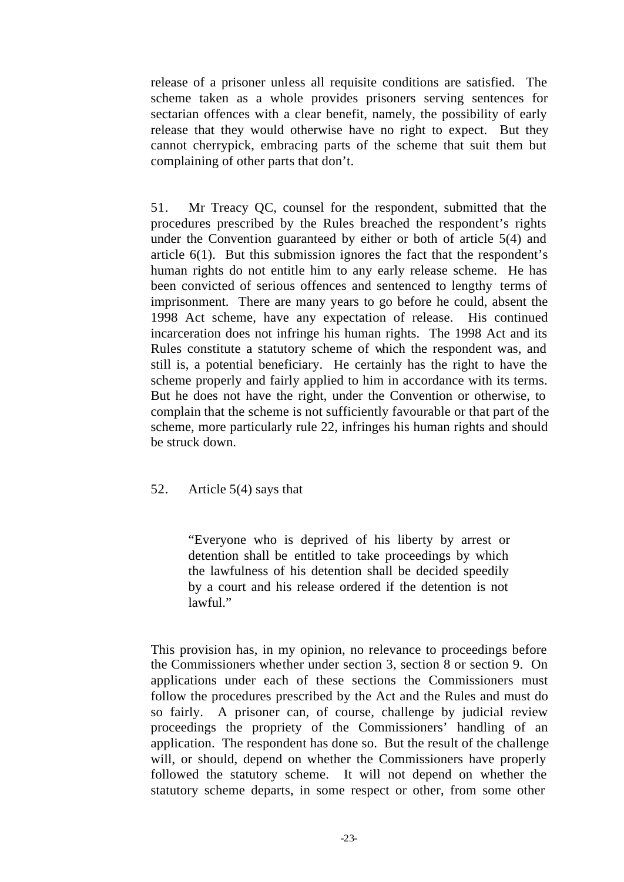release of a prisoner unless all requisite conditions are satisfied. The scheme taken as a whole provides prisoners serving sentences for sectarian offences with a clear benefit, namely, the possibility of early release that they would otherwise have no right to expect. But they cannot cherrypick, embracing parts of the scheme that suit them but complaining of other parts that don't.

51. Mr Treacy QC, counsel for the respondent, submitted that the procedures prescribed by the Rules breached the respondent's rights under the Convention guaranteed by either or both of article 5(4) and article 6(1). But this submission ignores the fact that the respondent's human rights do not entitle him to any early release scheme. He has been convicted of serious offences and sentenced to lengthy terms of imprisonment. There are many years to go before he could, absent the 1998 Act scheme, have any expectation of release. His continued incarceration does not infringe his human rights. The 1998 Act and its Rules constitute a statutory scheme of which the respondent was, and still is, a potential beneficiary. He certainly has the right to have the scheme properly and fairly applied to him in accordance with its terms. But he does not have the right, under the Convention or otherwise, to complain that the scheme is not sufficiently favourable or that part of the scheme, more particularly rule 22, infringes his human rights and should be struck down.

52. Article 5(4) says that

> "Everyone who is deprived of his liberty by arrest or detention shall be entitled to take proceedings by which the lawfulness of his detention shall be decided speedily by a court and his release ordered if the detention is not lawful."

This provision has, in my opinion, no relevance to proceedings before the Commissioners whether under section 3, section 8 or section 9. On applications under each of these sections the Commissioners must follow the procedures prescribed by the Act and the Rules and must do so fairly. A prisoner can, of course, challenge by judicial review proceedings the propriety of the Commissioners' handling of an application. The respondent has done so. But the result of the challenge will, or should, depend on whether the Commissioners have properly followed the statutory scheme. It will not depend on whether the statutory scheme departs, in some respect or other, from some other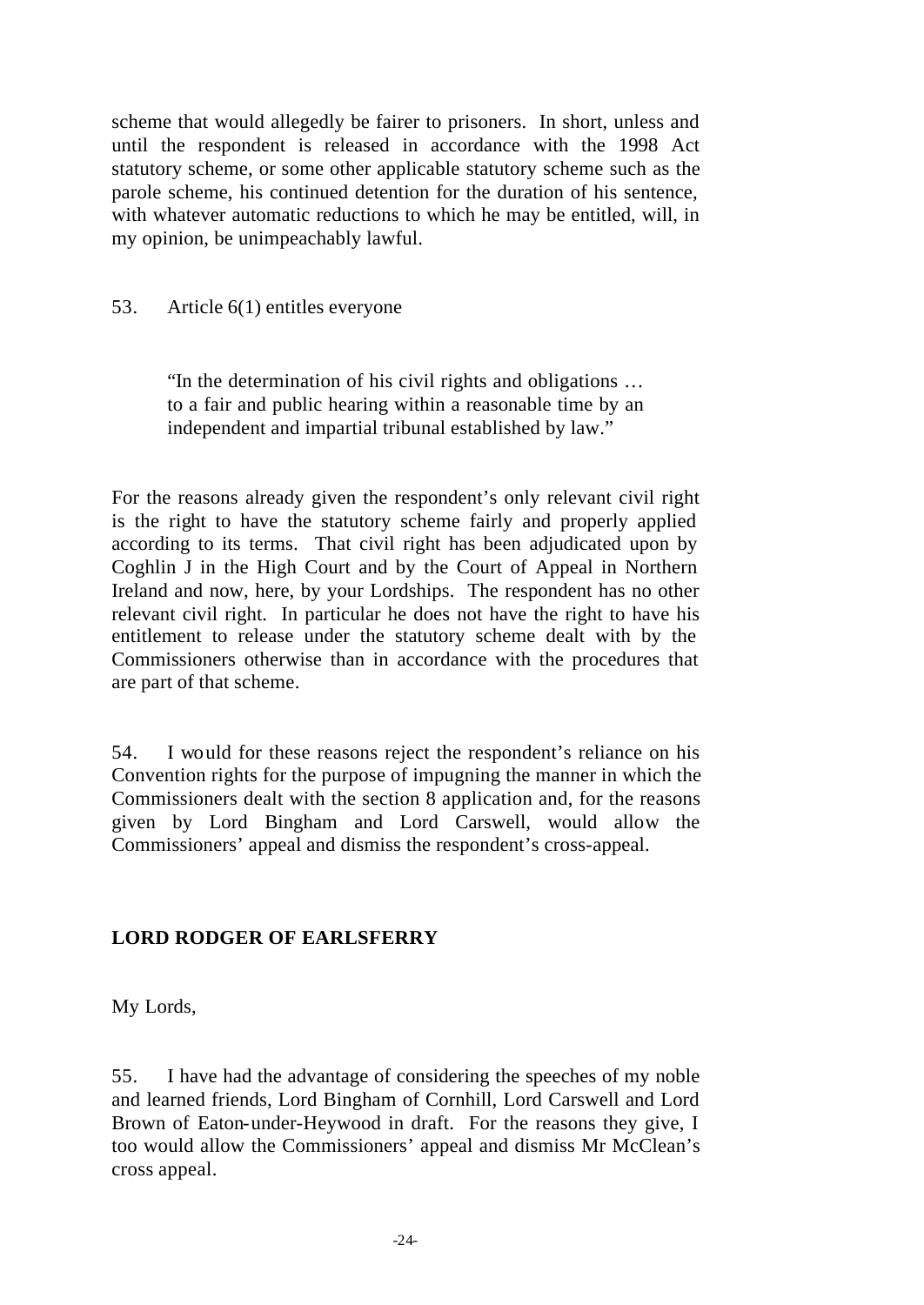scheme that would allegedly be fairer to prisoners. In short, unless and until the respondent is released in accordance with the 1998 Act statutory scheme, or some other applicable statutory scheme such as the parole scheme, his continued detention for the duration of his sentence, with whatever automatic reductions to which he may be entitled, will, in my opinion, be unimpeachably lawful.

53. Article 6(1) entitles everyone

> "In the determination of his civil rights and obligations … to a fair and public hearing within a reasonable time by an independent and impartial tribunal established by law."

For the reasons already given the respondent's only relevant civil right is the right to have the statutory scheme fairly and properly applied according to its terms. That civil right has been adjudicated upon by Coghlin J in the High Court and by the Court of Appeal in Northern Ireland and now, here, by your Lordships. The respondent has no other relevant civil right. In particular he does not have the right to have his entitlement to release under the statutory scheme dealt with by the Commissioners otherwise than in accordance with the procedures that are part of that scheme.

54. I would for these reasons reject the respondent's reliance on his Convention rights for the purpose of impugning the manner in which the Commissioners dealt with the section 8 application and, for the reasons given by Lord Bingham and Lord Carswell, would allow the Commissioners' appeal and dismiss the respondent's cross-appeal.

**LORD RODGER OF EARLSFERRY**

My Lords,

55. I have had the advantage of considering the speeches of my noble and learned friends, Lord Bingham of Cornhill, Lord Carswell and Lord Brown of Eaton-under-Heywood in draft. For the reasons they give, I too would allow the Commissioners' appeal and dismiss Mr McClean's cross appeal.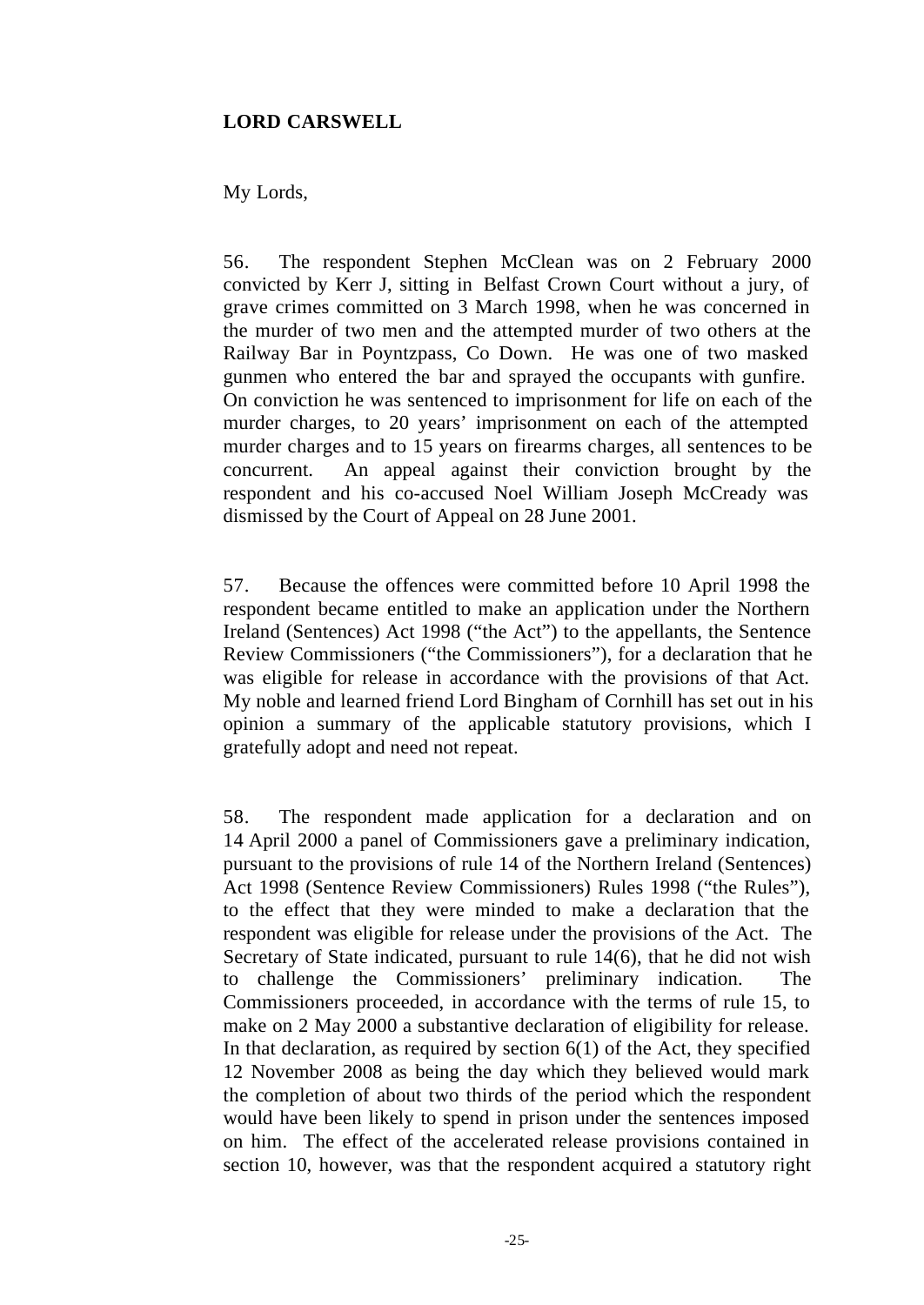**LORD CARSWELL**

My Lords,

56. The respondent Stephen McClean was on 2 February 2000 convicted by Kerr J, sitting in Belfast Crown Court without a jury, of grave crimes committed on 3 March 1998, when he was concerned in the murder of two men and the attempted murder of two others at the Railway Bar in Poyntzpass, Co Down. He was one of two masked gunmen who entered the bar and sprayed the occupants with gunfire. On conviction he was sentenced to imprisonment for life on each of the murder charges, to 20 years' imprisonment on each of the attempted murder charges and to 15 years on firearms charges, all sentences to be concurrent. An appeal against their conviction brought by the respondent and his co-accused Noel William Joseph McCready was dismissed by the Court of Appeal on 28 June 2001.

57. Because the offences were committed before 10 April 1998 the respondent became entitled to make an application under the Northern Ireland (Sentences) Act 1998 ("the Act") to the appellants, the Sentence Review Commissioners ("the Commissioners"), for a declaration that he was eligible for release in accordance with the provisions of that Act. My noble and learned friend Lord Bingham of Cornhill has set out in his opinion a summary of the applicable statutory provisions, which I gratefully adopt and need not repeat.

58. The respondent made application for a declaration and on 14 April 2000 a panel of Commissioners gave a preliminary indication, pursuant to the provisions of rule 14 of the Northern Ireland (Sentences) Act 1998 (Sentence Review Commissioners) Rules 1998 ("the Rules"), to the effect that they were minded to make a declaration that the respondent was eligible for release under the provisions of the Act. The Secretary of State indicated, pursuant to rule 14(6), that he did not wish to challenge the Commissioners' preliminary indication. The Commissioners proceeded, in accordance with the terms of rule 15, to make on 2 May 2000 a substantive declaration of eligibility for release. In that declaration, as required by section 6(1) of the Act, they specified 12 November 2008 as being the day which they believed would mark the completion of about two thirds of the period which the respondent would have been likely to spend in prison under the sentences imposed on him. The effect of the accelerated release provisions contained in section 10, however, was that the respondent acquired a statutory right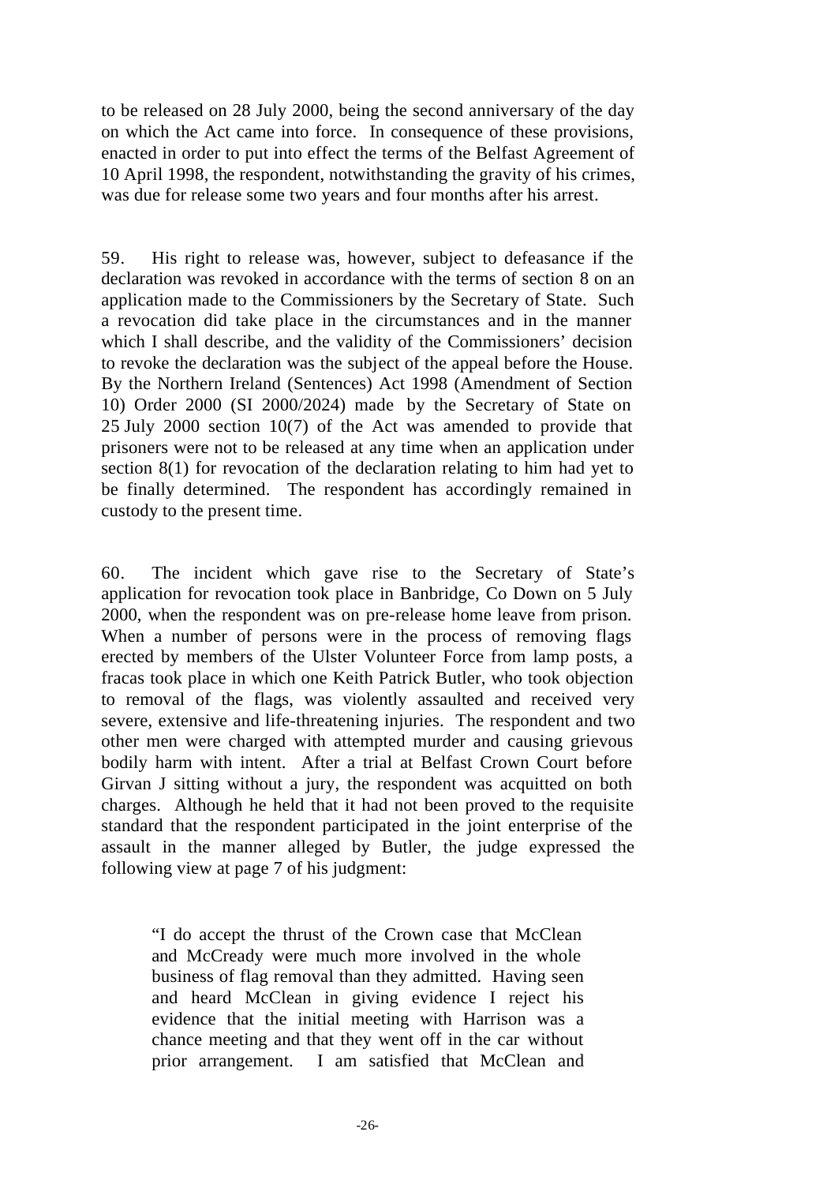to be released on 28 July 2000, being the second anniversary of the day on which the Act came into force. In consequence of these provisions, enacted in order to put into effect the terms of the Belfast Agreement of 10 April 1998, the respondent, notwithstanding the gravity of his crimes, was due for release some two years and four months after his arrest.

59. His right to release was, however, subject to defeasance if the declaration was revoked in accordance with the terms of section 8 on an application made to the Commissioners by the Secretary of State. Such a revocation did take place in the circumstances and in the manner which I shall describe, and the validity of the Commissioners' decision to revoke the declaration was the subject of the appeal before the House. By the Northern Ireland (Sentences) Act 1998 (Amendment of Section 10) Order 2000 (SI 2000/2024) made by the Secretary of State on 25 July 2000 section 10(7) of the Act was amended to provide that prisoners were not to be released at any time when an application under section 8(1) for revocation of the declaration relating to him had yet to be finally determined. The respondent has accordingly remained in custody to the present time.

60. The incident which gave rise to the Secretary of State's application for revocation took place in Banbridge, Co Down on 5 July 2000, when the respondent was on pre-release home leave from prison. When a number of persons were in the process of removing flags erected by members of the Ulster Volunteer Force from lamp posts, a fracas took place in which one Keith Patrick Butler, who took objection to removal of the flags, was violently assaulted and received very severe, extensive and life-threatening injuries. The respondent and two other men were charged with attempted murder and causing grievous bodily harm with intent. After a trial at Belfast Crown Court before Girvan J sitting without a jury, the respondent was acquitted on both charges. Although he held that it had not been proved to the requisite standard that the respondent participated in the joint enterprise of the assault in the manner alleged by Butler, the judge expressed the following view at page 7 of his judgment:

> "I do accept the thrust of the Crown case that McClean and McCready were much more involved in the whole business of flag removal than they admitted. Having seen and heard McClean in giving evidence I reject his evidence that the initial meeting with Harrison was a chance meeting and that they went off in the car without prior arrangement. I am satisfied that McClean and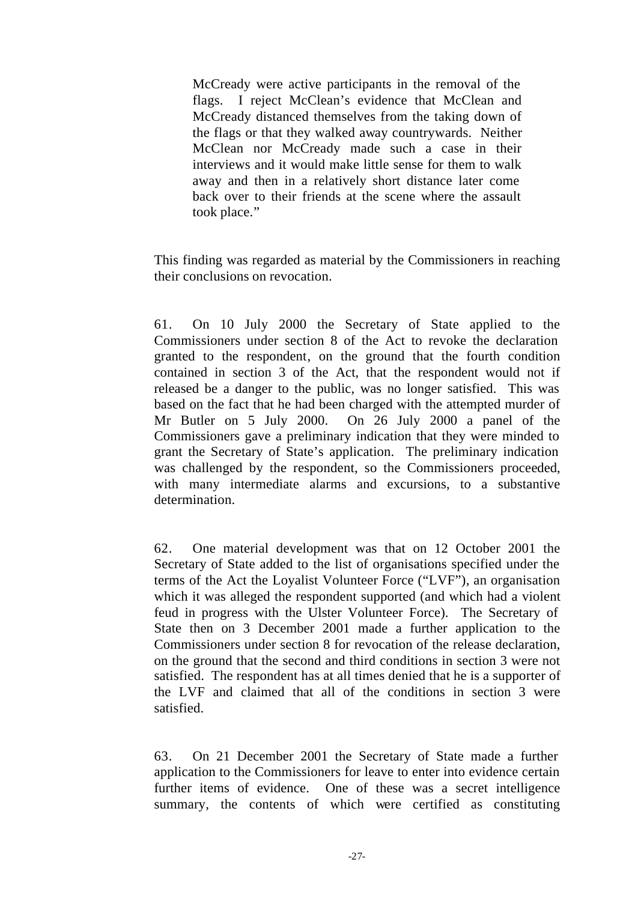> McCready were active participants in the removal of the flags. I reject McClean's evidence that McClean and McCready distanced themselves from the taking down of the flags or that they walked away countrywards. Neither McClean nor McCready made such a case in their interviews and it would make little sense for them to walk away and then in a relatively short distance later come back over to their friends at the scene where the assault took place."

This finding was regarded as material by the Commissioners in reaching their conclusions on revocation.

61. On 10 July 2000 the Secretary of State applied to the Commissioners under section 8 of the Act to revoke the declaration granted to the respondent, on the ground that the fourth condition contained in section 3 of the Act, that the respondent would not if released be a danger to the public, was no longer satisfied. This was based on the fact that he had been charged with the attempted murder of Mr Butler on 5 July 2000. On 26 July 2000 a panel of the Commissioners gave a preliminary indication that they were minded to grant the Secretary of State's application. The preliminary indication was challenged by the respondent, so the Commissioners proceeded, with many intermediate alarms and excursions, to a substantive determination.

62. One material development was that on 12 October 2001 the Secretary of State added to the list of organisations specified under the terms of the Act the Loyalist Volunteer Force ("LVF"), an organisation which it was alleged the respondent supported (and which had a violent feud in progress with the Ulster Volunteer Force). The Secretary of State then on 3 December 2001 made a further application to the Commissioners under section 8 for revocation of the release declaration, on the ground that the second and third conditions in section 3 were not satisfied. The respondent has at all times denied that he is a supporter of the LVF and claimed that all of the conditions in section 3 were satisfied.

63. On 21 December 2001 the Secretary of State made a further application to the Commissioners for leave to enter into evidence certain further items of evidence. One of these was a secret intelligence summary, the contents of which were certified as constituting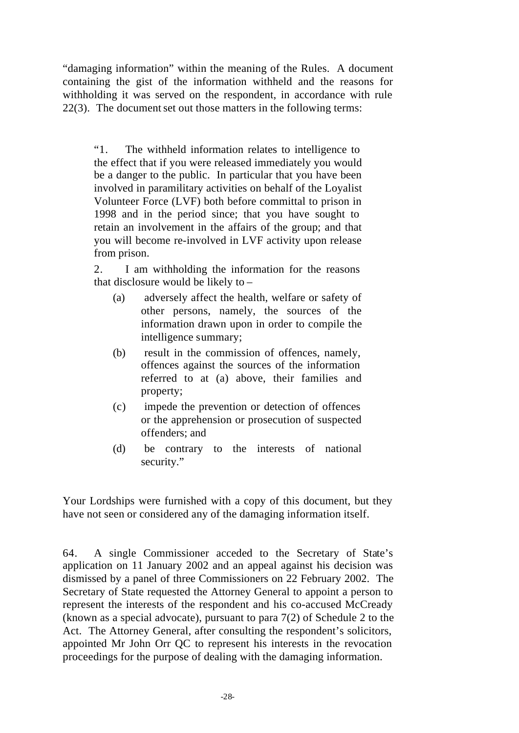"damaging information" within the meaning of the Rules. A document containing the gist of the information withheld and the reasons for withholding it was served on the respondent, in accordance with rule 22(3). The document set out those matters in the following terms:

> "1. The withheld information relates to intelligence to the effect that if you were released immediately you would be a danger to the public. In particular that you have been involved in paramilitary activities on behalf of the Loyalist Volunteer Force (LVF) both before committal to prison in 1998 and in the period since; that you have sought to retain an involvement in the affairs of the group; and that you will become re-involved in LVF activity upon release from prison.
>
> 2. I am withholding the information for the reasons that disclosure would be likely to –
>
> (a) adversely affect the health, welfare or safety of other persons, namely, the sources of the information drawn upon in order to compile the intelligence summary;
>
> (b) result in the commission of offences, namely, offences against the sources of the information referred to at (a) above, their families and property;
>
> (c) impede the prevention or detection of offences or the apprehension or prosecution of suspected offenders; and
>
> (d) be contrary to the interests of national security."

Your Lordships were furnished with a copy of this document, but they have not seen or considered any of the damaging information itself.

64. A single Commissioner acceded to the Secretary of State's application on 11 January 2002 and an appeal against his decision was dismissed by a panel of three Commissioners on 22 February 2002. The Secretary of State requested the Attorney General to appoint a person to represent the interests of the respondent and his co-accused McCready (known as a special advocate), pursuant to para 7(2) of Schedule 2 to the Act. The Attorney General, after consulting the respondent's solicitors, appointed Mr John Orr QC to represent his interests in the revocation proceedings for the purpose of dealing with the damaging information.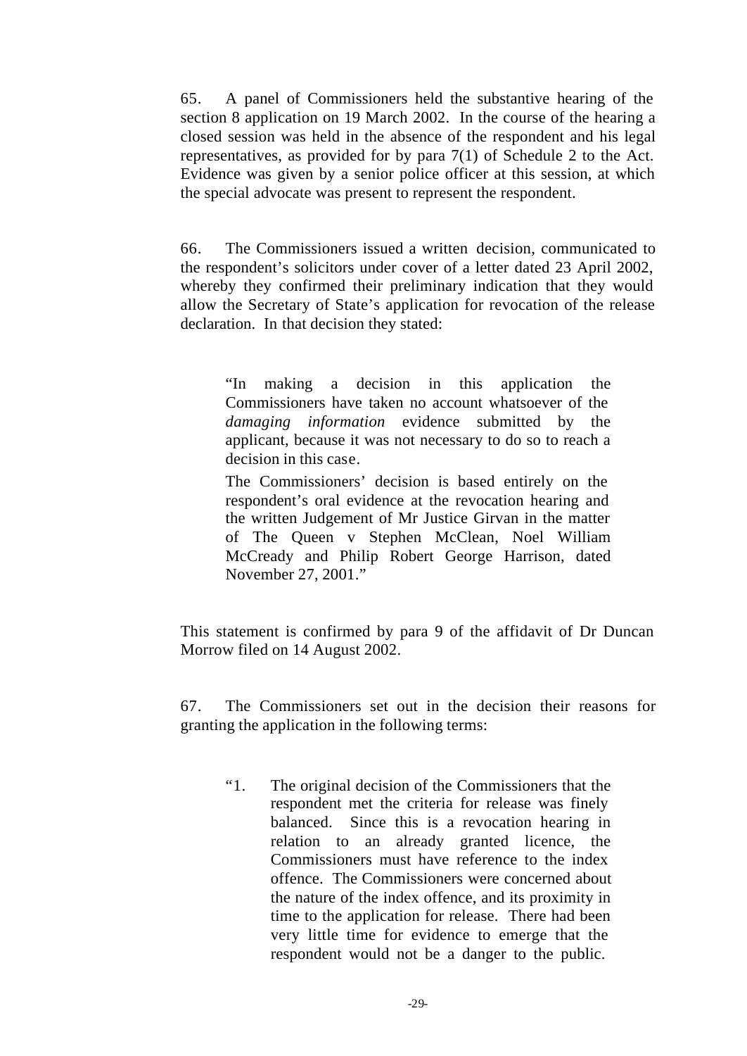65. A panel of Commissioners held the substantive hearing of the section 8 application on 19 March 2002. In the course of the hearing a closed session was held in the absence of the respondent and his legal representatives, as provided for by para 7(1) of Schedule 2 to the Act. Evidence was given by a senior police officer at this session, at which the special advocate was present to represent the respondent.

66. The Commissioners issued a written decision, communicated to the respondent's solicitors under cover of a letter dated 23 April 2002, whereby they confirmed their preliminary indication that they would allow the Secretary of State's application for revocation of the release declaration. In that decision they stated:

> "In making a decision in this application the Commissioners have taken no account whatsoever of the *damaging information* evidence submitted by the applicant, because it was not necessary to do so to reach a decision in this case.
>
> The Commissioners' decision is based entirely on the respondent's oral evidence at the revocation hearing and the written Judgement of Mr Justice Girvan in the matter of The Queen v Stephen McClean, Noel William McCready and Philip Robert George Harrison, dated November 27, 2001."

This statement is confirmed by para 9 of the affidavit of Dr Duncan Morrow filed on 14 August 2002.

67. The Commissioners set out in the decision their reasons for granting the application in the following terms:

> "1. The original decision of the Commissioners that the respondent met the criteria for release was finely balanced. Since this is a revocation hearing in relation to an already granted licence, the Commissioners must have reference to the index offence. The Commissioners were concerned about the nature of the index offence, and its proximity in time to the application for release. There had been very little time for evidence to emerge that the respondent would not be a danger to the public.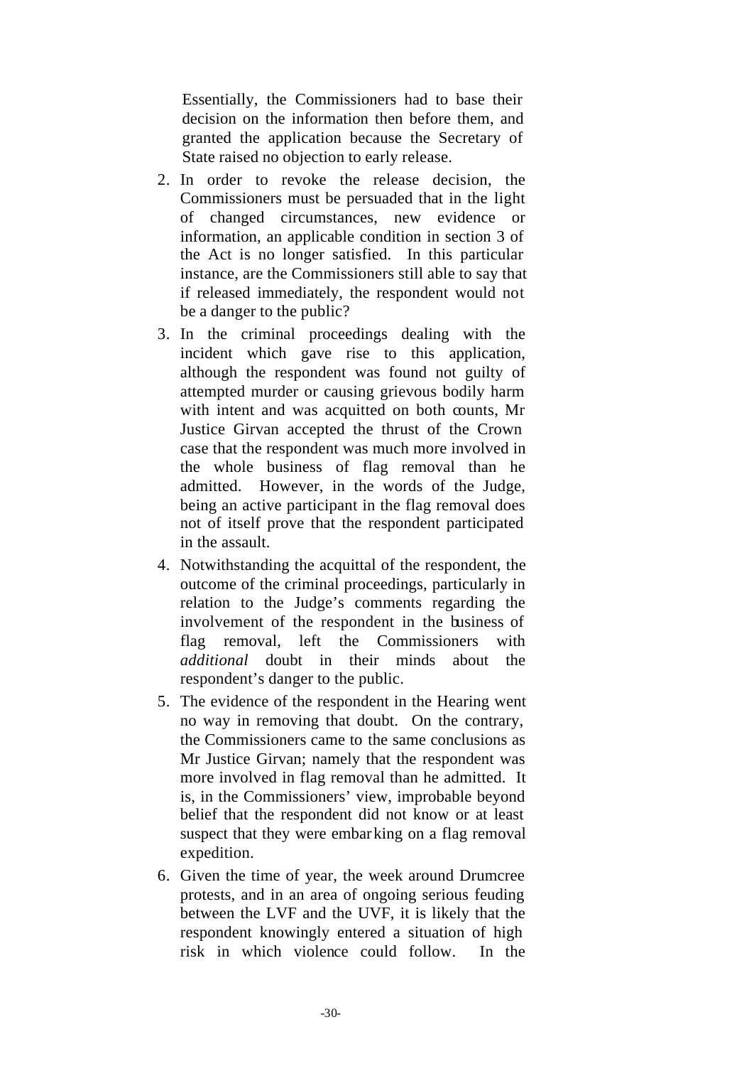Essentially, the Commissioners had to base their decision on the information then before them, and granted the application because the Secretary of State raised no objection to early release.

2. In order to revoke the release decision, the Commissioners must be persuaded that in the light of changed circumstances, new evidence or information, an applicable condition in section 3 of the Act is no longer satisfied. In this particular instance, are the Commissioners still able to say that if released immediately, the respondent would not be a danger to the public?

3. In the criminal proceedings dealing with the incident which gave rise to this application, although the respondent was found not guilty of attempted murder or causing grievous bodily harm with intent and was acquitted on both counts, Mr Justice Girvan accepted the thrust of the Crown case that the respondent was much more involved in the whole business of flag removal than he admitted. However, in the words of the Judge, being an active participant in the flag removal does not of itself prove that the respondent participated in the assault.

4. Notwithstanding the acquittal of the respondent, the outcome of the criminal proceedings, particularly in relation to the Judge's comments regarding the involvement of the respondent in the business of flag removal, left the Commissioners with *additional* doubt in their minds about the respondent's danger to the public.

5. The evidence of the respondent in the Hearing went no way in removing that doubt. On the contrary, the Commissioners came to the same conclusions as Mr Justice Girvan; namely that the respondent was more involved in flag removal than he admitted. It is, in the Commissioners' view, improbable beyond belief that the respondent did not know or at least suspect that they were embarking on a flag removal expedition.

6. Given the time of year, the week around Drumcree protests, and in an area of ongoing serious feuding between the LVF and the UVF, it is likely that the respondent knowingly entered a situation of high risk in which violence could follow. In the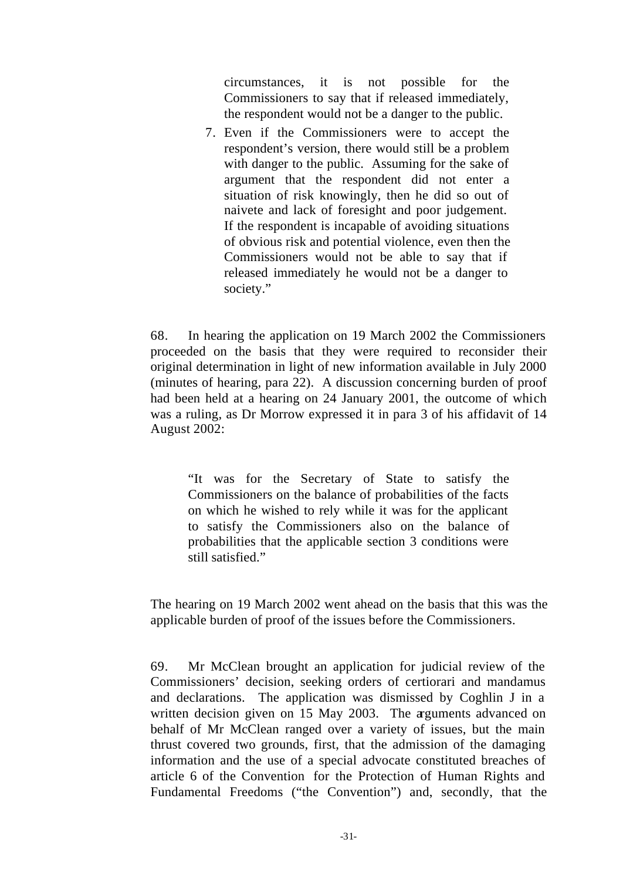> circumstances, it is not possible for the Commissioners to say that if released immediately, the respondent would not be a danger to the public.
>
> 7. Even if the Commissioners were to accept the respondent's version, there would still be a problem with danger to the public. Assuming for the sake of argument that the respondent did not enter a situation of risk knowingly, then he did so out of naivete and lack of foresight and poor judgement. If the respondent is incapable of avoiding situations of obvious risk and potential violence, even then the Commissioners would not be able to say that if released immediately he would not be a danger to society."

68. In hearing the application on 19 March 2002 the Commissioners proceeded on the basis that they were required to reconsider their original determination in light of new information available in July 2000 (minutes of hearing, para 22). A discussion concerning burden of proof had been held at a hearing on 24 January 2001, the outcome of which was a ruling, as Dr Morrow expressed it in para 3 of his affidavit of 14 August 2002:

> "It was for the Secretary of State to satisfy the Commissioners on the balance of probabilities of the facts on which he wished to rely while it was for the applicant to satisfy the Commissioners also on the balance of probabilities that the applicable section 3 conditions were still satisfied."

The hearing on 19 March 2002 went ahead on the basis that this was the applicable burden of proof of the issues before the Commissioners.

69. Mr McClean brought an application for judicial review of the Commissioners' decision, seeking orders of certiorari and mandamus and declarations. The application was dismissed by Coghlin J in a written decision given on 15 May 2003. The arguments advanced on behalf of Mr McClean ranged over a variety of issues, but the main thrust covered two grounds, first, that the admission of the damaging information and the use of a special advocate constituted breaches of article 6 of the Convention for the Protection of Human Rights and Fundamental Freedoms ("the Convention") and, secondly, that the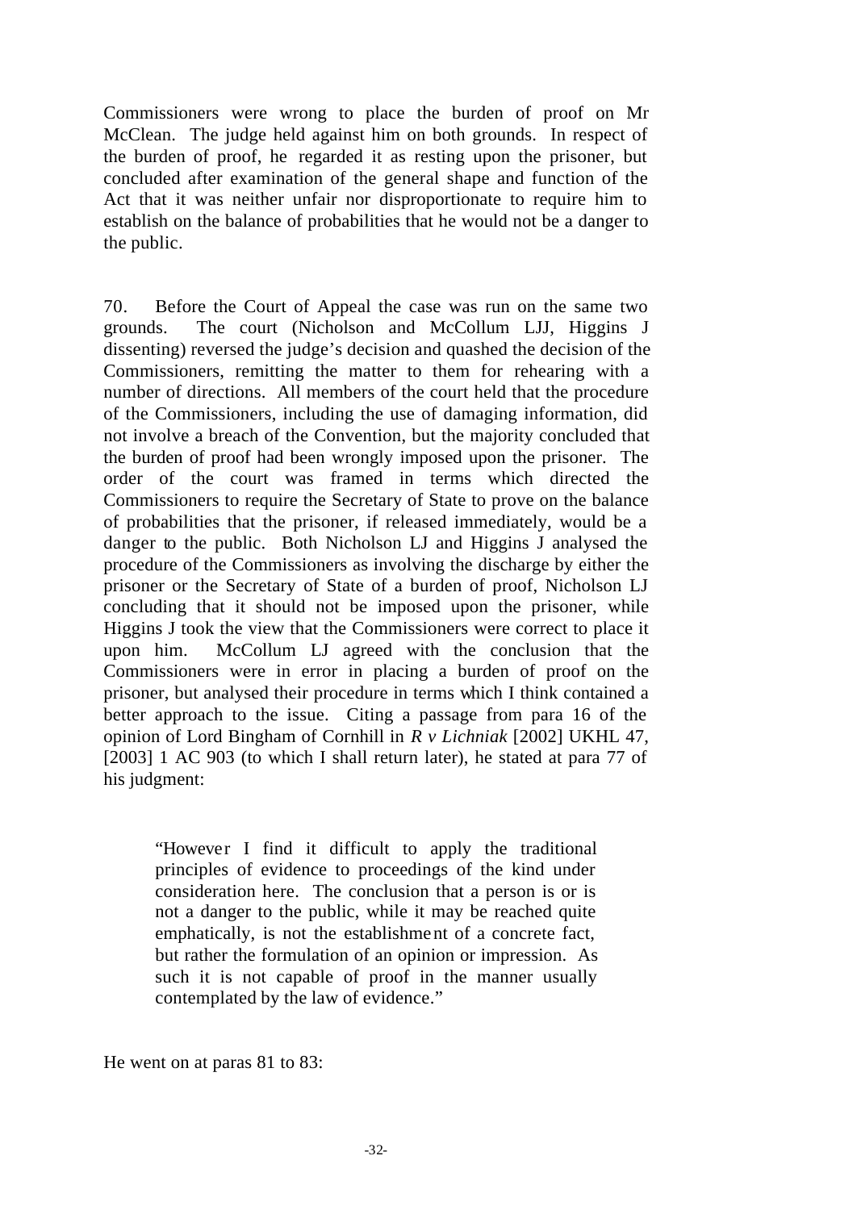Commissioners were wrong to place the burden of proof on Mr McClean. The judge held against him on both grounds. In respect of the burden of proof, he regarded it as resting upon the prisoner, but concluded after examination of the general shape and function of the Act that it was neither unfair nor disproportionate to require him to establish on the balance of probabilities that he would not be a danger to the public.

70. Before the Court of Appeal the case was run on the same two grounds. The court (Nicholson and McCollum LJJ, Higgins J dissenting) reversed the judge's decision and quashed the decision of the Commissioners, remitting the matter to them for rehearing with a number of directions. All members of the court held that the procedure of the Commissioners, including the use of damaging information, did not involve a breach of the Convention, but the majority concluded that the burden of proof had been wrongly imposed upon the prisoner. The order of the court was framed in terms which directed the Commissioners to require the Secretary of State to prove on the balance of probabilities that the prisoner, if released immediately, would be a danger to the public. Both Nicholson LJ and Higgins J analysed the procedure of the Commissioners as involving the discharge by either the prisoner or the Secretary of State of a burden of proof, Nicholson LJ concluding that it should not be imposed upon the prisoner, while Higgins J took the view that the Commissioners were correct to place it upon him. McCollum LJ agreed with the conclusion that the Commissioners were in error in placing a burden of proof on the prisoner, but analysed their procedure in terms which I think contained a better approach to the issue. Citing a passage from para 16 of the opinion of Lord Bingham of Cornhill in *R v Lichniak* [2002] UKHL 47, [2003] 1 AC 903 (to which I shall return later), he stated at para 77 of his judgment:

> "However I find it difficult to apply the traditional principles of evidence to proceedings of the kind under consideration here. The conclusion that a person is or is not a danger to the public, while it may be reached quite emphatically, is not the establishment of a concrete fact, but rather the formulation of an opinion or impression. As such it is not capable of proof in the manner usually contemplated by the law of evidence."

He went on at paras 81 to 83: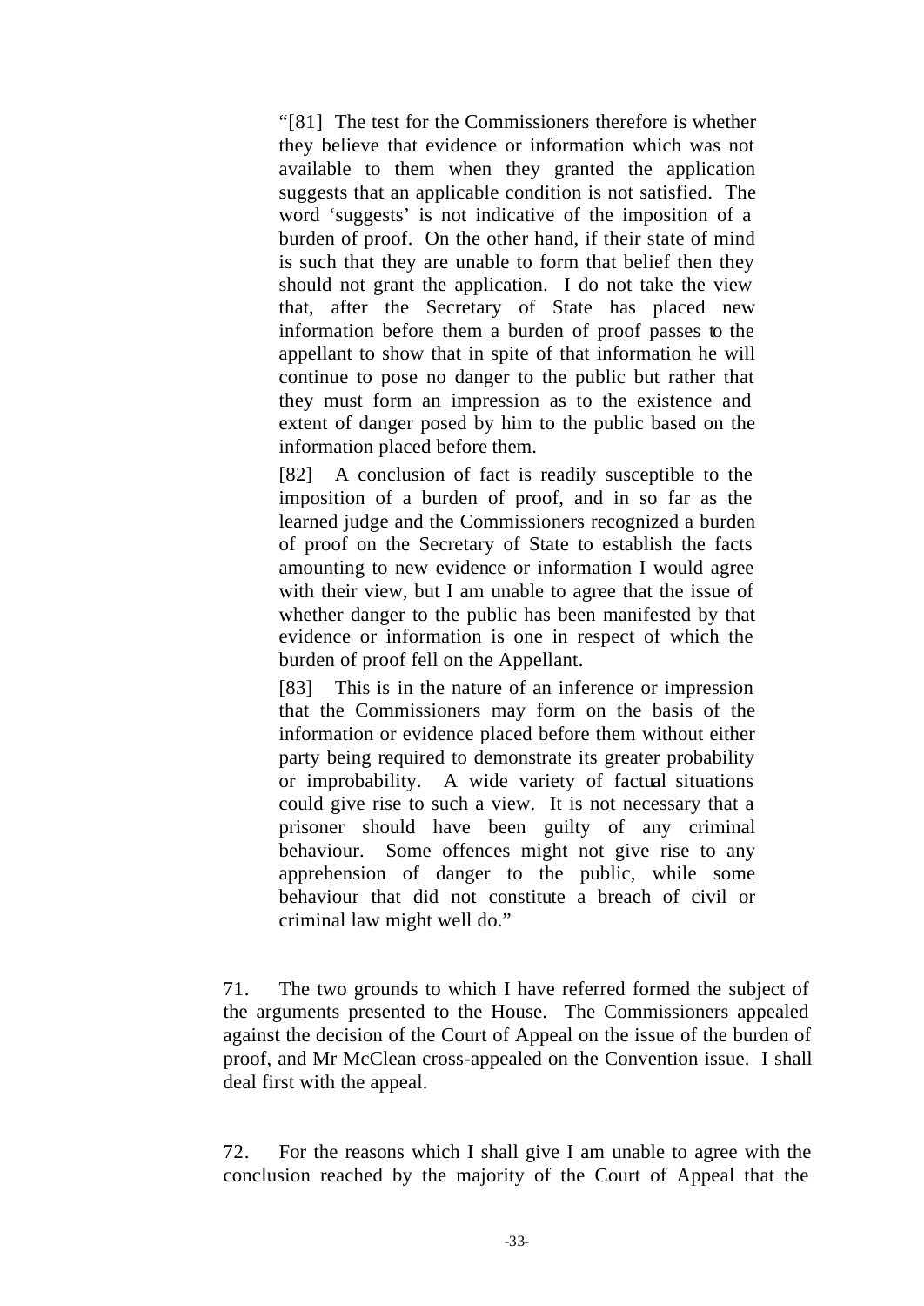> "[81] The test for the Commissioners therefore is whether they believe that evidence or information which was not available to them when they granted the application suggests that an applicable condition is not satisfied. The word 'suggests' is not indicative of the imposition of a burden of proof. On the other hand, if their state of mind is such that they are unable to form that belief then they should not grant the application. I do not take the view that, after the Secretary of State has placed new information before them a burden of proof passes to the appellant to show that in spite of that information he will continue to pose no danger to the public but rather that they must form an impression as to the existence and extent of danger posed by him to the public based on the information placed before them.
>
> [82] A conclusion of fact is readily susceptible to the imposition of a burden of proof, and in so far as the learned judge and the Commissioners recognized a burden of proof on the Secretary of State to establish the facts amounting to new evidence or information I would agree with their view, but I am unable to agree that the issue of whether danger to the public has been manifested by that evidence or information is one in respect of which the burden of proof fell on the Appellant.
>
> [83] This is in the nature of an inference or impression that the Commissioners may form on the basis of the information or evidence placed before them without either party being required to demonstrate its greater probability or improbability. A wide variety of factual situations could give rise to such a view. It is not necessary that a prisoner should have been guilty of any criminal behaviour. Some offences might not give rise to any apprehension of danger to the public, while some behaviour that did not constitute a breach of civil or criminal law might well do."

71. The two grounds to which I have referred formed the subject of the arguments presented to the House. The Commissioners appealed against the decision of the Court of Appeal on the issue of the burden of proof, and Mr McClean cross-appealed on the Convention issue. I shall deal first with the appeal.

72. For the reasons which I shall give I am unable to agree with the conclusion reached by the majority of the Court of Appeal that the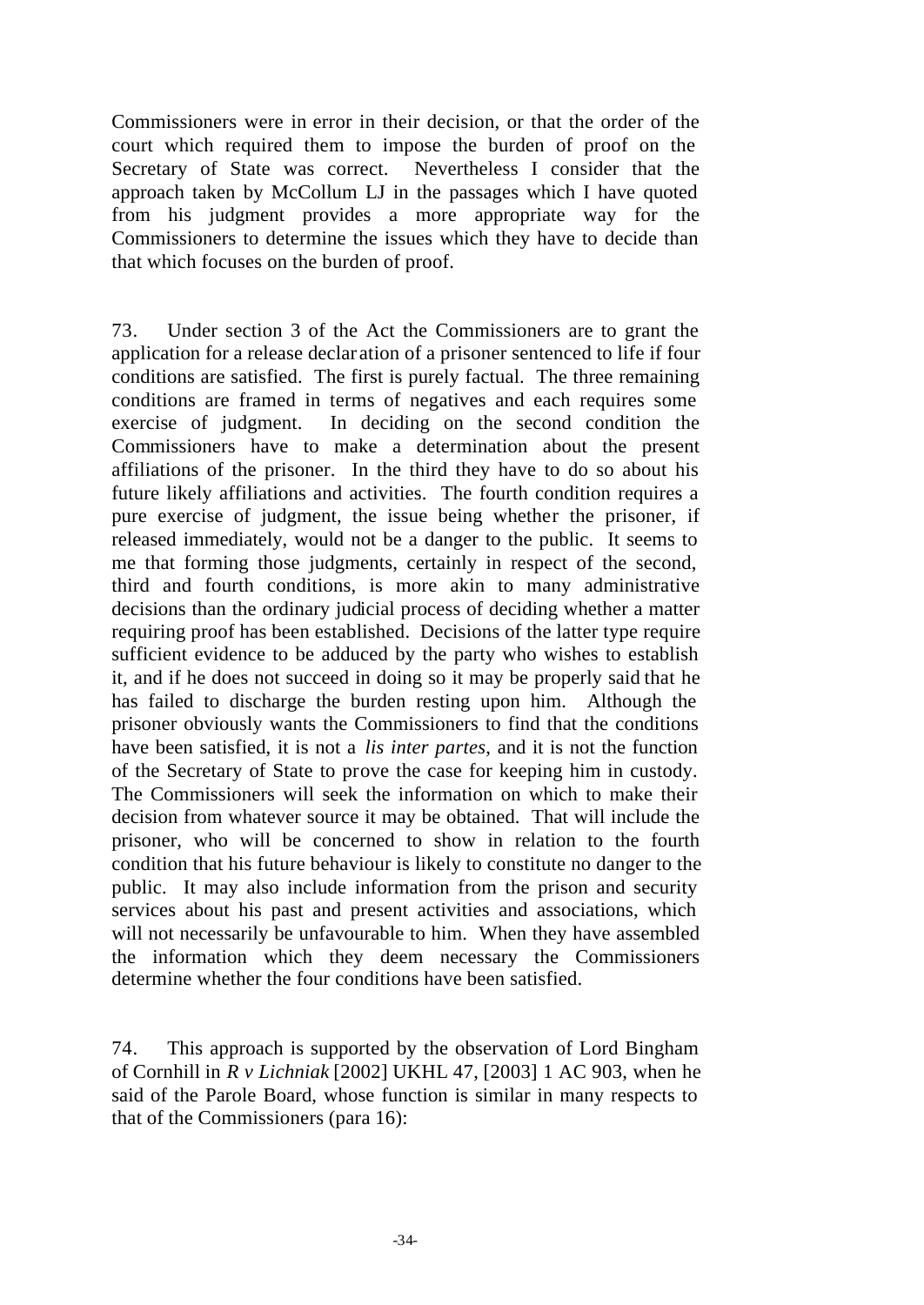Commissioners were in error in their decision, or that the order of the court which required them to impose the burden of proof on the Secretary of State was correct. Nevertheless I consider that the approach taken by McCollum LJ in the passages which I have quoted from his judgment provides a more appropriate way for the Commissioners to determine the issues which they have to decide than that which focuses on the burden of proof.

73. Under section 3 of the Act the Commissioners are to grant the application for a release declaration of a prisoner sentenced to life if four conditions are satisfied. The first is purely factual. The three remaining conditions are framed in terms of negatives and each requires some exercise of judgment. In deciding on the second condition the Commissioners have to make a determination about the present affiliations of the prisoner. In the third they have to do so about his future likely affiliations and activities. The fourth condition requires a pure exercise of judgment, the issue being whether the prisoner, if released immediately, would not be a danger to the public. It seems to me that forming those judgments, certainly in respect of the second, third and fourth conditions, is more akin to many administrative decisions than the ordinary judicial process of deciding whether a matter requiring proof has been established. Decisions of the latter type require sufficient evidence to be adduced by the party who wishes to establish it, and if he does not succeed in doing so it may be properly said that he has failed to discharge the burden resting upon him. Although the prisoner obviously wants the Commissioners to find that the conditions have been satisfied, it is not a *lis inter partes*, and it is not the function of the Secretary of State to prove the case for keeping him in custody. The Commissioners will seek the information on which to make their decision from whatever source it may be obtained. That will include the prisoner, who will be concerned to show in relation to the fourth condition that his future behaviour is likely to constitute no danger to the public. It may also include information from the prison and security services about his past and present activities and associations, which will not necessarily be unfavourable to him. When they have assembled the information which they deem necessary the Commissioners determine whether the four conditions have been satisfied.

74. This approach is supported by the observation of Lord Bingham of Cornhill in *R v Lichniak* [2002] UKHL 47, [2003] 1 AC 903, when he said of the Parole Board, whose function is similar in many respects to that of the Commissioners (para 16):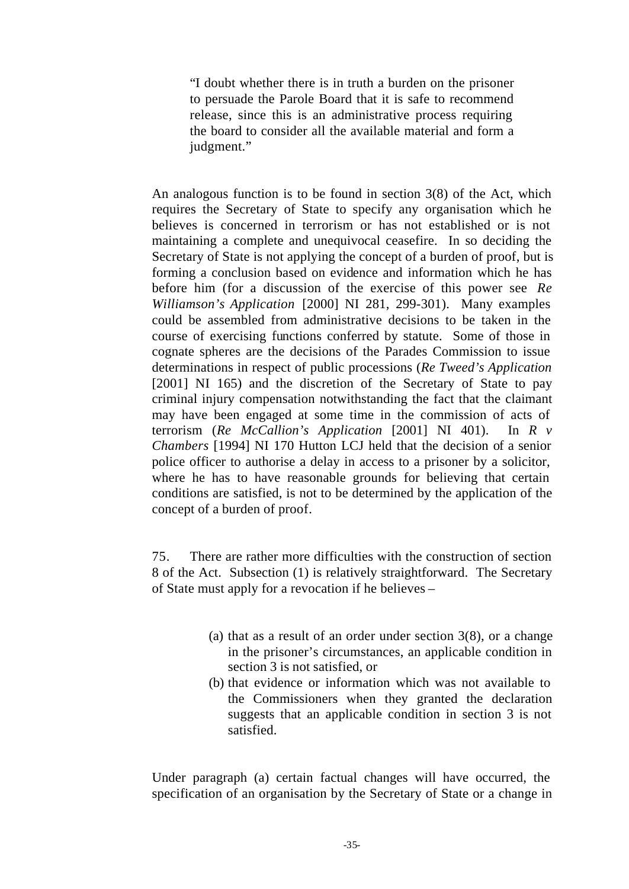> "I doubt whether there is in truth a burden on the prisoner to persuade the Parole Board that it is safe to recommend release, since this is an administrative process requiring the board to consider all the available material and form a judgment."

An analogous function is to be found in section 3(8) of the Act, which requires the Secretary of State to specify any organisation which he believes is concerned in terrorism or has not established or is not maintaining a complete and unequivocal ceasefire. In so deciding the Secretary of State is not applying the concept of a burden of proof, but is forming a conclusion based on evidence and information which he has before him (for a discussion of the exercise of this power see *Re Williamson's Application* [2000] NI 281, 299-301). Many examples could be assembled from administrative decisions to be taken in the course of exercising functions conferred by statute. Some of those in cognate spheres are the decisions of the Parades Commission to issue determinations in respect of public processions (*Re Tweed's Application* [2001] NI 165) and the discretion of the Secretary of State to pay criminal injury compensation notwithstanding the fact that the claimant may have been engaged at some time in the commission of acts of terrorism (*Re McCallion's Application* [2001] NI 401). In *R v Chambers* [1994] NI 170 Hutton LCJ held that the decision of a senior police officer to authorise a delay in access to a prisoner by a solicitor, where he has to have reasonable grounds for believing that certain conditions are satisfied, is not to be determined by the application of the concept of a burden of proof.

75. There are rather more difficulties with the construction of section 8 of the Act. Subsection (1) is relatively straightforward. The Secretary of State must apply for a revocation if he believes –

> (a) that as a result of an order under section 3(8), or a change in the prisoner's circumstances, an applicable condition in section 3 is not satisfied, or
> (b) that evidence or information which was not available to the Commissioners when they granted the declaration suggests that an applicable condition in section 3 is not satisfied.

Under paragraph (a) certain factual changes will have occurred, the specification of an organisation by the Secretary of State or a change in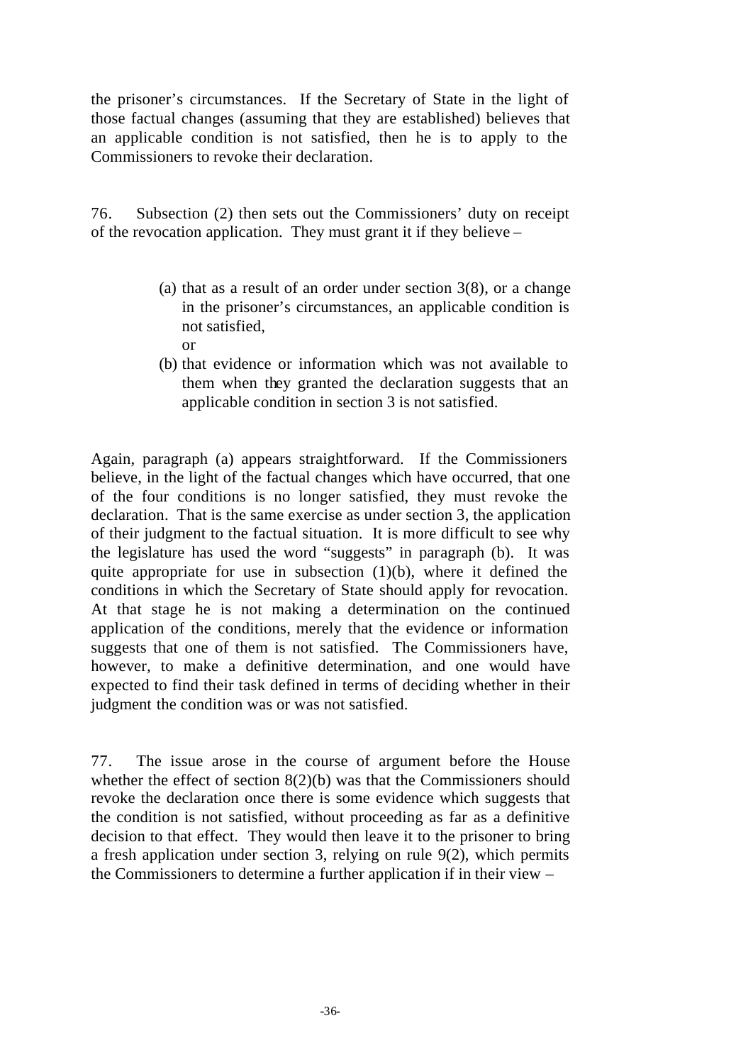the prisoner's circumstances. If the Secretary of State in the light of those factual changes (assuming that they are established) believes that an applicable condition is not satisfied, then he is to apply to the Commissioners to revoke their declaration.

76. Subsection (2) then sets out the Commissioners' duty on receipt of the revocation application. They must grant it if they believe –

> (a) that as a result of an order under section 3(8), or a change in the prisoner's circumstances, an applicable condition is not satisfied,
>
> or
>
> (b) that evidence or information which was not available to them when they granted the declaration suggests that an applicable condition in section 3 is not satisfied.

Again, paragraph (a) appears straightforward. If the Commissioners believe, in the light of the factual changes which have occurred, that one of the four conditions is no longer satisfied, they must revoke the declaration. That is the same exercise as under section 3, the application of their judgment to the factual situation. It is more difficult to see why the legislature has used the word "suggests" in paragraph (b). It was quite appropriate for use in subsection (1)(b), where it defined the conditions in which the Secretary of State should apply for revocation. At that stage he is not making a determination on the continued application of the conditions, merely that the evidence or information suggests that one of them is not satisfied. The Commissioners have, however, to make a definitive determination, and one would have expected to find their task defined in terms of deciding whether in their judgment the condition was or was not satisfied.

77. The issue arose in the course of argument before the House whether the effect of section 8(2)(b) was that the Commissioners should revoke the declaration once there is some evidence which suggests that the condition is not satisfied, without proceeding as far as a definitive decision to that effect. They would then leave it to the prisoner to bring a fresh application under section 3, relying on rule 9(2), which permits the Commissioners to determine a further application if in their view –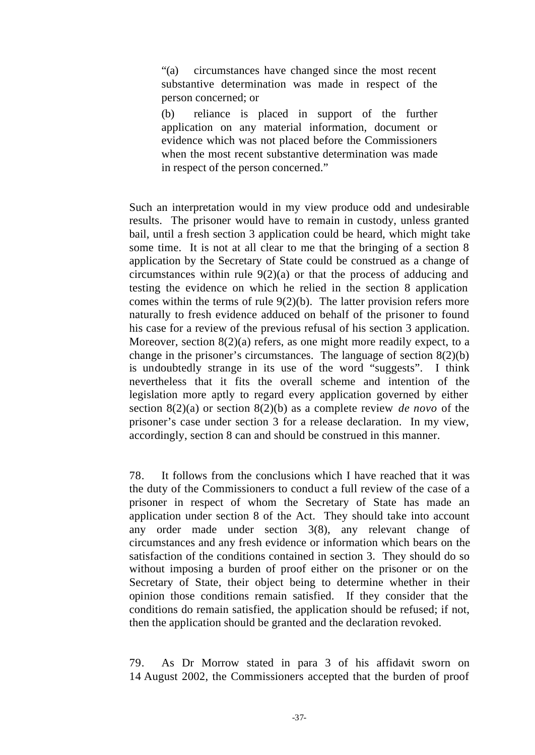> "(a) circumstances have changed since the most recent substantive determination was made in respect of the person concerned; or
>
> (b) reliance is placed in support of the further application on any material information, document or evidence which was not placed before the Commissioners when the most recent substantive determination was made in respect of the person concerned."

Such an interpretation would in my view produce odd and undesirable results. The prisoner would have to remain in custody, unless granted bail, until a fresh section 3 application could be heard, which might take some time. It is not at all clear to me that the bringing of a section 8 application by the Secretary of State could be construed as a change of circumstances within rule 9(2)(a) or that the process of adducing and testing the evidence on which he relied in the section 8 application comes within the terms of rule 9(2)(b). The latter provision refers more naturally to fresh evidence adduced on behalf of the prisoner to found his case for a review of the previous refusal of his section 3 application. Moreover, section 8(2)(a) refers, as one might more readily expect, to a change in the prisoner's circumstances. The language of section 8(2)(b) is undoubtedly strange in its use of the word "suggests". I think nevertheless that it fits the overall scheme and intention of the legislation more aptly to regard every application governed by either section 8(2)(a) or section 8(2)(b) as a complete review *de novo* of the prisoner's case under section 3 for a release declaration. In my view, accordingly, section 8 can and should be construed in this manner.

78. It follows from the conclusions which I have reached that it was the duty of the Commissioners to conduct a full review of the case of a prisoner in respect of whom the Secretary of State has made an application under section 8 of the Act. They should take into account any order made under section 3(8), any relevant change of circumstances and any fresh evidence or information which bears on the satisfaction of the conditions contained in section 3. They should do so without imposing a burden of proof either on the prisoner or on the Secretary of State, their object being to determine whether in their opinion those conditions remain satisfied. If they consider that the conditions do remain satisfied, the application should be refused; if not, then the application should be granted and the declaration revoked.

79. As Dr Morrow stated in para 3 of his affidavit sworn on 14 August 2002, the Commissioners accepted that the burden of proof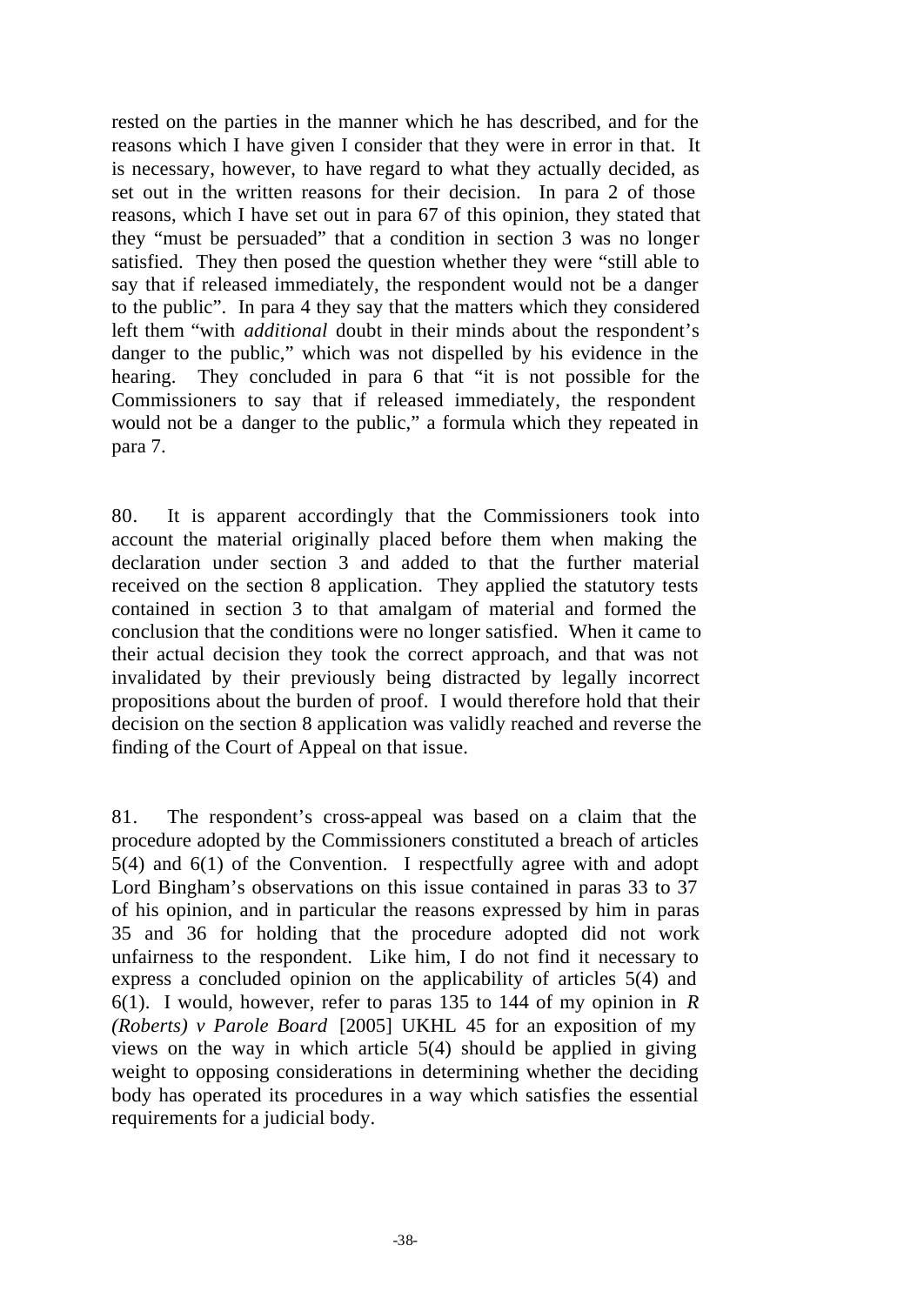rested on the parties in the manner which he has described, and for the reasons which I have given I consider that they were in error in that. It is necessary, however, to have regard to what they actually decided, as set out in the written reasons for their decision. In para 2 of those reasons, which I have set out in para 67 of this opinion, they stated that they "must be persuaded" that a condition in section 3 was no longer satisfied. They then posed the question whether they were "still able to say that if released immediately, the respondent would not be a danger to the public". In para 4 they say that the matters which they considered left them "with *additional* doubt in their minds about the respondent's danger to the public," which was not dispelled by his evidence in the hearing. They concluded in para 6 that "it is not possible for the Commissioners to say that if released immediately, the respondent would not be a danger to the public," a formula which they repeated in para 7.

80. It is apparent accordingly that the Commissioners took into account the material originally placed before them when making the declaration under section 3 and added to that the further material received on the section 8 application. They applied the statutory tests contained in section 3 to that amalgam of material and formed the conclusion that the conditions were no longer satisfied. When it came to their actual decision they took the correct approach, and that was not invalidated by their previously being distracted by legally incorrect propositions about the burden of proof. I would therefore hold that their decision on the section 8 application was validly reached and reverse the finding of the Court of Appeal on that issue.

81. The respondent's cross-appeal was based on a claim that the procedure adopted by the Commissioners constituted a breach of articles 5(4) and 6(1) of the Convention. I respectfully agree with and adopt Lord Bingham's observations on this issue contained in paras 33 to 37 of his opinion, and in particular the reasons expressed by him in paras 35 and 36 for holding that the procedure adopted did not work unfairness to the respondent. Like him, I do not find it necessary to express a concluded opinion on the applicability of articles 5(4) and 6(1). I would, however, refer to paras 135 to 144 of my opinion in *R (Roberts) v Parole Board* [2005] UKHL 45 for an exposition of my views on the way in which article 5(4) should be applied in giving weight to opposing considerations in determining whether the deciding body has operated its procedures in a way which satisfies the essential requirements for a judicial body.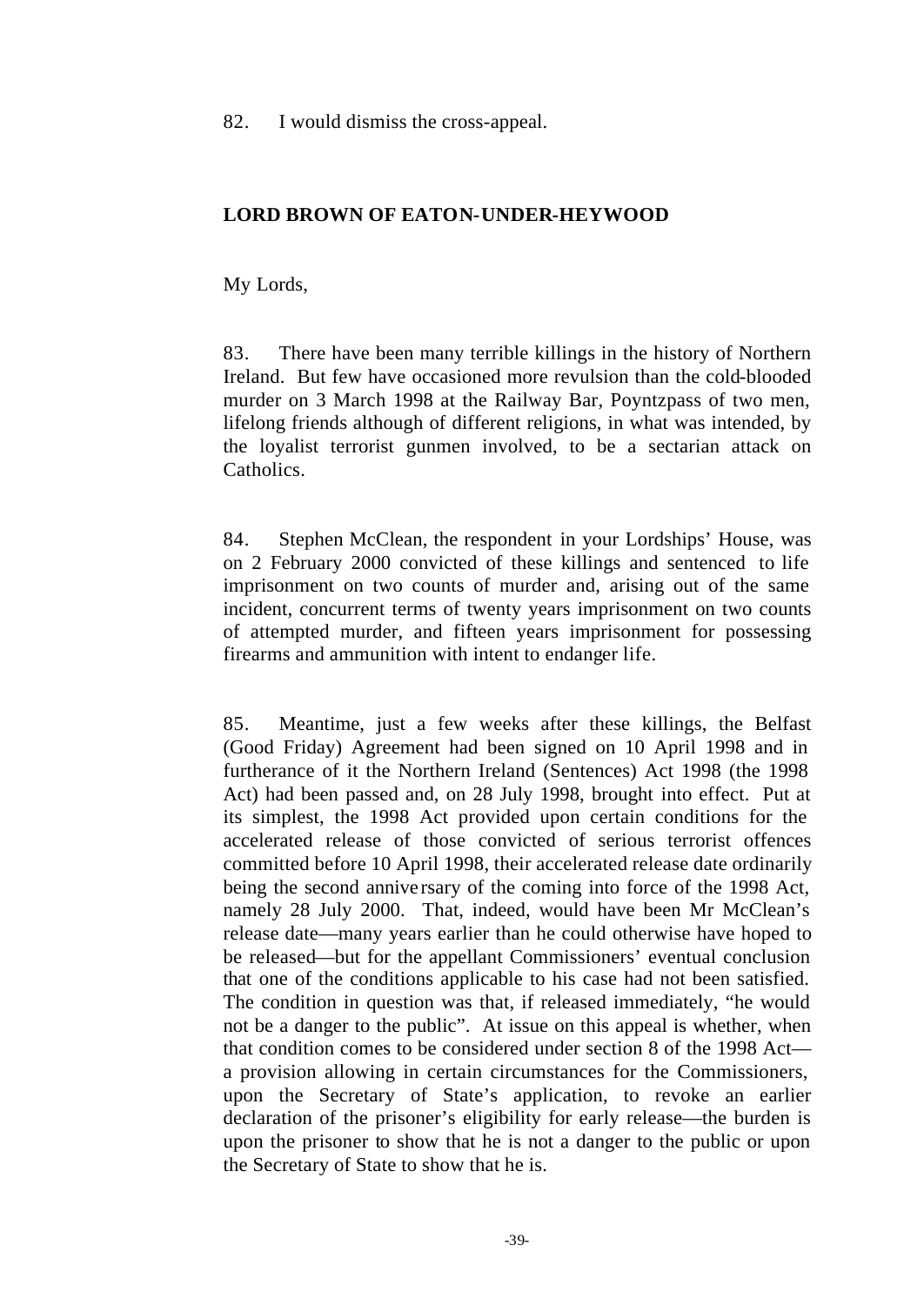82. I would dismiss the cross-appeal.

## LORD BROWN OF EATON-UNDER-HEYWOOD

My Lords,

83. There have been many terrible killings in the history of Northern Ireland. But few have occasioned more revulsion than the cold-blooded murder on 3 March 1998 at the Railway Bar, Poyntzpass of two men, lifelong friends although of different religions, in what was intended, by the loyalist terrorist gunmen involved, to be a sectarian attack on Catholics.

84. Stephen McClean, the respondent in your Lordships' House, was on 2 February 2000 convicted of these killings and sentenced to life imprisonment on two counts of murder and, arising out of the same incident, concurrent terms of twenty years imprisonment on two counts of attempted murder, and fifteen years imprisonment for possessing firearms and ammunition with intent to endanger life.

85. Meantime, just a few weeks after these killings, the Belfast (Good Friday) Agreement had been signed on 10 April 1998 and in furtherance of it the Northern Ireland (Sentences) Act 1998 (the 1998 Act) had been passed and, on 28 July 1998, brought into effect. Put at its simplest, the 1998 Act provided upon certain conditions for the accelerated release of those convicted of serious terrorist offences committed before 10 April 1998, their accelerated release date ordinarily being the second anniversary of the coming into force of the 1998 Act, namely 28 July 2000. That, indeed, would have been Mr McClean's release date—many years earlier than he could otherwise have hoped to be released—but for the appellant Commissioners' eventual conclusion that one of the conditions applicable to his case had not been satisfied. The condition in question was that, if released immediately, "he would not be a danger to the public". At issue on this appeal is whether, when that condition comes to be considered under section 8 of the 1998 Act—a provision allowing in certain circumstances for the Commissioners, upon the Secretary of State's application, to revoke an earlier declaration of the prisoner's eligibility for early release—the burden is upon the prisoner to show that he is not a danger to the public or upon the Secretary of State to show that he is.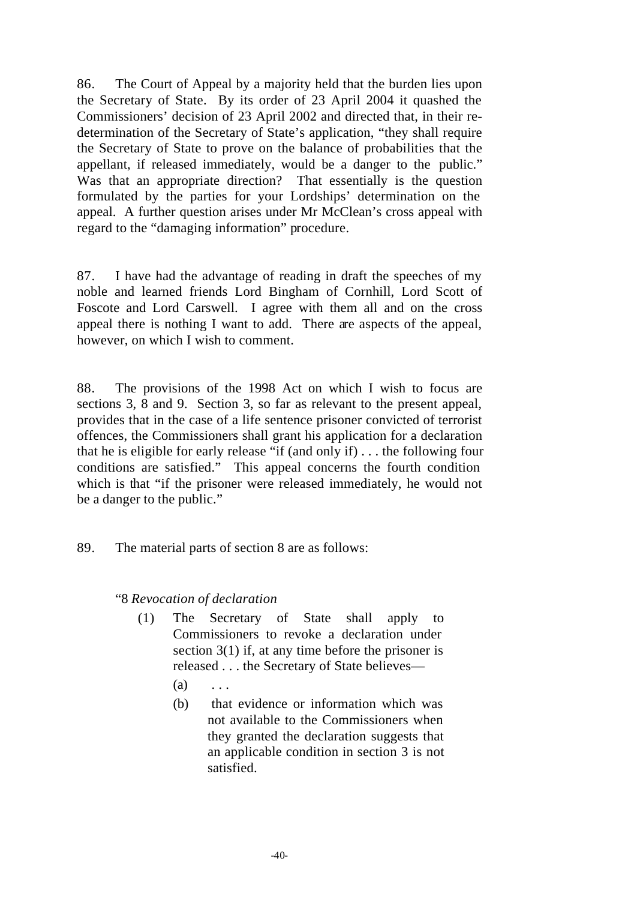86. The Court of Appeal by a majority held that the burden lies upon the Secretary of State. By its order of 23 April 2004 it quashed the Commissioners' decision of 23 April 2002 and directed that, in their re-determination of the Secretary of State's application, "they shall require the Secretary of State to prove on the balance of probabilities that the appellant, if released immediately, would be a danger to the public." Was that an appropriate direction? That essentially is the question formulated by the parties for your Lordships' determination on the appeal. A further question arises under Mr McClean's cross appeal with regard to the "damaging information" procedure.

87. I have had the advantage of reading in draft the speeches of my noble and learned friends Lord Bingham of Cornhill, Lord Scott of Foscote and Lord Carswell. I agree with them all and on the cross appeal there is nothing I want to add. There are aspects of the appeal, however, on which I wish to comment.

88. The provisions of the 1998 Act on which I wish to focus are sections 3, 8 and 9. Section 3, so far as relevant to the present appeal, provides that in the case of a life sentence prisoner convicted of terrorist offences, the Commissioners shall grant his application for a declaration that he is eligible for early release "if (and only if) . . . the following four conditions are satisfied." This appeal concerns the fourth condition which is that "if the prisoner were released immediately, he would not be a danger to the public."

89. The material parts of section 8 are as follows:

> "8 *Revocation of declaration*
>
> (1) The Secretary of State shall apply to Commissioners to revoke a declaration under section 3(1) if, at any time before the prisoner is released . . . the Secretary of State believes—
>
> (a) . . .
>
> (b) that evidence or information which was not available to the Commissioners when they granted the declaration suggests that an applicable condition in section 3 is not satisfied.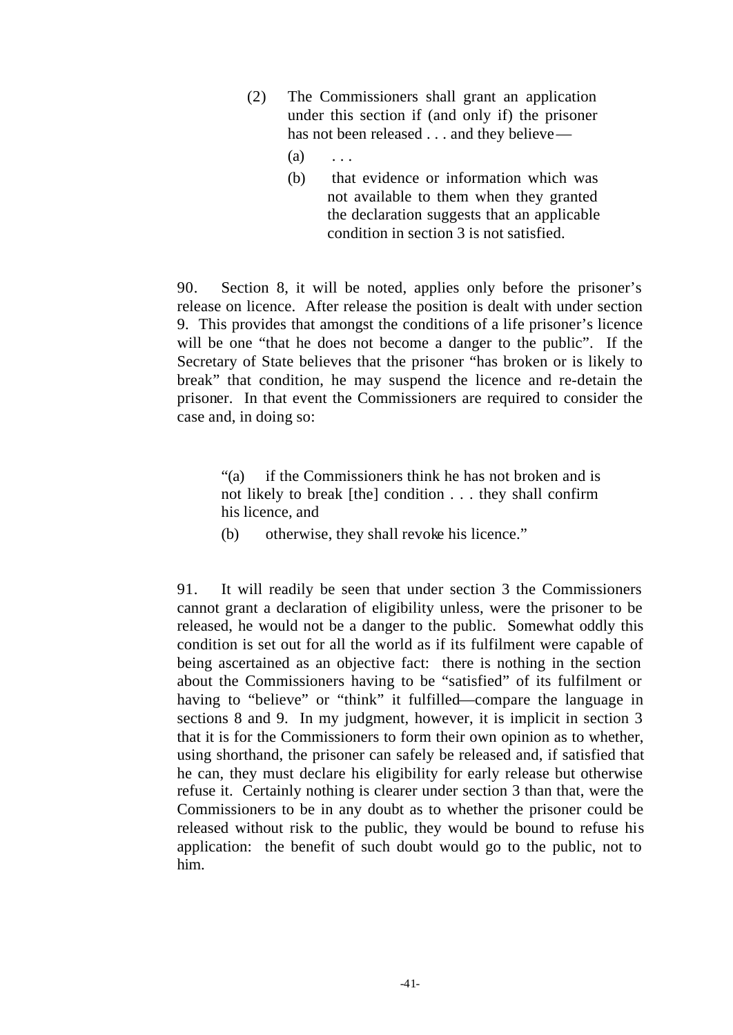> (2) The Commissioners shall grant an application under this section if (and only if) the prisoner has not been released . . . and they believe—
>
> (a) . . .
>
> (b) that evidence or information which was not available to them when they granted the declaration suggests that an applicable condition in section 3 is not satisfied.

90. Section 8, it will be noted, applies only before the prisoner's release on licence. After release the position is dealt with under section 9. This provides that amongst the conditions of a life prisoner's licence will be one "that he does not become a danger to the public". If the Secretary of State believes that the prisoner "has broken or is likely to break" that condition, he may suspend the licence and re-detain the prisoner. In that event the Commissioners are required to consider the case and, in doing so:

> "(a) if the Commissioners think he has not broken and is not likely to break [the] condition . . . they shall confirm his licence, and
>
> (b) otherwise, they shall revoke his licence."

91. It will readily be seen that under section 3 the Commissioners cannot grant a declaration of eligibility unless, were the prisoner to be released, he would not be a danger to the public. Somewhat oddly this condition is set out for all the world as if its fulfilment were capable of being ascertained as an objective fact: there is nothing in the section about the Commissioners having to be "satisfied" of its fulfilment or having to "believe" or "think" it fulfilled—compare the language in sections 8 and 9. In my judgment, however, it is implicit in section 3 that it is for the Commissioners to form their own opinion as to whether, using shorthand, the prisoner can safely be released and, if satisfied that he can, they must declare his eligibility for early release but otherwise refuse it. Certainly nothing is clearer under section 3 than that, were the Commissioners to be in any doubt as to whether the prisoner could be released without risk to the public, they would be bound to refuse his application: the benefit of such doubt would go to the public, not to him.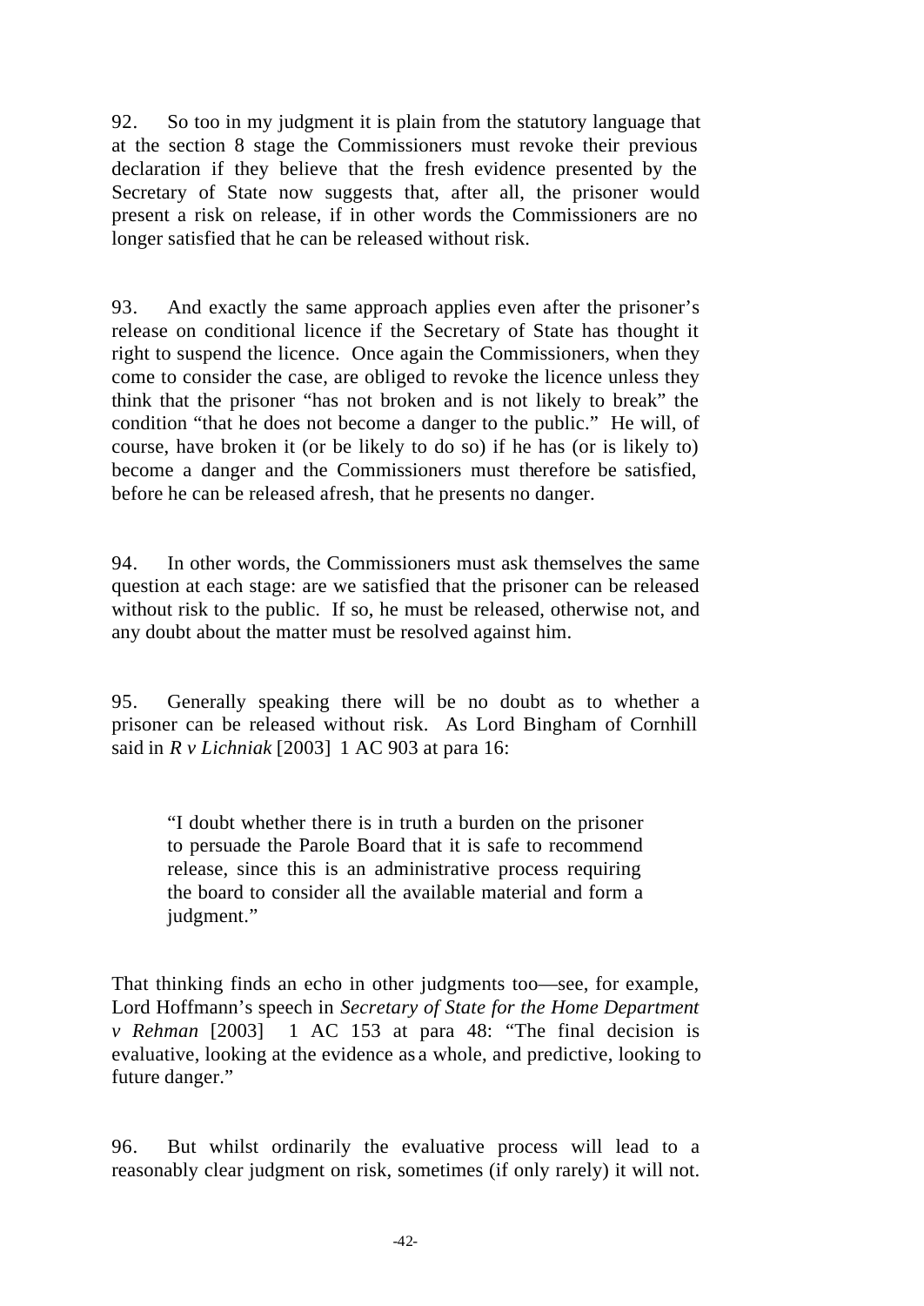92. So too in my judgment it is plain from the statutory language that at the section 8 stage the Commissioners must revoke their previous declaration if they believe that the fresh evidence presented by the Secretary of State now suggests that, after all, the prisoner would present a risk on release, if in other words the Commissioners are no longer satisfied that he can be released without risk.

93. And exactly the same approach applies even after the prisoner's release on conditional licence if the Secretary of State has thought it right to suspend the licence. Once again the Commissioners, when they come to consider the case, are obliged to revoke the licence unless they think that the prisoner "has not broken and is not likely to break" the condition "that he does not become a danger to the public." He will, of course, have broken it (or be likely to do so) if he has (or is likely to) become a danger and the Commissioners must therefore be satisfied, before he can be released afresh, that he presents no danger.

94. In other words, the Commissioners must ask themselves the same question at each stage: are we satisfied that the prisoner can be released without risk to the public. If so, he must be released, otherwise not, and any doubt about the matter must be resolved against him.

95. Generally speaking there will be no doubt as to whether a prisoner can be released without risk. As Lord Bingham of Cornhill said in *R v Lichniak* [2003] 1 AC 903 at para 16:

> "I doubt whether there is in truth a burden on the prisoner to persuade the Parole Board that it is safe to recommend release, since this is an administrative process requiring the board to consider all the available material and form a judgment."

That thinking finds an echo in other judgments too—see, for example, Lord Hoffmann's speech in *Secretary of State for the Home Department v Rehman* [2003] 1 AC 153 at para 48: "The final decision is evaluative, looking at the evidence as a whole, and predictive, looking to future danger."

96. But whilst ordinarily the evaluative process will lead to a reasonably clear judgment on risk, sometimes (if only rarely) it will not.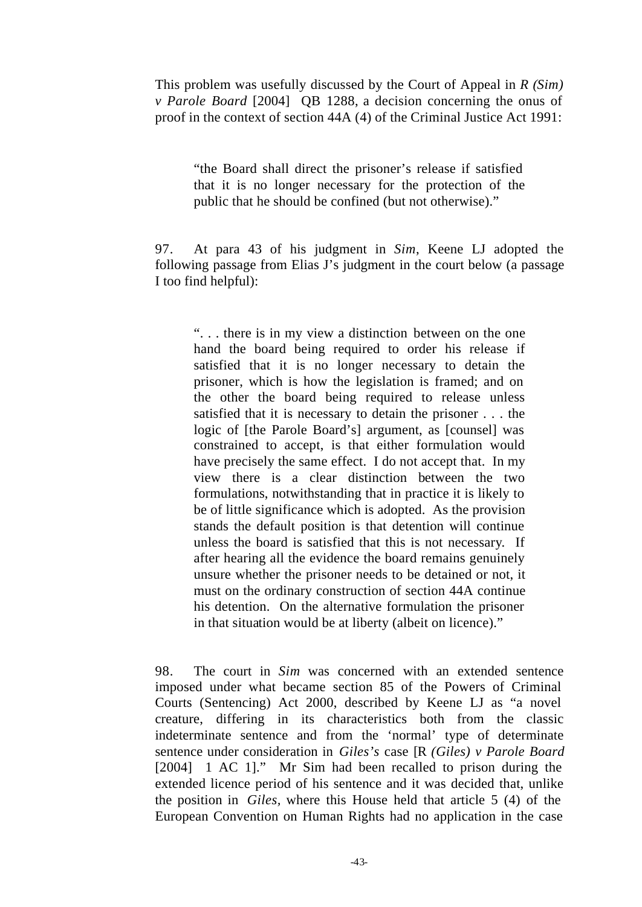This problem was usefully discussed by the Court of Appeal in *R (Sim) v Parole Board* [2004] QB 1288, a decision concerning the onus of proof in the context of section 44A (4) of the Criminal Justice Act 1991:

> "the Board shall direct the prisoner's release if satisfied that it is no longer necessary for the protection of the public that he should be confined (but not otherwise)."

97. At para 43 of his judgment in *Sim*, Keene LJ adopted the following passage from Elias J's judgment in the court below (a passage I too find helpful):

> ". . . there is in my view a distinction between on the one hand the board being required to order his release if satisfied that it is no longer necessary to detain the prisoner, which is how the legislation is framed; and on the other the board being required to release unless satisfied that it is necessary to detain the prisoner . . . the logic of [the Parole Board's] argument, as [counsel] was constrained to accept, is that either formulation would have precisely the same effect. I do not accept that. In my view there is a clear distinction between the two formulations, notwithstanding that in practice it is likely to be of little significance which is adopted. As the provision stands the default position is that detention will continue unless the board is satisfied that this is not necessary. If after hearing all the evidence the board remains genuinely unsure whether the prisoner needs to be detained or not, it must on the ordinary construction of section 44A continue his detention. On the alternative formulation the prisoner in that situation would be at liberty (albeit on licence)."

98. The court in *Sim* was concerned with an extended sentence imposed under what became section 85 of the Powers of Criminal Courts (Sentencing) Act 2000, described by Keene LJ as "a novel creature, differing in its characteristics both from the classic indeterminate sentence and from the 'normal' type of determinate sentence under consideration in *Giles's* case [R *(Giles) v Parole Board* [2004] 1 AC 1]." Mr Sim had been recalled to prison during the extended licence period of his sentence and it was decided that, unlike the position in *Giles*, where this House held that article 5 (4) of the European Convention on Human Rights had no application in the case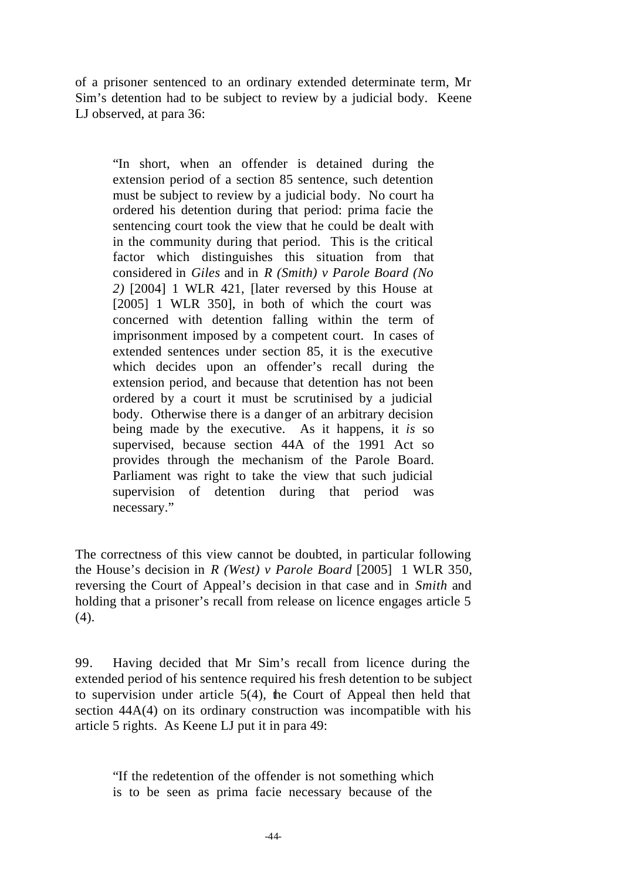of a prisoner sentenced to an ordinary extended determinate term, Mr Sim's detention had to be subject to review by a judicial body. Keene LJ observed, at para 36:

> "In short, when an offender is detained during the extension period of a section 85 sentence, such detention must be subject to review by a judicial body. No court ha ordered his detention during that period: prima facie the sentencing court took the view that he could be dealt with in the community during that period. This is the critical factor which distinguishes this situation from that considered in *Giles* and in *R (Smith) v Parole Board (No 2)* [2004] 1 WLR 421, [later reversed by this House at [2005] 1 WLR 350], in both of which the court was concerned with detention falling within the term of imprisonment imposed by a competent court. In cases of extended sentences under section 85, it is the executive which decides upon an offender's recall during the extension period, and because that detention has not been ordered by a court it must be scrutinised by a judicial body. Otherwise there is a danger of an arbitrary decision being made by the executive. As it happens, it *is* so supervised, because section 44A of the 1991 Act so provides through the mechanism of the Parole Board. Parliament was right to take the view that such judicial supervision of detention during that period was necessary."

The correctness of this view cannot be doubted, in particular following the House's decision in *R (West) v Parole Board* [2005] 1 WLR 350, reversing the Court of Appeal's decision in that case and in *Smith* and holding that a prisoner's recall from release on licence engages article 5 (4).

99. Having decided that Mr Sim's recall from licence during the extended period of his sentence required his fresh detention to be subject to supervision under article 5(4), the Court of Appeal then held that section 44A(4) on its ordinary construction was incompatible with his article 5 rights. As Keene LJ put it in para 49:

> "If the redetention of the offender is not something which is to be seen as prima facie necessary because of the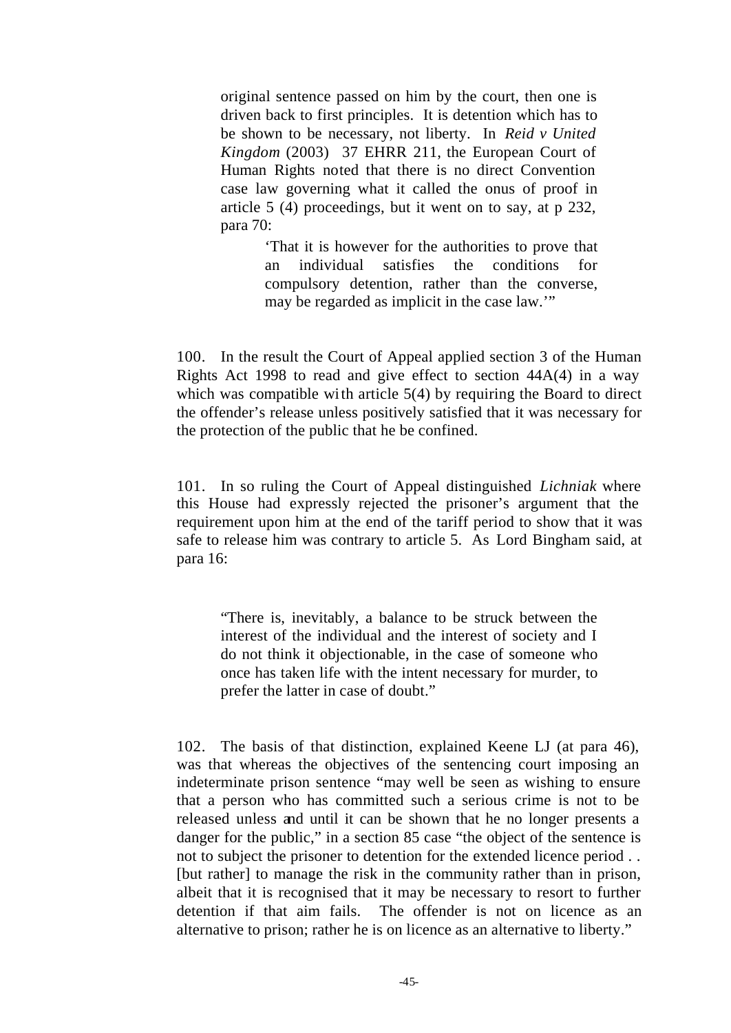original sentence passed on him by the court, then one is driven back to first principles. It is detention which has to be shown to be necessary, not liberty. In *Reid v United Kingdom* (2003) 37 EHRR 211, the European Court of Human Rights noted that there is no direct Convention case law governing what it called the onus of proof in article 5 (4) proceedings, but it went on to say, at p 232, para 70:

> 'That it is however for the authorities to prove that an individual satisfies the conditions for compulsory detention, rather than the converse, may be regarded as implicit in the case law.'"

100. In the result the Court of Appeal applied section 3 of the Human Rights Act 1998 to read and give effect to section 44A(4) in a way which was compatible with article 5(4) by requiring the Board to direct the offender's release unless positively satisfied that it was necessary for the protection of the public that he be confined.

101. In so ruling the Court of Appeal distinguished *Lichniak* where this House had expressly rejected the prisoner's argument that the requirement upon him at the end of the tariff period to show that it was safe to release him was contrary to article 5. As Lord Bingham said, at para 16:

> "There is, inevitably, a balance to be struck between the interest of the individual and the interest of society and I do not think it objectionable, in the case of someone who once has taken life with the intent necessary for murder, to prefer the latter in case of doubt."

102. The basis of that distinction, explained Keene LJ (at para 46), was that whereas the objectives of the sentencing court imposing an indeterminate prison sentence "may well be seen as wishing to ensure that a person who has committed such a serious crime is not to be released unless and until it can be shown that he no longer presents a danger for the public," in a section 85 case "the object of the sentence is not to subject the prisoner to detention for the extended licence period . . [but rather] to manage the risk in the community rather than in prison, albeit that it is recognised that it may be necessary to resort to further detention if that aim fails. The offender is not on licence as an alternative to prison; rather he is on licence as an alternative to liberty."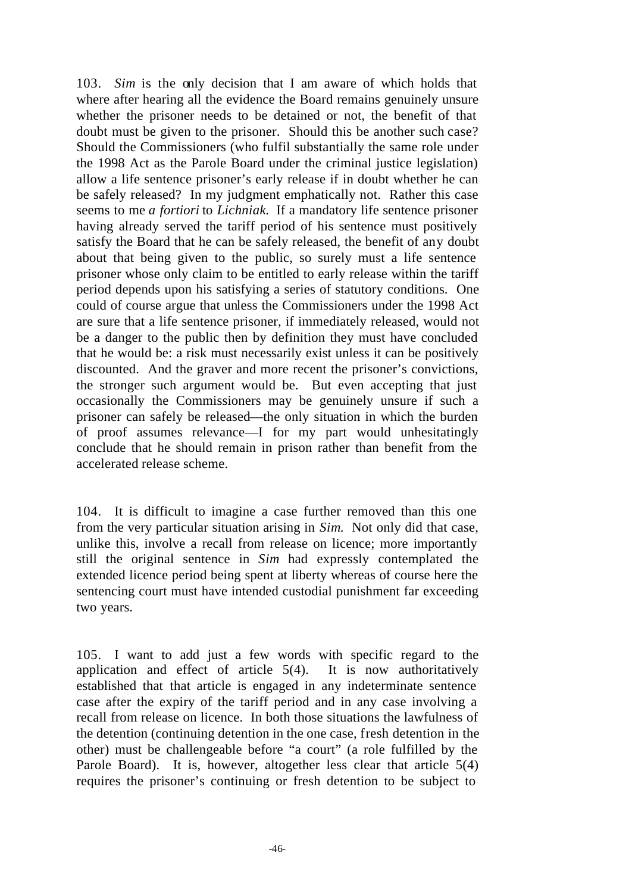103. *Sim* is the only decision that I am aware of which holds that where after hearing all the evidence the Board remains genuinely unsure whether the prisoner needs to be detained or not, the benefit of that doubt must be given to the prisoner. Should this be another such case? Should the Commissioners (who fulfil substantially the same role under the 1998 Act as the Parole Board under the criminal justice legislation) allow a life sentence prisoner's early release if in doubt whether he can be safely released? In my judgment emphatically not. Rather this case seems to me *a fortiori* to *Lichniak.* If a mandatory life sentence prisoner having already served the tariff period of his sentence must positively satisfy the Board that he can be safely released, the benefit of any doubt about that being given to the public, so surely must a life sentence prisoner whose only claim to be entitled to early release within the tariff period depends upon his satisfying a series of statutory conditions. One could of course argue that unless the Commissioners under the 1998 Act are sure that a life sentence prisoner, if immediately released, would not be a danger to the public then by definition they must have concluded that he would be: a risk must necessarily exist unless it can be positively discounted. And the graver and more recent the prisoner's convictions, the stronger such argument would be. But even accepting that just occasionally the Commissioners may be genuinely unsure if such a prisoner can safely be released—the only situation in which the burden of proof assumes relevance—I for my part would unhesitatingly conclude that he should remain in prison rather than benefit from the accelerated release scheme.

104. It is difficult to imagine a case further removed than this one from the very particular situation arising in *Sim.* Not only did that case, unlike this, involve a recall from release on licence; more importantly still the original sentence in *Sim* had expressly contemplated the extended licence period being spent at liberty whereas of course here the sentencing court must have intended custodial punishment far exceeding two years.

105. I want to add just a few words with specific regard to the application and effect of article 5(4). It is now authoritatively established that that article is engaged in any indeterminate sentence case after the expiry of the tariff period and in any case involving a recall from release on licence. In both those situations the lawfulness of the detention (continuing detention in the one case, fresh detention in the other) must be challengeable before "a court" (a role fulfilled by the Parole Board). It is, however, altogether less clear that article 5(4) requires the prisoner's continuing or fresh detention to be subject to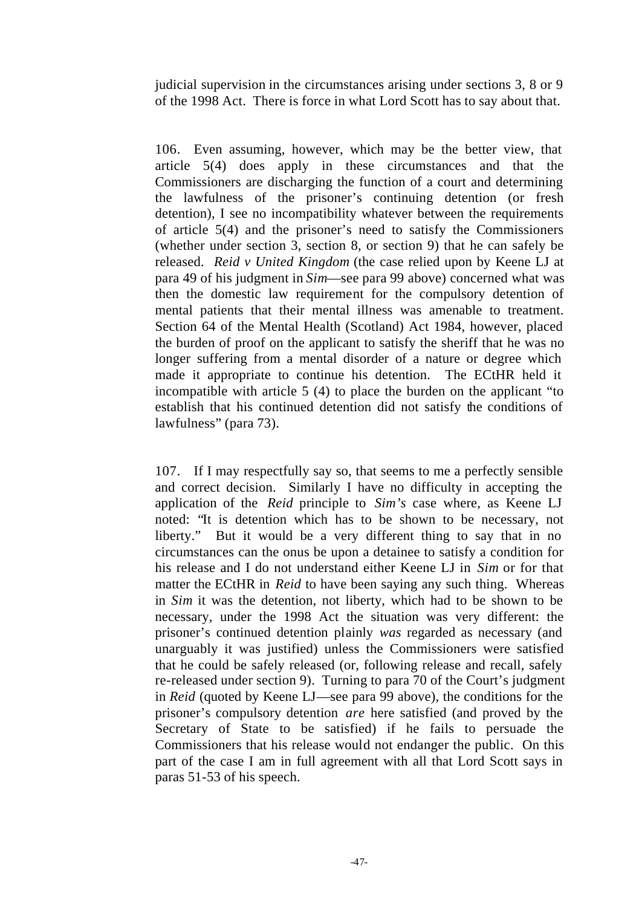judicial supervision in the circumstances arising under sections 3, 8 or 9 of the 1998 Act. There is force in what Lord Scott has to say about that.

106. Even assuming, however, which may be the better view, that article 5(4) does apply in these circumstances and that the Commissioners are discharging the function of a court and determining the lawfulness of the prisoner's continuing detention (or fresh detention), I see no incompatibility whatever between the requirements of article 5(4) and the prisoner's need to satisfy the Commissioners (whether under section 3, section 8, or section 9) that he can safely be released. *Reid v United Kingdom* (the case relied upon by Keene LJ at para 49 of his judgment in *Sim*—see para 99 above) concerned what was then the domestic law requirement for the compulsory detention of mental patients that their mental illness was amenable to treatment. Section 64 of the Mental Health (Scotland) Act 1984, however, placed the burden of proof on the applicant to satisfy the sheriff that he was no longer suffering from a mental disorder of a nature or degree which made it appropriate to continue his detention. The ECtHR held it incompatible with article 5 (4) to place the burden on the applicant "to establish that his continued detention did not satisfy the conditions of lawfulness" (para 73).

107. If I may respectfully say so, that seems to me a perfectly sensible and correct decision. Similarly I have no difficulty in accepting the application of the *Reid* principle to *Sim's* case where, as Keene LJ noted: "It is detention which has to be shown to be necessary, not liberty." But it would be a very different thing to say that in no circumstances can the onus be upon a detainee to satisfy a condition for his release and I do not understand either Keene LJ in *Sim* or for that matter the ECtHR in *Reid* to have been saying any such thing. Whereas in *Sim* it was the detention, not liberty, which had to be shown to be necessary, under the 1998 Act the situation was very different: the prisoner's continued detention plainly *was* regarded as necessary (and unarguably it was justified) unless the Commissioners were satisfied that he could be safely released (or, following release and recall, safely re-released under section 9). Turning to para 70 of the Court's judgment in *Reid* (quoted by Keene LJ—see para 99 above), the conditions for the prisoner's compulsory detention *are* here satisfied (and proved by the Secretary of State to be satisfied) if he fails to persuade the Commissioners that his release would not endanger the public. On this part of the case I am in full agreement with all that Lord Scott says in paras 51-53 of his speech.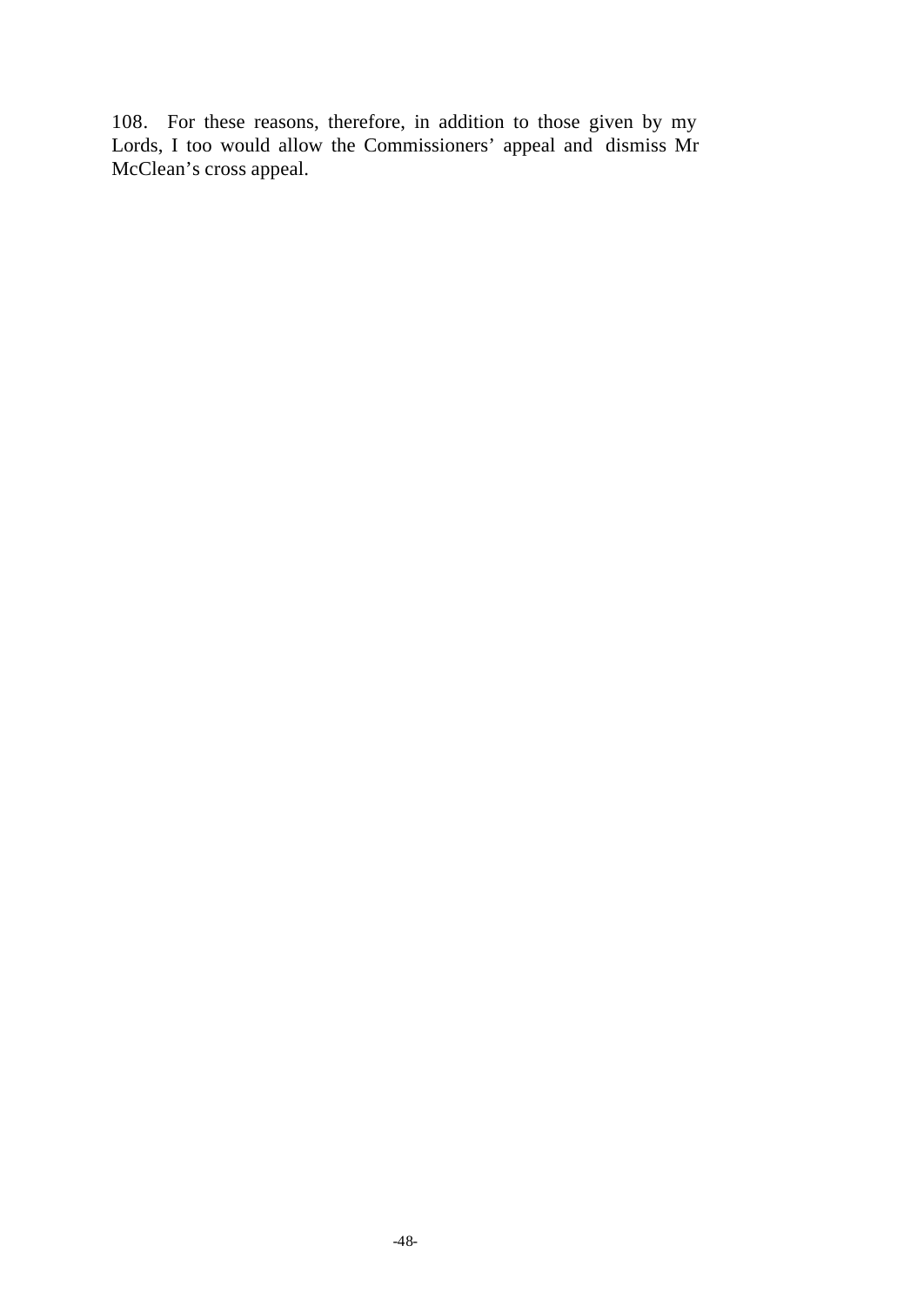108. For these reasons, therefore, in addition to those given by my Lords, I too would allow the Commissioners' appeal and dismiss Mr McClean's cross appeal.